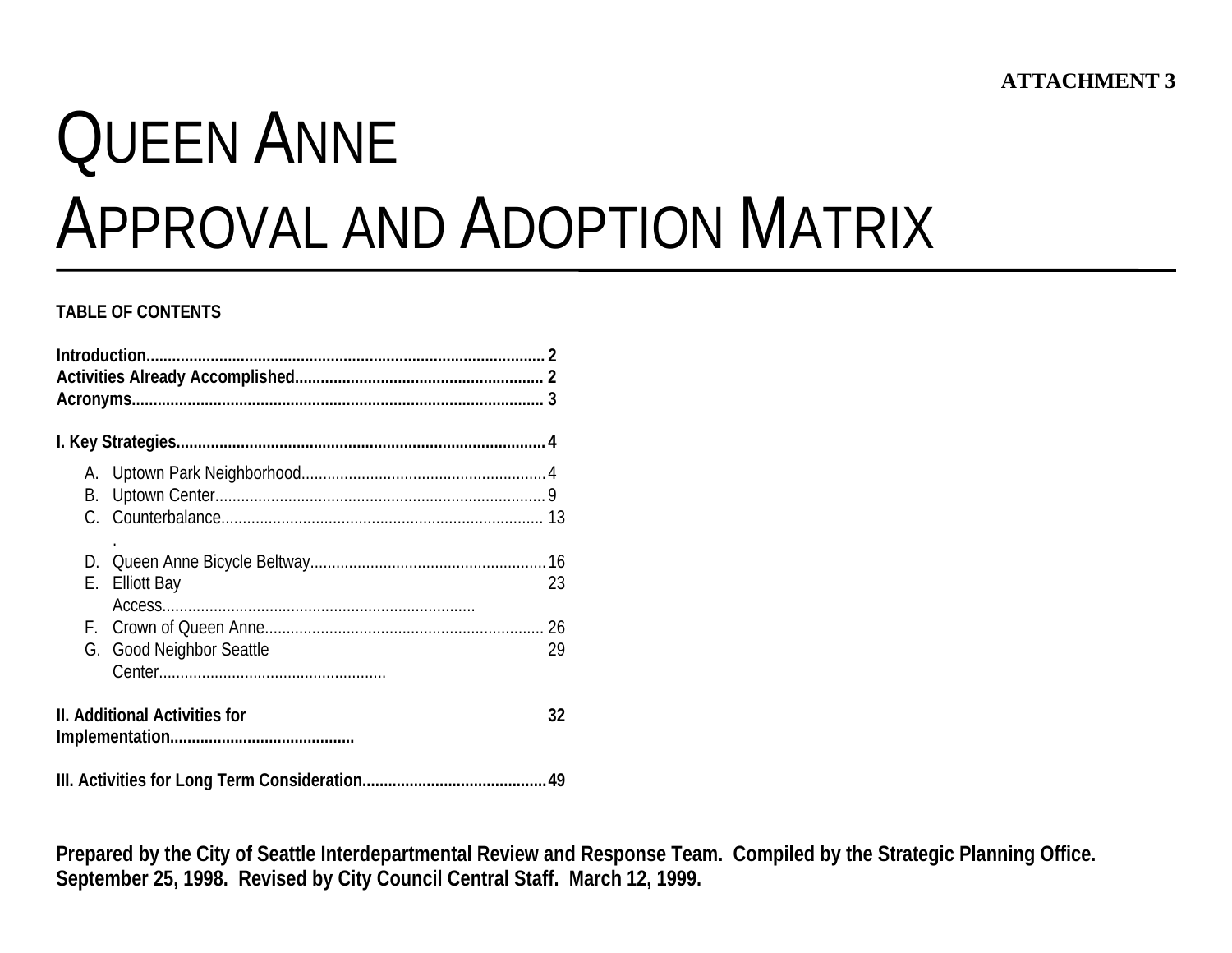**ATTACHMENT 3**

# QUEEN ANNE APPROVAL AND ADOPTION MATRIX

**TABLE OF CONTENTS**

**Introduction.......................................................................................... 2**
**Activities Already Accomplished......................................................... 2**
**Acronyms.............................................................................................. 3**

**I. Key Strategies.................................................................................... 4**

A. Uptown Park Neighborhood........................................................ 4
B. Uptown Center............................................................................ 9
C. Counterbalance.......................................................................... 13
D. Queen Anne Bicycle Beltway...................................................... 16
E. Elliott Bay Access........................................................................ 23
F. Crown of Queen Anne................................................................ 26
G. Good Neighbor Seattle Center.................................................... 29

**II. Additional Activities for Implementation.......................................... 32**

**III. Activities for Long Term Consideration.......................................... 49**

**Prepared by the City of Seattle Interdepartmental Review and Response Team. Compiled by the Strategic Planning Office. September 25, 1998. Revised by City Council Central Staff. March 12, 1999.**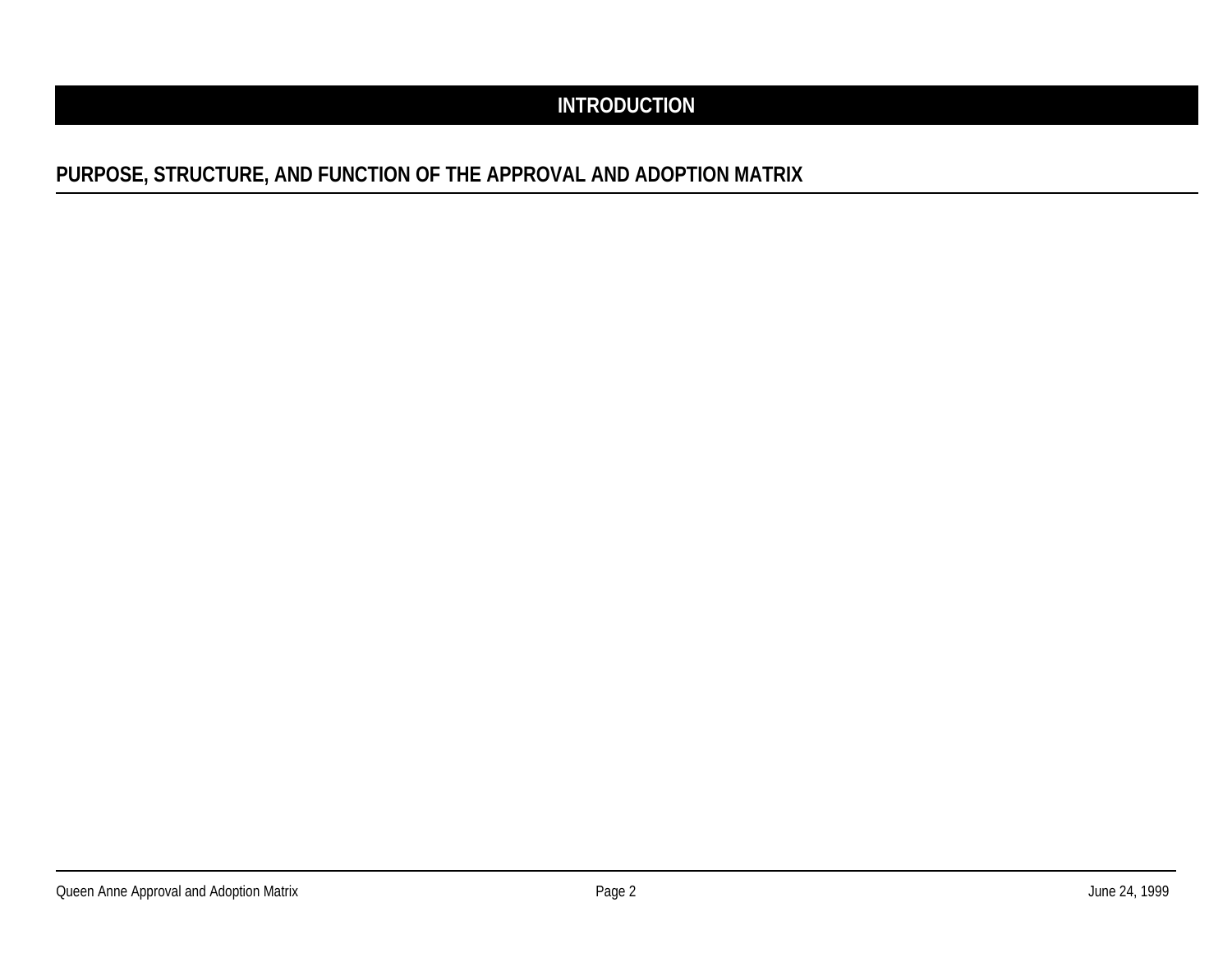# INTRODUCTION

## PURPOSE, STRUCTURE, AND FUNCTION OF THE APPROVAL AND ADOPTION MATRIX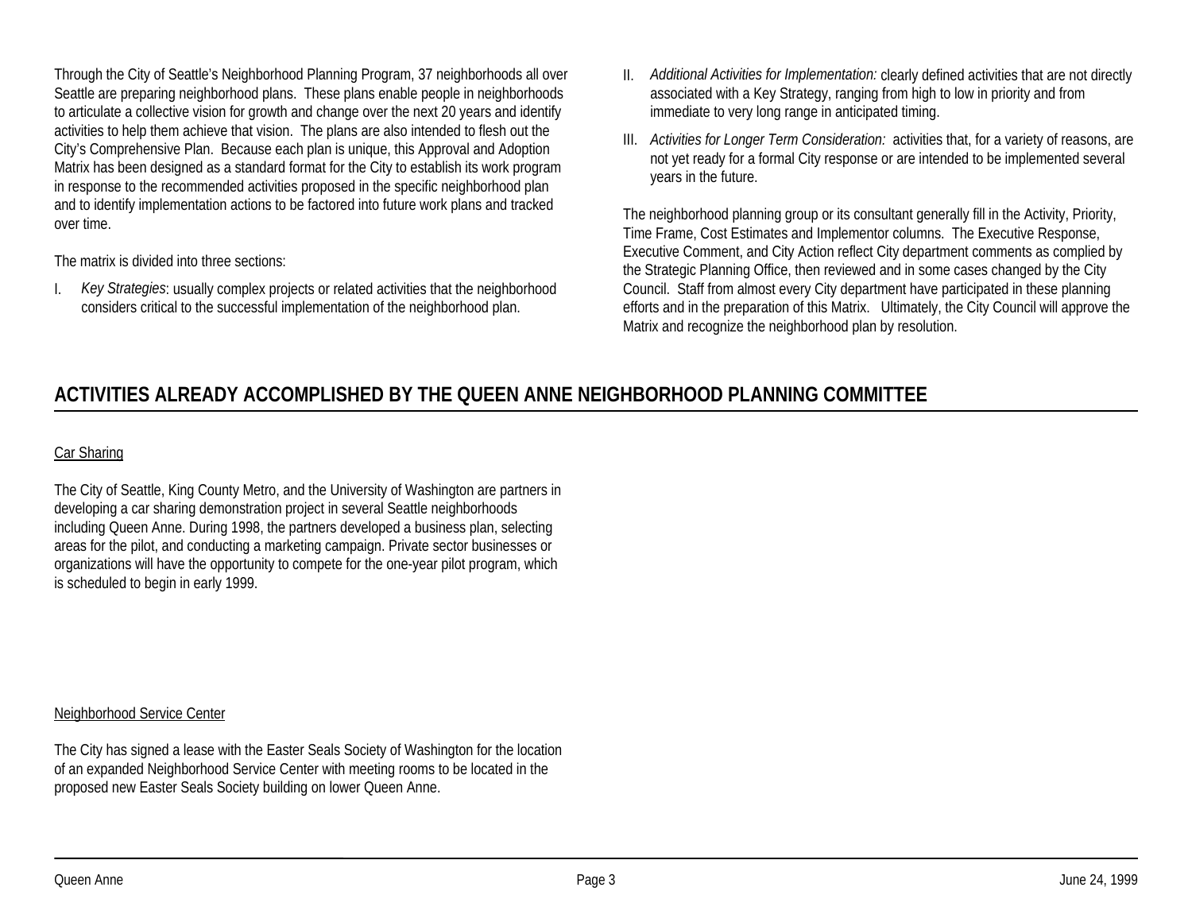Through the City of Seattle's Neighborhood Planning Program, 37 neighborhoods all over Seattle are preparing neighborhood plans. These plans enable people in neighborhoods to articulate a collective vision for growth and change over the next 20 years and identify activities to help them achieve that vision. The plans are also intended to flesh out the City's Comprehensive Plan. Because each plan is unique, this Approval and Adoption Matrix has been designed as a standard format for the City to establish its work program in response to the recommended activities proposed in the specific neighborhood plan and to identify implementation actions to be factored into future work plans and tracked over time.

The matrix is divided into three sections:

I. *Key Strategies*: usually complex projects or related activities that the neighborhood considers critical to the successful implementation of the neighborhood plan.

II. *Additional Activities for Implementation:* clearly defined activities that are not directly associated with a Key Strategy, ranging from high to low in priority and from immediate to very long range in anticipated timing.

III. *Activities for Longer Term Consideration:* activities that, for a variety of reasons, are not yet ready for a formal City response or are intended to be implemented several years in the future.

The neighborhood planning group or its consultant generally fill in the Activity, Priority, Time Frame, Cost Estimates and Implementor columns. The Executive Response, Executive Comment, and City Action reflect City department comments as complied by the Strategic Planning Office, then reviewed and in some cases changed by the City Council. Staff from almost every City department have participated in these planning efforts and in the preparation of this Matrix. Ultimately, the City Council will approve the Matrix and recognize the neighborhood plan by resolution.

## ACTIVITIES ALREADY ACCOMPLISHED BY THE QUEEN ANNE NEIGHBORHOOD PLANNING COMMITTEE

Car Sharing

The City of Seattle, King County Metro, and the University of Washington are partners in developing a car sharing demonstration project in several Seattle neighborhoods including Queen Anne. During 1998, the partners developed a business plan, selecting areas for the pilot, and conducting a marketing campaign. Private sector businesses or organizations will have the opportunity to compete for the one-year pilot program, which is scheduled to begin in early 1999.

Neighborhood Service Center

The City has signed a lease with the Easter Seals Society of Washington for the location of an expanded Neighborhood Service Center with meeting rooms to be located in the proposed new Easter Seals Society building on lower Queen Anne.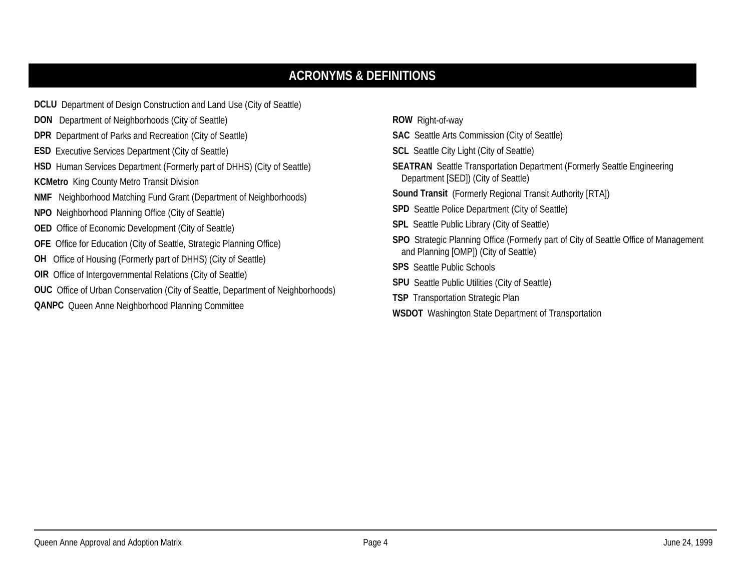## ACRONYMS & DEFINITIONS

**DCLU** Department of Design Construction and Land Use (City of Seattle)

**DON** Department of Neighborhoods (City of Seattle)

**DPR** Department of Parks and Recreation (City of Seattle)

**ESD** Executive Services Department (City of Seattle)

**HSD** Human Services Department (Formerly part of DHHS) (City of Seattle)

**KCMetro** King County Metro Transit Division

**NMF** Neighborhood Matching Fund Grant (Department of Neighborhoods)

**NPO** Neighborhood Planning Office (City of Seattle)

**OED** Office of Economic Development (City of Seattle)

**OFE** Office for Education (City of Seattle, Strategic Planning Office)

**OH** Office of Housing (Formerly part of DHHS) (City of Seattle)

**OIR** Office of Intergovernmental Relations (City of Seattle)

**OUC** Office of Urban Conservation (City of Seattle, Department of Neighborhoods)

**QANPC** Queen Anne Neighborhood Planning Committee

**ROW** Right-of-way

**SAC** Seattle Arts Commission (City of Seattle)

**SCL** Seattle City Light (City of Seattle)

**SEATRAN** Seattle Transportation Department (Formerly Seattle Engineering Department [SED]) (City of Seattle)

**Sound Transit** (Formerly Regional Transit Authority [RTA])

**SPD** Seattle Police Department (City of Seattle)

**SPL** Seattle Public Library (City of Seattle)

**SPO** Strategic Planning Office (Formerly part of City of Seattle Office of Management and Planning [OMP]) (City of Seattle)

**SPS** Seattle Public Schools

**SPU** Seattle Public Utilities (City of Seattle)

**TSP** Transportation Strategic Plan

**WSDOT** Washington State Department of Transportation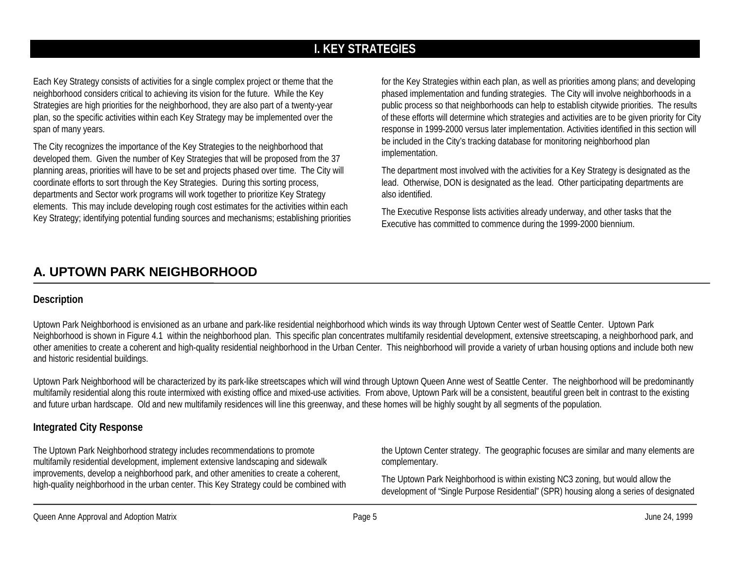# I. KEY STRATEGIES

Each Key Strategy consists of activities for a single complex project or theme that the neighborhood considers critical to achieving its vision for the future. While the Key Strategies are high priorities for the neighborhood, they are also part of a twenty-year plan, so the specific activities within each Key Strategy may be implemented over the span of many years.

The City recognizes the importance of the Key Strategies to the neighborhood that developed them. Given the number of Key Strategies that will be proposed from the 37 planning areas, priorities will have to be set and projects phased over time. The City will coordinate efforts to sort through the Key Strategies. During this sorting process, departments and Sector work programs will work together to prioritize Key Strategy elements. This may include developing rough cost estimates for the activities within each Key Strategy; identifying potential funding sources and mechanisms; establishing priorities for the Key Strategies within each plan, as well as priorities among plans; and developing phased implementation and funding strategies. The City will involve neighborhoods in a public process so that neighborhoods can help to establish citywide priorities. The results of these efforts will determine which strategies and activities are to be given priority for City response in 1999-2000 versus later implementation. Activities identified in this section will be included in the City's tracking database for monitoring neighborhood plan implementation.

The department most involved with the activities for a Key Strategy is designated as the lead. Otherwise, DON is designated as the lead. Other participating departments are also identified.

The Executive Response lists activities already underway, and other tasks that the Executive has committed to commence during the 1999-2000 biennium.

## A. UPTOWN PARK NEIGHBORHOOD

### Description

Uptown Park Neighborhood is envisioned as an urbane and park-like residential neighborhood which winds its way through Uptown Center west of Seattle Center. Uptown Park Neighborhood is shown in Figure 4.1 within the neighborhood plan. This specific plan concentrates multifamily residential development, extensive streetscaping, a neighborhood park, and other amenities to create a coherent and high-quality residential neighborhood in the Urban Center. This neighborhood will provide a variety of urban housing options and include both new and historic residential buildings.

Uptown Park Neighborhood will be characterized by its park-like streetscapes which will wind through Uptown Queen Anne west of Seattle Center. The neighborhood will be predominantly multifamily residential along this route intermixed with existing office and mixed-use activities. From above, Uptown Park will be a consistent, beautiful green belt in contrast to the existing and future urban hardscape. Old and new multifamily residences will line this greenway, and these homes will be highly sought by all segments of the population.

### Integrated City Response

The Uptown Park Neighborhood strategy includes recommendations to promote multifamily residential development, implement extensive landscaping and sidewalk improvements, develop a neighborhood park, and other amenities to create a coherent, high-quality neighborhood in the urban center. This Key Strategy could be combined with the Uptown Center strategy. The geographic focuses are similar and many elements are complementary.

The Uptown Park Neighborhood is within existing NC3 zoning, but would allow the development of "Single Purpose Residential" (SPR) housing along a series of designated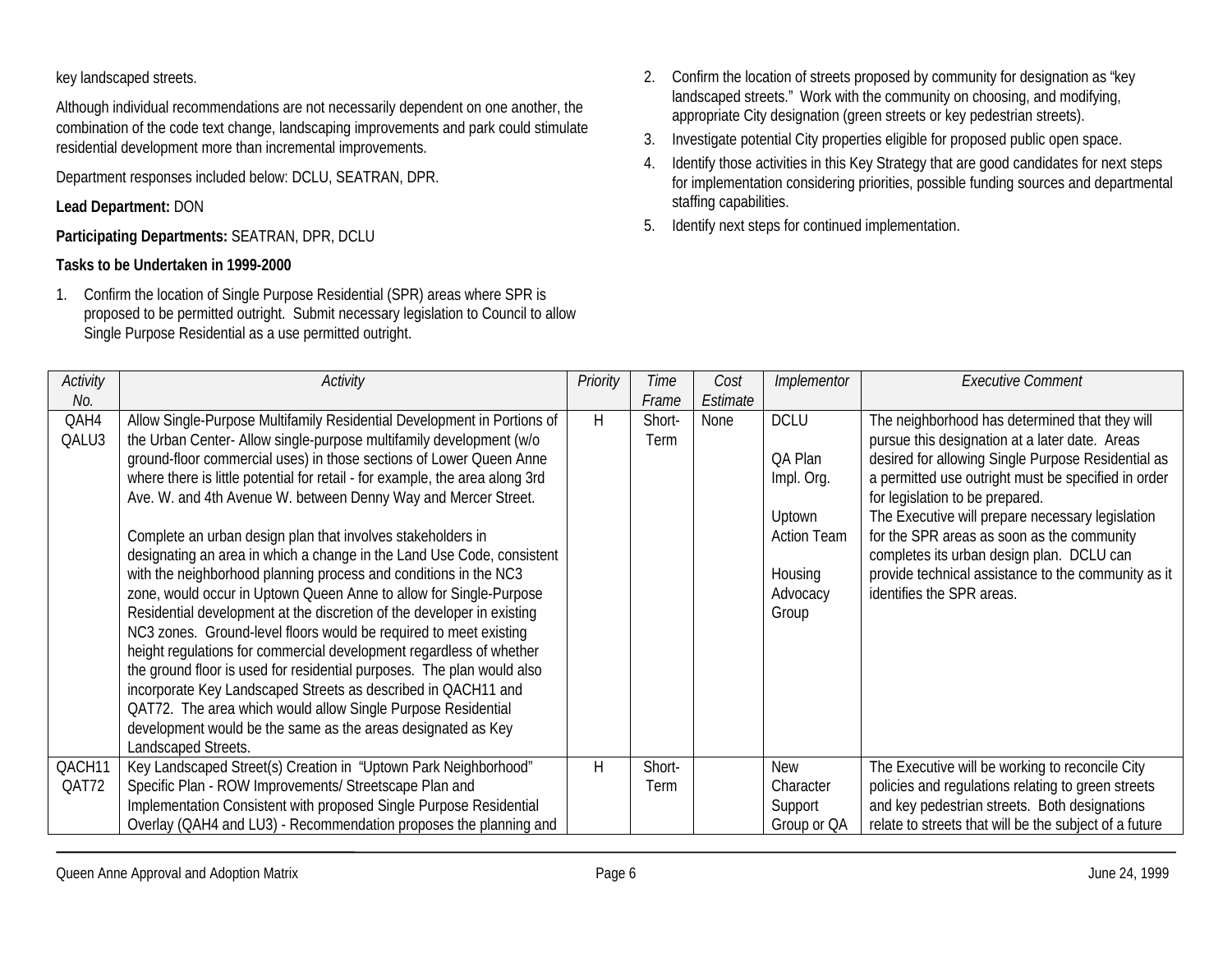key landscaped streets.

Although individual recommendations are not necessarily dependent on one another, the combination of the code text change, landscaping improvements and park could stimulate residential development more than incremental improvements.

Department responses included below: DCLU, SEATRAN, DPR.

**Lead Department:** DON

**Participating Departments:** SEATRAN, DPR, DCLU

**Tasks to be Undertaken in 1999-2000**

1. Confirm the location of Single Purpose Residential (SPR) areas where SPR is proposed to be permitted outright. Submit necessary legislation to Council to allow Single Purpose Residential as a use permitted outright.
2. Confirm the location of streets proposed by community for designation as "key landscaped streets." Work with the community on choosing, and modifying, appropriate City designation (green streets or key pedestrian streets).
3. Investigate potential City properties eligible for proposed public open space.
4. Identify those activities in this Key Strategy that are good candidates for next steps for implementation considering priorities, possible funding sources and departmental staffing capabilities.
5. Identify next steps for continued implementation.

| *Activity No.* | *Activity* | *Priority* | *Time Frame* | *Cost Estimate* | *Implementor* | *Executive Comment* |
|---|---|---|---|---|---|---|
| QAH4 QALU3 | Allow Single-Purpose Multifamily Residential Development in Portions of the Urban Center- Allow single-purpose multifamily development (w/o ground-floor commercial uses) in those sections of Lower Queen Anne where there is little potential for retail - for example, the area along 3rd Ave. W. and 4th Avenue W. between Denny Way and Mercer Street.<br><br>Complete an urban design plan that involves stakeholders in designating an area in which a change in the Land Use Code, consistent with the neighborhood planning process and conditions in the NC3 zone, would occur in Uptown Queen Anne to allow for Single-Purpose Residential development at the discretion of the developer in existing NC3 zones. Ground-level floors would be required to meet existing height regulations for commercial development regardless of whether the ground floor is used for residential purposes. The plan would also incorporate Key Landscaped Streets as described in QACH11 and QAT72. The area which would allow Single Purpose Residential development would be the same as the areas designated as Key Landscaped Streets. | H | Short-Term | None | DCLU<br><br>QA Plan Impl. Org.<br><br>Uptown Action Team<br><br>Housing Advocacy Group | The neighborhood has determined that they will pursue this designation at a later date. Areas desired for allowing Single Purpose Residential as a permitted use outright must be specified in order for legislation to be prepared.<br>The Executive will prepare necessary legislation for the SPR areas as soon as the community completes its urban design plan. DCLU can provide technical assistance to the community as it identifies the SPR areas. |
| QACH11 QAT72 | Key Landscaped Street(s) Creation in "Uptown Park Neighborhood" Specific Plan - ROW Improvements/ Streetscape Plan and Implementation Consistent with proposed Single Purpose Residential Overlay (QAH4 and LU3) - Recommendation proposes the planning and | H | Short-Term | | New Character Support Group or QA | The Executive will be working to reconcile City policies and regulations relating to green streets and key pedestrian streets. Both designations relate to streets that will be the subject of a future |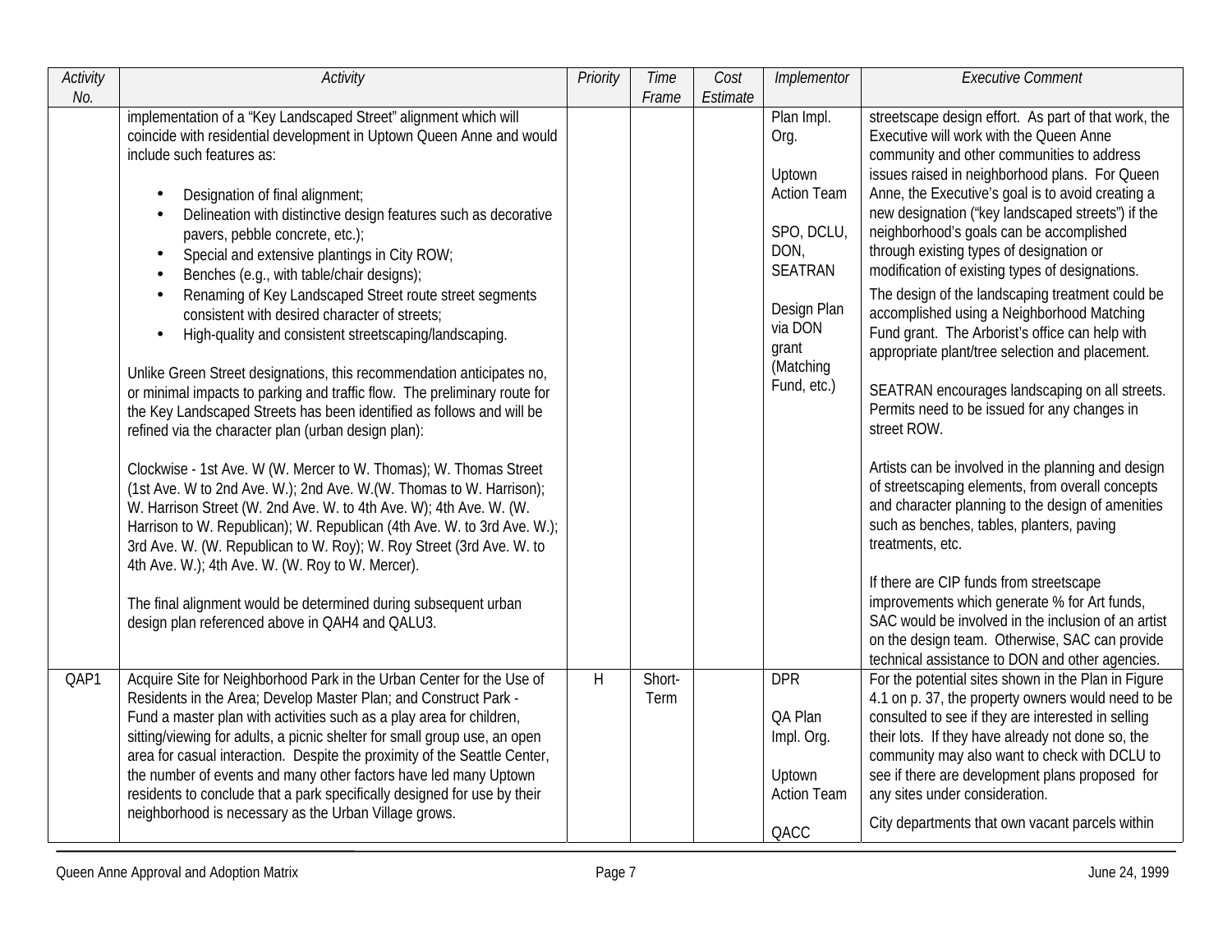| Activity No. | Activity | Priority | Time Frame | Cost Estimate | Implementor | Executive Comment |
|---|---|---|---|---|---|---|
| | implementation of a "Key Landscaped Street" alignment which will coincide with residential development in Uptown Queen Anne and would include such features as:<br><br>• Designation of final alignment;<br>• Delineation with distinctive design features such as decorative pavers, pebble concrete, etc.);<br>• Special and extensive plantings in City ROW;<br>• Benches (e.g., with table/chair designs);<br>• Renaming of Key Landscaped Street route street segments consistent with desired character of streets;<br>• High-quality and consistent streetscaping/landscaping.<br><br>Unlike Green Street designations, this recommendation anticipates no, or minimal impacts to parking and traffic flow. The preliminary route for the Key Landscaped Streets has been identified as follows and will be refined via the character plan (urban design plan):<br><br>Clockwise - 1st Ave. W (W. Mercer to W. Thomas); W. Thomas Street (1st Ave. W to 2nd Ave. W.); 2nd Ave. W.(W. Thomas to W. Harrison); W. Harrison Street (W. 2nd Ave. W. to 4th Ave. W); 4th Ave. W. (W. Harrison to W. Republican); W. Republican (4th Ave. W. to 3rd Ave. W.); 3rd Ave. W. (W. Republican to W. Roy); W. Roy Street (3rd Ave. W. to 4th Ave. W.); 4th Ave. W. (W. Roy to W. Mercer).<br><br>The final alignment would be determined during subsequent urban design plan referenced above in QAH4 and QALU3. | | | | Plan Impl. Org.<br><br>Uptown Action Team<br><br>SPO, DCLU, DON, SEATRAN<br><br>Design Plan via DON grant (Matching Fund, etc.) | streetscape design effort. As part of that work, the Executive will work with the Queen Anne community and other communities to address issues raised in neighborhood plans. For Queen Anne, the Executive's goal is to avoid creating a new designation ("key landscaped streets") if the neighborhood's goals can be accomplished through existing types of designation or modification of existing types of designations.<br><br>The design of the landscaping treatment could be accomplished using a Neighborhood Matching Fund grant. The Arborist's office can help with appropriate plant/tree selection and placement.<br><br>SEATRAN encourages landscaping on all streets. Permits need to be issued for any changes in street ROW.<br><br>Artists can be involved in the planning and design of streetscaping elements, from overall concepts and character planning to the design of amenities such as benches, tables, planters, paving treatments, etc.<br><br>If there are CIP funds from streetscape improvements which generate % for Art funds, SAC would be involved in the inclusion of an artist on the design team. Otherwise, SAC can provide technical assistance to DON and other agencies. |
| QAP1 | Acquire Site for Neighborhood Park in the Urban Center for the Use of Residents in the Area; Develop Master Plan; and Construct Park - Fund a master plan with activities such as a play area for children, sitting/viewing for adults, a picnic shelter for small group use, an open area for casual interaction. Despite the proximity of the Seattle Center, the number of events and many other factors have led many Uptown residents to conclude that a park specifically designed for use by their neighborhood is necessary as the Urban Village grows. | H | Short-Term | | DPR<br><br>QA Plan Impl. Org.<br><br>Uptown Action Team<br><br>QACC | For the potential sites shown in the Plan in Figure 4.1 on p. 37, the property owners would need to be consulted to see if they are interested in selling their lots. If they have already not done so, the community may also want to check with DCLU to see if there are development plans proposed for any sites under consideration.<br><br>City departments that own vacant parcels within |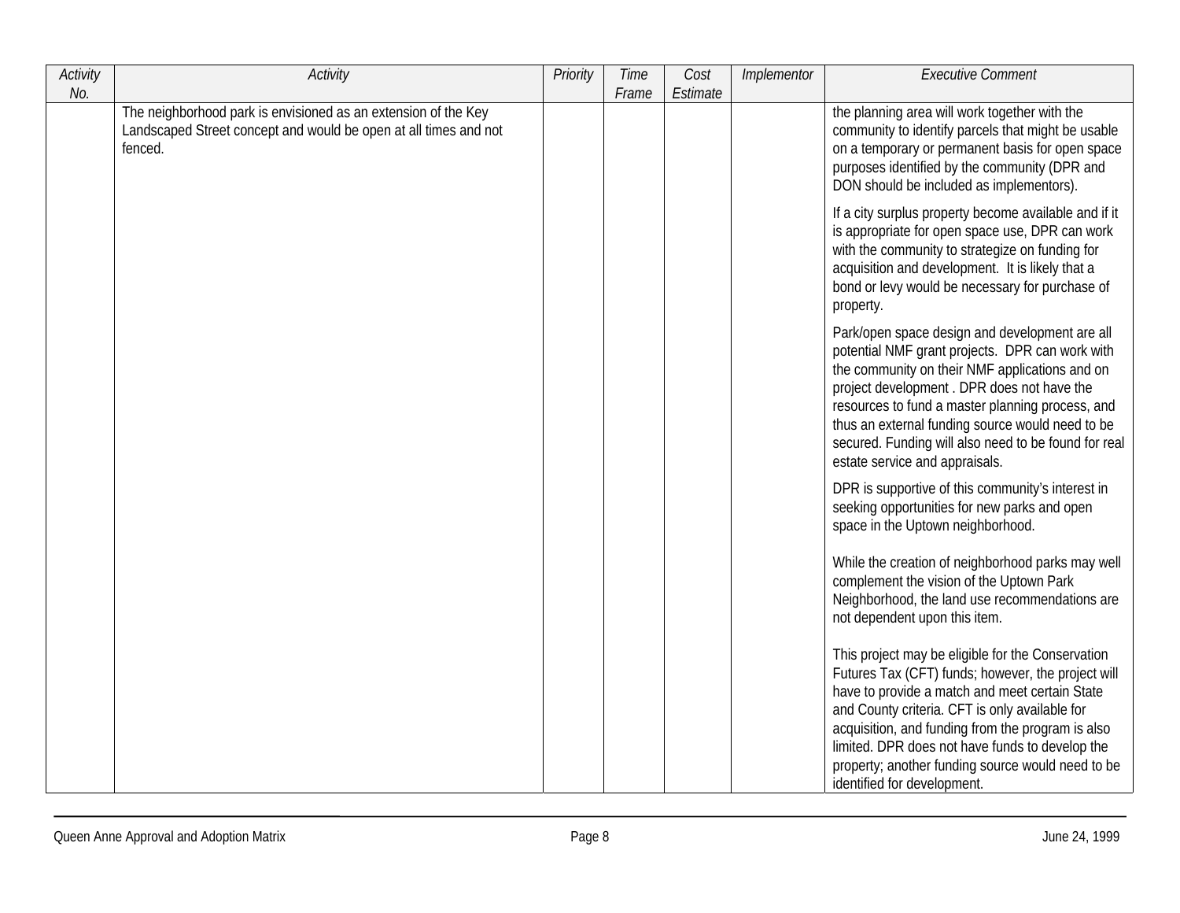| Activity No. | Activity | Priority | Time Frame | Cost Estimate | Implementor | Executive Comment |
|---|---|---|---|---|---|---|
| | The neighborhood park is envisioned as an extension of the Key Landscaped Street concept and would be open at all times and not fenced. | | | | | the planning area will work together with the community to identify parcels that might be usable on a temporary or permanent basis for open space purposes identified by the community (DPR and DON should be included as implementors).<br><br>If a city surplus property become available and if it is appropriate for open space use, DPR can work with the community to strategize on funding for acquisition and development. It is likely that a bond or levy would be necessary for purchase of property.<br><br>Park/open space design and development are all potential NMF grant projects. DPR can work with the community on their NMF applications and on project development . DPR does not have the resources to fund a master planning process, and thus an external funding source would need to be secured. Funding will also need to be found for real estate service and appraisals.<br><br>DPR is supportive of this community's interest in seeking opportunities for new parks and open space in the Uptown neighborhood.<br><br>While the creation of neighborhood parks may well complement the vision of the Uptown Park Neighborhood, the land use recommendations are not dependent upon this item.<br><br>This project may be eligible for the Conservation Futures Tax (CFT) funds; however, the project will have to provide a match and meet certain State and County criteria. CFT is only available for acquisition, and funding from the program is also limited. DPR does not have funds to develop the property; another funding source would need to be identified for development. |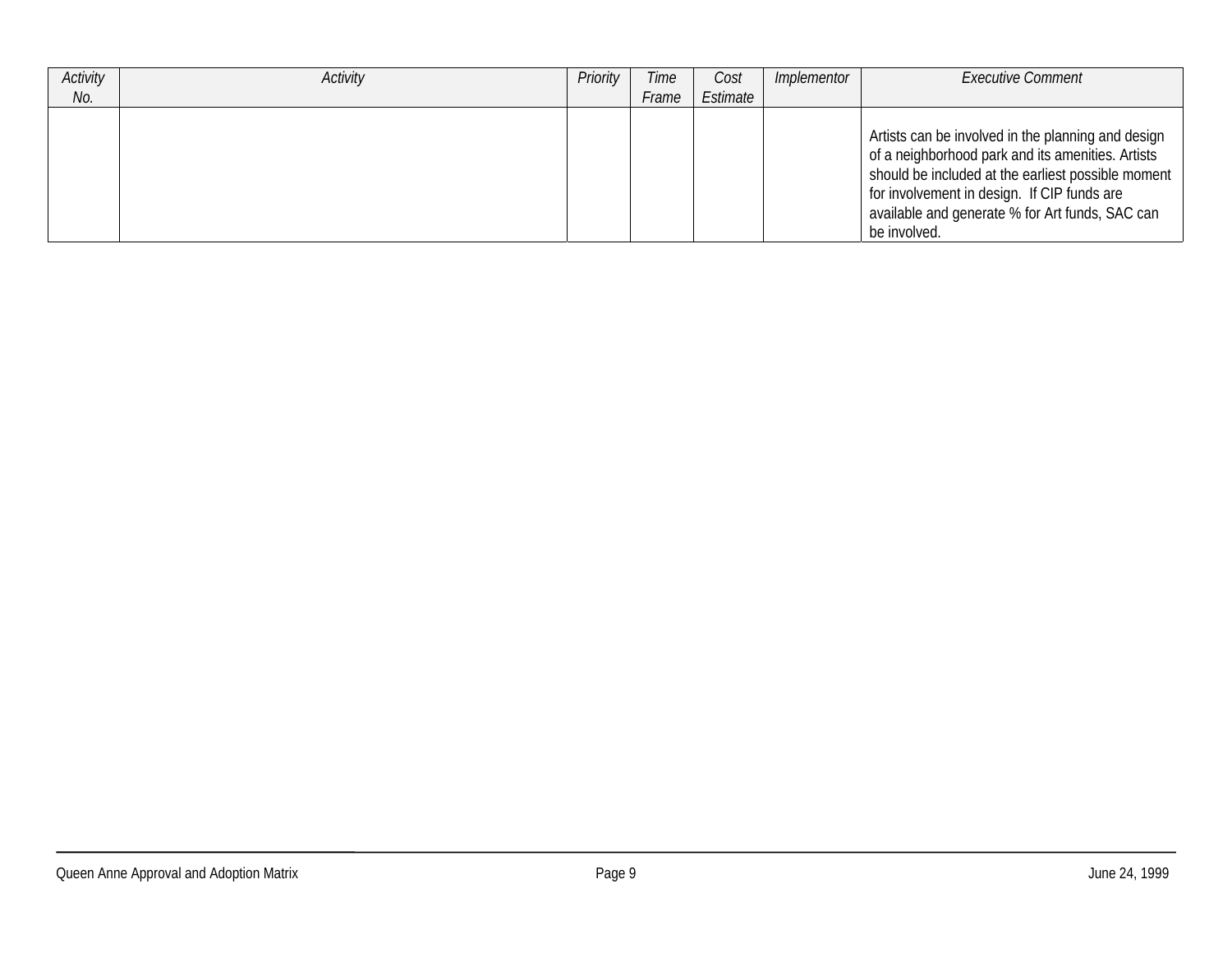| Activity No. | Activity | Priority | Time Frame | Cost Estimate | Implementor | Executive Comment |
|---|---|---|---|---|---|---|
| | | | | | | Artists can be involved in the planning and design of a neighborhood park and its amenities. Artists should be included at the earliest possible moment for involvement in design. If CIP funds are available and generate % for Art funds, SAC can be involved. |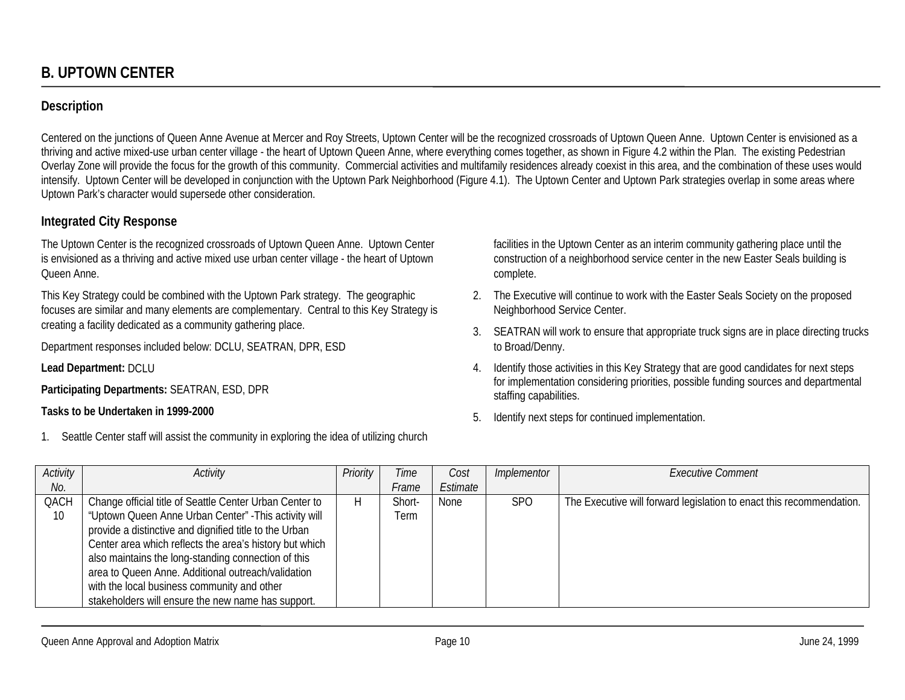## B. UPTOWN CENTER

### Description

Centered on the junctions of Queen Anne Avenue at Mercer and Roy Streets, Uptown Center will be the recognized crossroads of Uptown Queen Anne. Uptown Center is envisioned as a thriving and active mixed-use urban center village - the heart of Uptown Queen Anne, where everything comes together, as shown in Figure 4.2 within the Plan. The existing Pedestrian Overlay Zone will provide the focus for the growth of this community. Commercial activities and multifamily residences already coexist in this area, and the combination of these uses would intensify. Uptown Center will be developed in conjunction with the Uptown Park Neighborhood (Figure 4.1). The Uptown Center and Uptown Park strategies overlap in some areas where Uptown Park's character would supersede other consideration.

### Integrated City Response

The Uptown Center is the recognized crossroads of Uptown Queen Anne. Uptown Center is envisioned as a thriving and active mixed use urban center village - the heart of Uptown Queen Anne.

This Key Strategy could be combined with the Uptown Park strategy. The geographic focuses are similar and many elements are complementary. Central to this Key Strategy is creating a facility dedicated as a community gathering place.

Department responses included below: DCLU, SEATRAN, DPR, ESD

**Lead Department:** DCLU

**Participating Departments:** SEATRAN, ESD, DPR

**Tasks to be Undertaken in 1999-2000**

1. Seattle Center staff will assist the community in exploring the idea of utilizing church facilities in the Uptown Center as an interim community gathering place until the construction of a neighborhood service center in the new Easter Seals building is complete.
2. The Executive will continue to work with the Easter Seals Society on the proposed Neighborhood Service Center.
3. SEATRAN will work to ensure that appropriate truck signs are in place directing trucks to Broad/Denny.
4. Identify those activities in this Key Strategy that are good candidates for next steps for implementation considering priorities, possible funding sources and departmental staffing capabilities.
5. Identify next steps for continued implementation.

| *Activity No.* | *Activity* | *Priority* | *Time Frame* | *Cost Estimate* | *Implementor* | *Executive Comment* |
|---|---|---|---|---|---|---|
| QACH 10 | Change official title of Seattle Center Urban Center to "Uptown Queen Anne Urban Center" -This activity will provide a distinctive and dignified title to the Urban Center area which reflects the area's history but which also maintains the long-standing connection of this area to Queen Anne. Additional outreach/validation with the local business community and other stakeholders will ensure the new name has support. | H | Short-Term | None | SPO | The Executive will forward legislation to enact this recommendation. |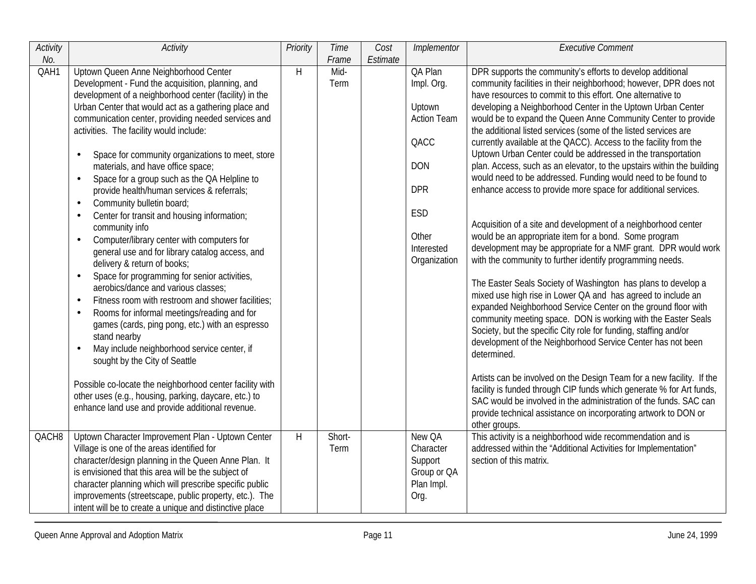| Activity No. | Activity | Priority | Time Frame | Cost Estimate | Implementor | Executive Comment |
|---|---|---|---|---|---|---|
| QAH1 | Uptown Queen Anne Neighborhood Center Development - Fund the acquisition, planning, and development of a neighborhood center (facility) in the Urban Center that would act as a gathering place and communication center, providing needed services and activities. The facility would include:<br><br>• Space for community organizations to meet, store materials, and have office space;<br>• Space for a group such as the QA Helpline to provide health/human services & referrals;<br>• Community bulletin board;<br>• Center for transit and housing information; community info<br>• Computer/library center with computers for general use and for library catalog access, and delivery & return of books;<br>• Space for programming for senior activities, aerobics/dance and various classes;<br>• Fitness room with restroom and shower facilities;<br>• Rooms for informal meetings/reading and for games (cards, ping pong, etc.) with an espresso stand nearby<br>• May include neighborhood service center, if sought by the City of Seattle<br><br>Possible co-locate the neighborhood center facility with other uses (e.g., housing, parking, daycare, etc.) to enhance land use and provide additional revenue. | H | Mid-Term | | QA Plan Impl. Org.<br><br>Uptown Action Team<br><br>QACC<br><br>DON<br><br>DPR<br><br>ESD<br><br>Other Interested Organization | DPR supports the community's efforts to develop additional community facilities in their neighborhood; however, DPR does not have resources to commit to this effort. One alternative to developing a Neighborhood Center in the Uptown Urban Center would be to expand the Queen Anne Community Center to provide the additional listed services (some of the listed services are currently available at the QACC). Access to the facility from the Uptown Urban Center could be addressed in the transportation plan. Access, such as an elevator, to the upstairs within the building would need to be addressed. Funding would need to be found to enhance access to provide more space for additional services.<br><br>Acquisition of a site and development of a neighborhood center would be an appropriate item for a bond. Some program development may be appropriate for a NMF grant. DPR would work with the community to further identify programming needs.<br><br>The Easter Seals Society of Washington has plans to develop a mixed use high rise in Lower QA and has agreed to include an expanded Neighborhood Service Center on the ground floor with community meeting space. DON is working with the Easter Seals Society, but the specific City role for funding, staffing and/or development of the Neighborhood Service Center has not been determined.<br><br>Artists can be involved on the Design Team for a new facility. If the facility is funded through CIP funds which generate % for Art funds, SAC would be involved in the administration of the funds. SAC can provide technical assistance on incorporating artwork to DON or other groups. |
| QACH8 | Uptown Character Improvement Plan - Uptown Center Village is one of the areas identified for character/design planning in the Queen Anne Plan. It is envisioned that this area will be the subject of character planning which will prescribe specific public improvements (streetscape, public property, etc.). The intent will be to create a unique and distinctive place | H | Short-Term | | New QA Character Support Group or QA Plan Impl. Org. | This activity is a neighborhood wide recommendation and is addressed within the "Additional Activities for Implementation" section of this matrix. |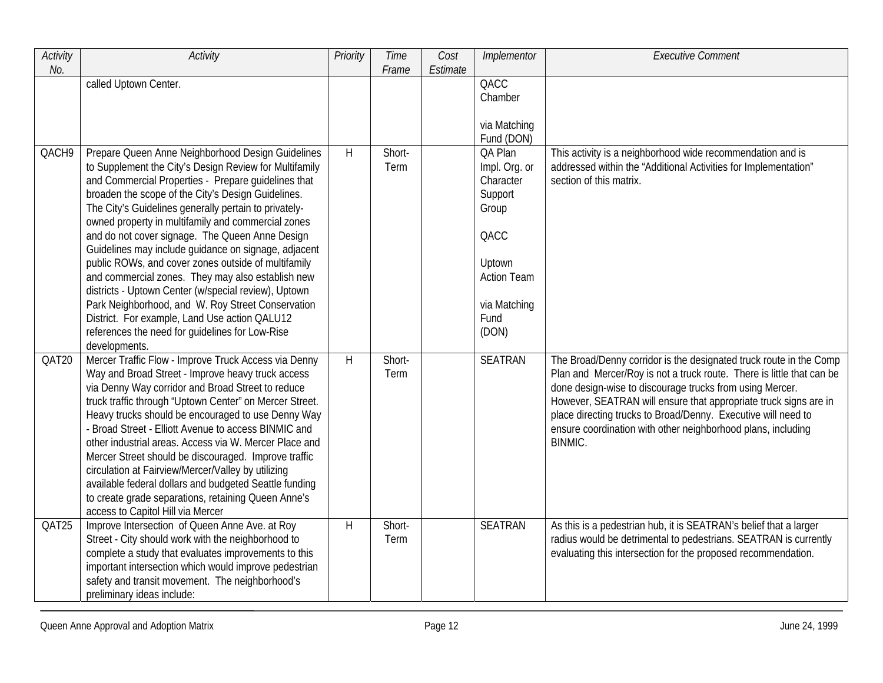| Activity No. | Activity | Priority | Time Frame | Cost Estimate | Implementor | Executive Comment |
|---|---|---|---|---|---|---|
| | called Uptown Center. | | | | QACC Chamber<br><br>via Matching Fund (DON) | |
| QACH9 | Prepare Queen Anne Neighborhood Design Guidelines to Supplement the City's Design Review for Multifamily and Commercial Properties - Prepare guidelines that broaden the scope of the City's Design Guidelines. The City's Guidelines generally pertain to privately-owned property in multifamily and commercial zones and do not cover signage. The Queen Anne Design Guidelines may include guidance on signage, adjacent public ROWs, and cover zones outside of multifamily and commercial zones. They may also establish new districts - Uptown Center (w/special review), Uptown Park Neighborhood, and W. Roy Street Conservation District. For example, Land Use action QALU12 references the need for guidelines for Low-Rise developments. | H | Short-Term | | QA Plan Impl. Org. or Character Support Group<br><br>QACC<br><br>Uptown Action Team<br><br>via Matching Fund (DON) | This activity is a neighborhood wide recommendation and is addressed within the "Additional Activities for Implementation" section of this matrix. |
| QAT20 | Mercer Traffic Flow - Improve Truck Access via Denny Way and Broad Street - Improve heavy truck access via Denny Way corridor and Broad Street to reduce truck traffic through "Uptown Center" on Mercer Street. Heavy trucks should be encouraged to use Denny Way - Broad Street - Elliott Avenue to access BINMIC and other industrial areas. Access via W. Mercer Place and Mercer Street should be discouraged. Improve traffic circulation at Fairview/Mercer/Valley by utilizing available federal dollars and budgeted Seattle funding to create grade separations, retaining Queen Anne's access to Capitol Hill via Mercer | H | Short-Term | | SEATRAN | The Broad/Denny corridor is the designated truck route in the Comp Plan and Mercer/Roy is not a truck route. There is little that can be done design-wise to discourage trucks from using Mercer. However, SEATRAN will ensure that appropriate truck signs are in place directing trucks to Broad/Denny. Executive will need to ensure coordination with other neighborhood plans, including BINMIC. |
| QAT25 | Improve Intersection of Queen Anne Ave. at Roy Street - City should work with the neighborhood to complete a study that evaluates improvements to this important intersection which would improve pedestrian safety and transit movement. The neighborhood's preliminary ideas include: | H | Short-Term | | SEATRAN | As this is a pedestrian hub, it is SEATRAN's belief that a larger radius would be detrimental to pedestrians. SEATRAN is currently evaluating this intersection for the proposed recommendation. |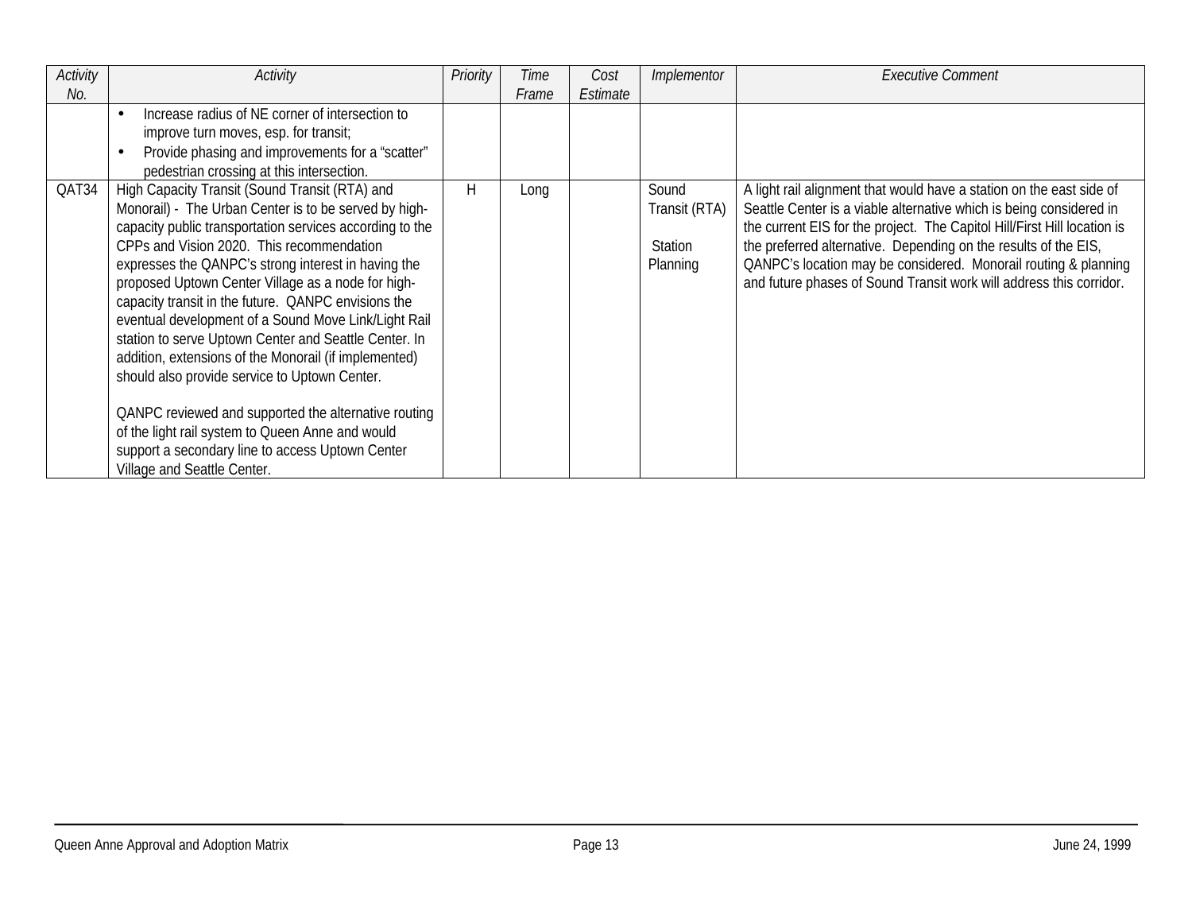| Activity No. | Activity | Priority | Time Frame | Cost Estimate | Implementor | Executive Comment |
|---|---|---|---|---|---|---|
| | • Increase radius of NE corner of intersection to improve turn moves, esp. for transit;<br>• Provide phasing and improvements for a "scatter" pedestrian crossing at this intersection. | | | | | |
| QAT34 | High Capacity Transit (Sound Transit (RTA) and Monorail) - The Urban Center is to be served by high-capacity public transportation services according to the CPPs and Vision 2020. This recommendation expresses the QANPC's strong interest in having the proposed Uptown Center Village as a node for high-capacity transit in the future. QANPC envisions the eventual development of a Sound Move Link/Light Rail station to serve Uptown Center and Seattle Center. In addition, extensions of the Monorail (if implemented) should also provide service to Uptown Center.<br><br>QANPC reviewed and supported the alternative routing of the light rail system to Queen Anne and would support a secondary line to access Uptown Center Village and Seattle Center. | H | Long | | Sound Transit (RTA)<br><br>Station Planning | A light rail alignment that would have a station on the east side of Seattle Center is a viable alternative which is being considered in the current EIS for the project. The Capitol Hill/First Hill location is the preferred alternative. Depending on the results of the EIS, QANPC's location may be considered. Monorail routing & planning and future phases of Sound Transit work will address this corridor. |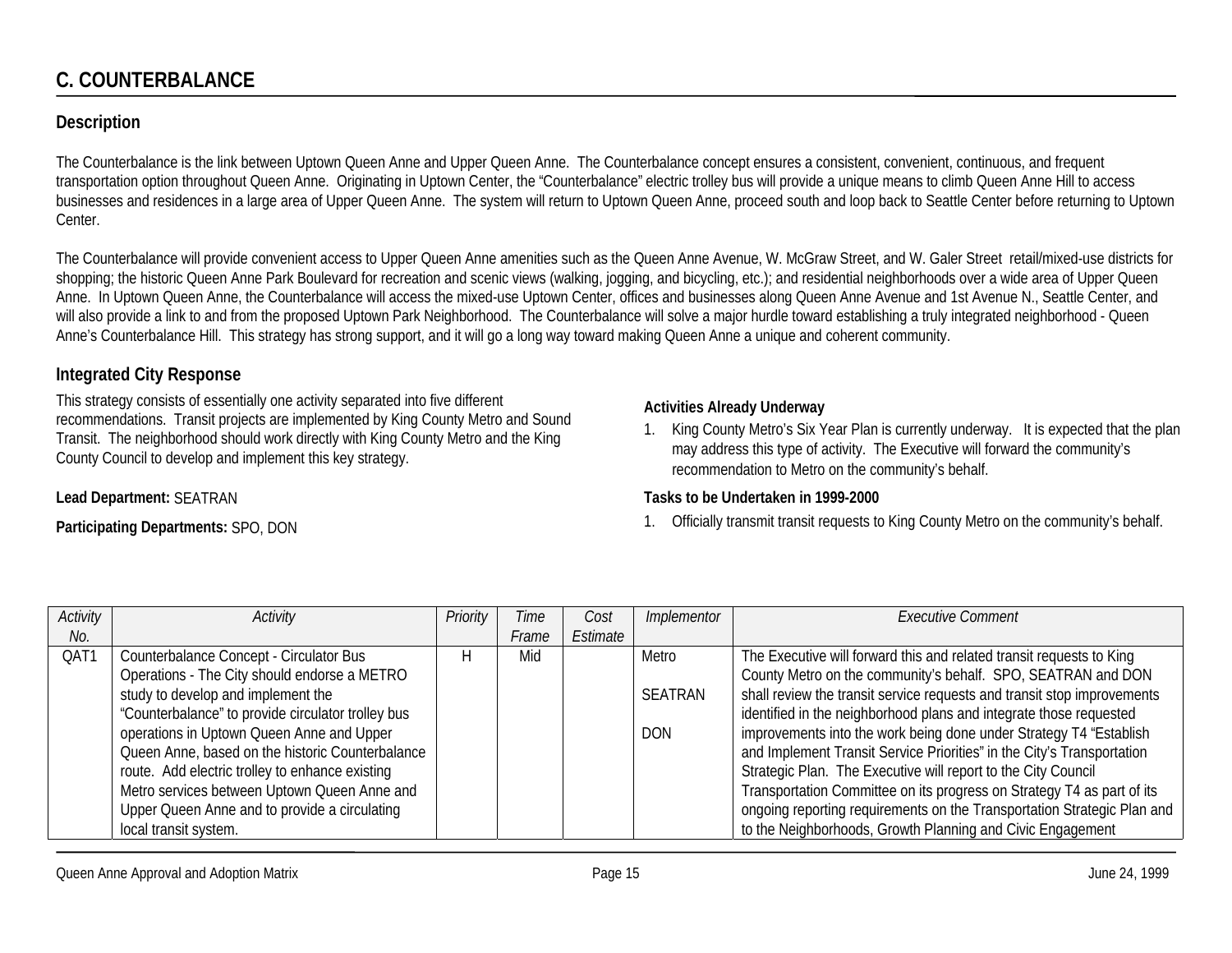## C. COUNTERBALANCE

### Description

The Counterbalance is the link between Uptown Queen Anne and Upper Queen Anne. The Counterbalance concept ensures a consistent, convenient, continuous, and frequent transportation option throughout Queen Anne. Originating in Uptown Center, the "Counterbalance" electric trolley bus will provide a unique means to climb Queen Anne Hill to access businesses and residences in a large area of Upper Queen Anne. The system will return to Uptown Queen Anne, proceed south and loop back to Seattle Center before returning to Uptown Center.

The Counterbalance will provide convenient access to Upper Queen Anne amenities such as the Queen Anne Avenue, W. McGraw Street, and W. Galer Street retail/mixed-use districts for shopping; the historic Queen Anne Park Boulevard for recreation and scenic views (walking, jogging, and bicycling, etc.); and residential neighborhoods over a wide area of Upper Queen Anne. In Uptown Queen Anne, the Counterbalance will access the mixed-use Uptown Center, offices and businesses along Queen Anne Avenue and 1st Avenue N., Seattle Center, and will also provide a link to and from the proposed Uptown Park Neighborhood. The Counterbalance will solve a major hurdle toward establishing a truly integrated neighborhood - Queen Anne's Counterbalance Hill. This strategy has strong support, and it will go a long way toward making Queen Anne a unique and coherent community.

### Integrated City Response

This strategy consists of essentially one activity separated into five different recommendations. Transit projects are implemented by King County Metro and Sound Transit. The neighborhood should work directly with King County Metro and the King County Council to develop and implement this key strategy.

**Lead Department:** SEATRAN

**Participating Departments:** SPO, DON

**Activities Already Underway**

1. King County Metro's Six Year Plan is currently underway. It is expected that the plan may address this type of activity. The Executive will forward the community's recommendation to Metro on the community's behalf.

**Tasks to be Undertaken in 1999-2000**

1. Officially transmit transit requests to King County Metro on the community's behalf.

| *Activity No.* | *Activity* | *Priority* | *Time Frame* | *Cost Estimate* | *Implementor* | *Executive Comment* |
|---|---|---|---|---|---|---|
| QAT1 | Counterbalance Concept - Circulator Bus Operations - The City should endorse a METRO study to develop and implement the "Counterbalance" to provide circulator trolley bus operations in Uptown Queen Anne and Upper Queen Anne, based on the historic Counterbalance route. Add electric trolley to enhance existing Metro services between Uptown Queen Anne and Upper Queen Anne and to provide a circulating local transit system. | H | Mid | | Metro<br><br>SEATRAN<br><br>DON | The Executive will forward this and related transit requests to King County Metro on the community's behalf. SPO, SEATRAN and DON shall review the transit service requests and transit stop improvements identified in the neighborhood plans and integrate those requested improvements into the work being done under Strategy T4 "Establish and Implement Transit Service Priorities" in the City's Transportation Strategic Plan. The Executive will report to the City Council Transportation Committee on its progress on Strategy T4 as part of its ongoing reporting requirements on the Transportation Strategic Plan and to the Neighborhoods, Growth Planning and Civic Engagement |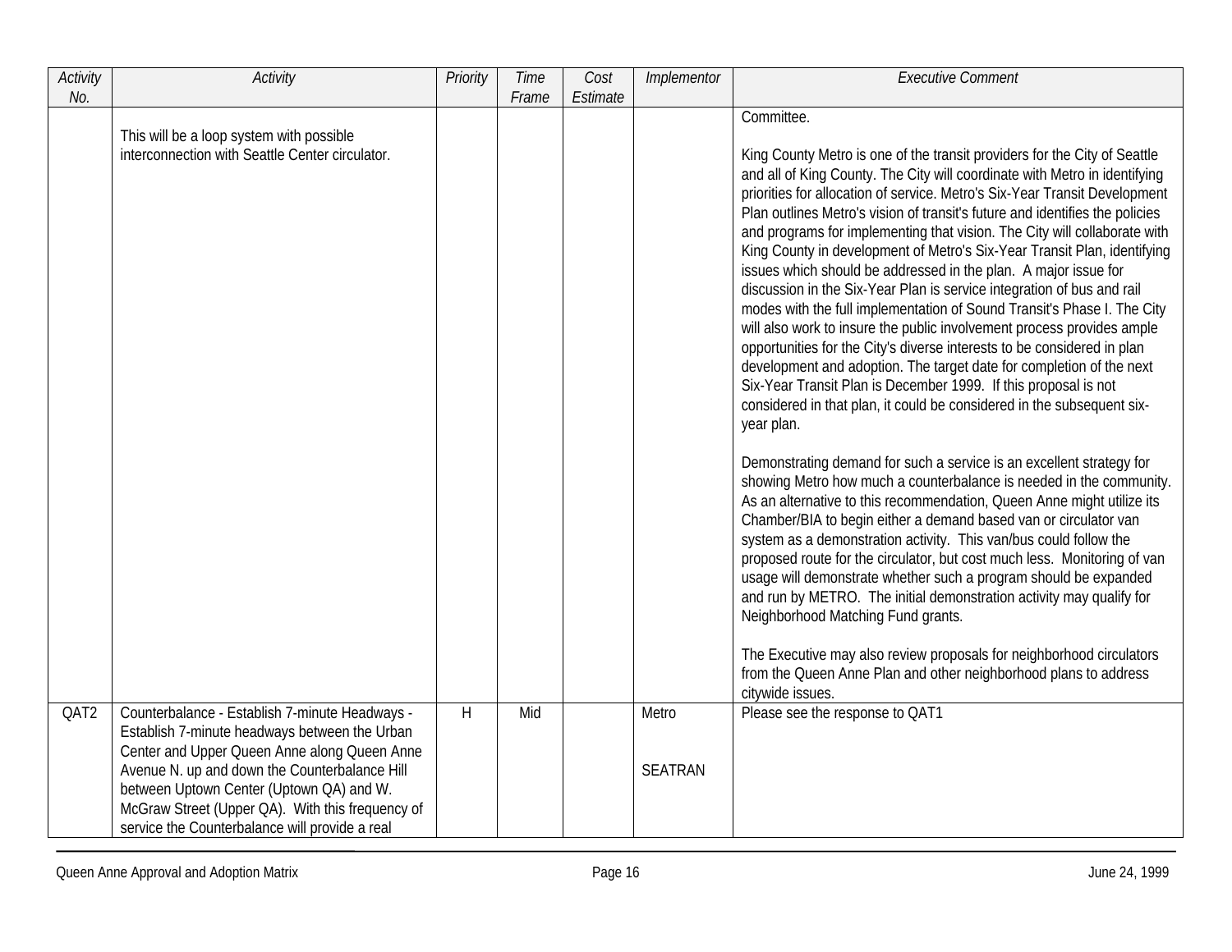| Activity No. | Activity | Priority | Time Frame | Cost Estimate | Implementor | Executive Comment |
|---|---|---|---|---|---|---|
| | This will be a loop system with possible interconnection with Seattle Center circulator. | | | | | Committee.<br><br>King County Metro is one of the transit providers for the City of Seattle and all of King County. The City will coordinate with Metro in identifying priorities for allocation of service. Metro's Six-Year Transit Development Plan outlines Metro's vision of transit's future and identifies the policies and programs for implementing that vision. The City will collaborate with King County in development of Metro's Six-Year Transit Plan, identifying issues which should be addressed in the plan. A major issue for discussion in the Six-Year Plan is service integration of bus and rail modes with the full implementation of Sound Transit's Phase I. The City will also work to insure the public involvement process provides ample opportunities for the City's diverse interests to be considered in plan development and adoption. The target date for completion of the next Six-Year Transit Plan is December 1999. If this proposal is not considered in that plan, it could be considered in the subsequent six-year plan.<br><br>Demonstrating demand for such a service is an excellent strategy for showing Metro how much a counterbalance is needed in the community. As an alternative to this recommendation, Queen Anne might utilize its Chamber/BIA to begin either a demand based van or circulator van system as a demonstration activity. This van/bus could follow the proposed route for the circulator, but cost much less. Monitoring of van usage will demonstrate whether such a program should be expanded and run by METRO. The initial demonstration activity may qualify for Neighborhood Matching Fund grants.<br><br>The Executive may also review proposals for neighborhood circulators from the Queen Anne Plan and other neighborhood plans to address citywide issues. |
| QAT2 | Counterbalance - Establish 7-minute Headways - Establish 7-minute headways between the Urban Center and Upper Queen Anne along Queen Anne Avenue N. up and down the Counterbalance Hill between Uptown Center (Uptown QA) and W. McGraw Street (Upper QA). With this frequency of service the Counterbalance will provide a real | H | Mid | | Metro<br><br>SEATRAN | Please see the response to QAT1 |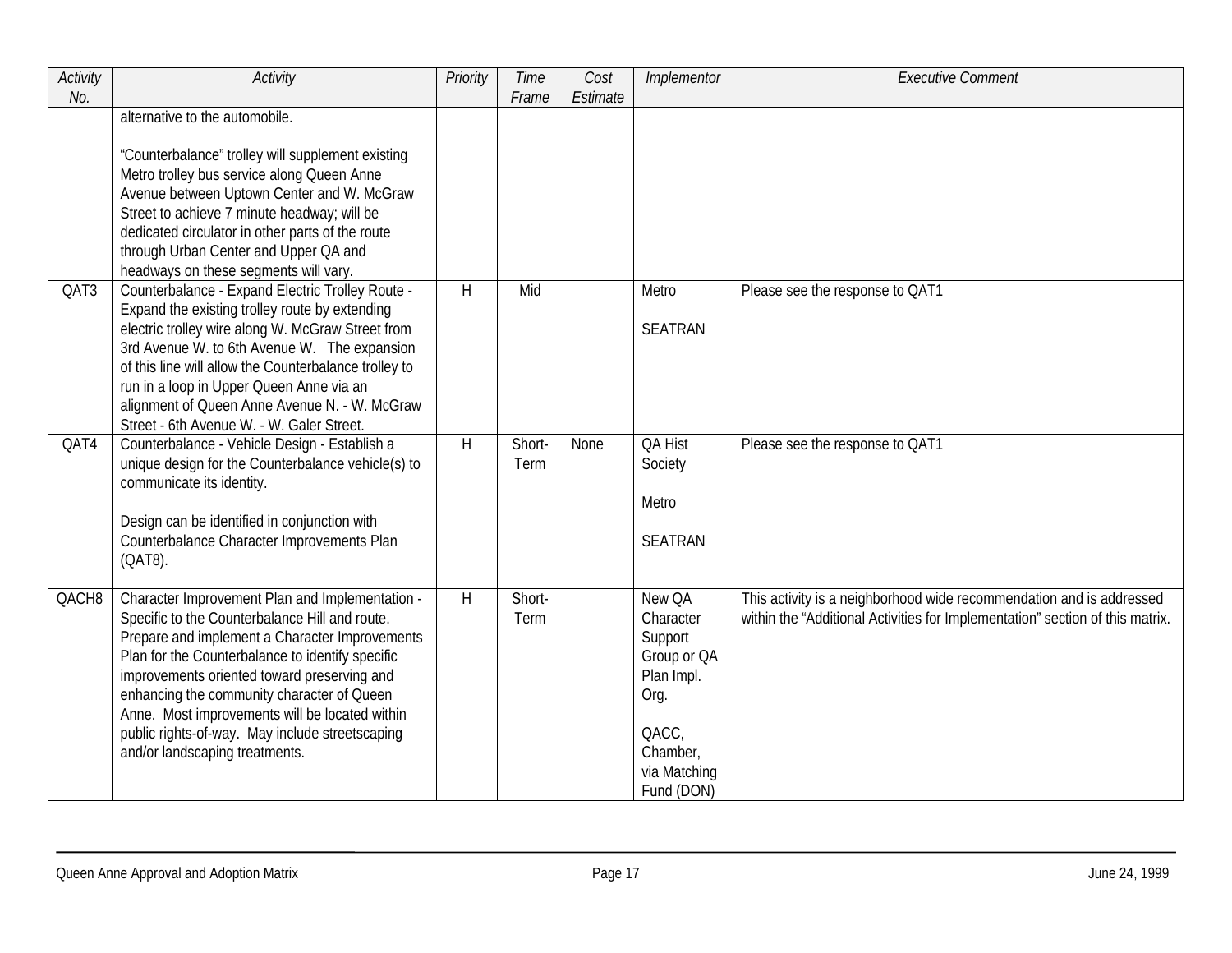| Activity No. | Activity | Priority | Time Frame | Cost Estimate | Implementor | Executive Comment |
|---|---|---|---|---|---|---|
| | alternative to the automobile.<br><br>"Counterbalance" trolley will supplement existing Metro trolley bus service along Queen Anne Avenue between Uptown Center and W. McGraw Street to achieve 7 minute headway; will be dedicated circulator in other parts of the route through Urban Center and Upper QA and headways on these segments will vary. | | | | | |
| QAT3 | Counterbalance - Expand Electric Trolley Route - Expand the existing trolley route by extending electric trolley wire along W. McGraw Street from 3rd Avenue W. to 6th Avenue W. The expansion of this line will allow the Counterbalance trolley to run in a loop in Upper Queen Anne via an alignment of Queen Anne Avenue N. - W. McGraw Street - 6th Avenue W. - W. Galer Street. | H | Mid | | Metro<br><br>SEATRAN | Please see the response to QAT1 |
| QAT4 | Counterbalance - Vehicle Design - Establish a unique design for the Counterbalance vehicle(s) to communicate its identity.<br><br>Design can be identified in conjunction with Counterbalance Character Improvements Plan (QAT8). | H | Short-Term | None | QA Hist Society<br><br>Metro<br><br>SEATRAN | Please see the response to QAT1 |
| QACH8 | Character Improvement Plan and Implementation - Specific to the Counterbalance Hill and route. Prepare and implement a Character Improvements Plan for the Counterbalance to identify specific improvements oriented toward preserving and enhancing the community character of Queen Anne. Most improvements will be located within public rights-of-way. May include streetscaping and/or landscaping treatments. | H | Short-Term | | New QA Character Support Group or QA Plan Impl. Org.<br><br>QACC, Chamber, via Matching Fund (DON) | This activity is a neighborhood wide recommendation and is addressed within the "Additional Activities for Implementation" section of this matrix. |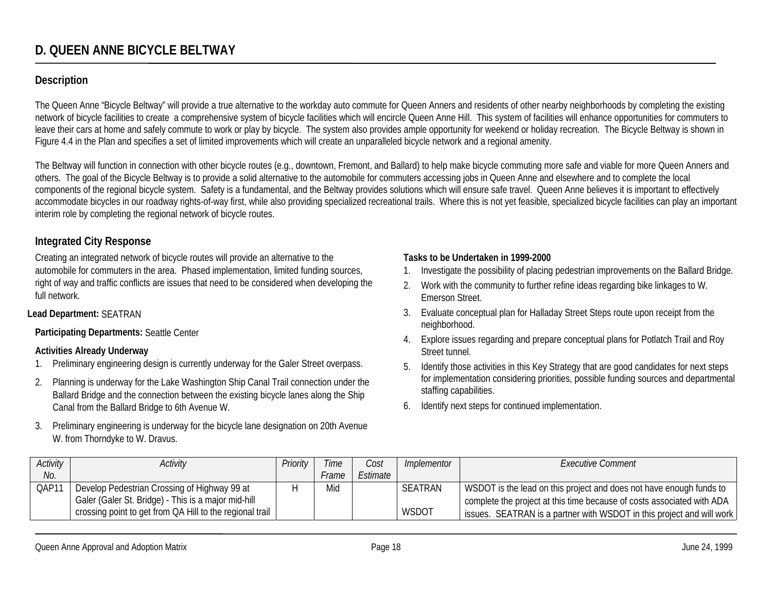## D. QUEEN ANNE BICYCLE BELTWAY

### Description

The Queen Anne "Bicycle Beltway" will provide a true alternative to the workday auto commute for Queen Anners and residents of other nearby neighborhoods by completing the existing network of bicycle facilities to create a comprehensive system of bicycle facilities which will encircle Queen Anne Hill. This system of facilities will enhance opportunities for commuters to leave their cars at home and safely commute to work or play by bicycle. The system also provides ample opportunity for weekend or holiday recreation. The Bicycle Beltway is shown in Figure 4.4 in the Plan and specifies a set of limited improvements which will create an unparalleled bicycle network and a regional amenity.

The Beltway will function in connection with other bicycle routes (e.g., downtown, Fremont, and Ballard) to help make bicycle commuting more safe and viable for more Queen Anners and others. The goal of the Bicycle Beltway is to provide a solid alternative to the automobile for commuters accessing jobs in Queen Anne and elsewhere and to complete the local components of the regional bicycle system. Safety is a fundamental, and the Beltway provides solutions which will ensure safe travel. Queen Anne believes it is important to effectively accommodate bicycles in our roadway rights-of-way first, while also providing specialized recreational trails. Where this is not yet feasible, specialized bicycle facilities can play an important interim role by completing the regional network of bicycle routes.

### Integrated City Response

Creating an integrated network of bicycle routes will provide an alternative to the automobile for commuters in the area. Phased implementation, limited funding sources, right of way and traffic conflicts are issues that need to be considered when developing the full network.

**Lead Department:** SEATRAN

**Participating Departments:** Seattle Center

**Activities Already Underway**

1. Preliminary engineering design is currently underway for the Galer Street overpass.
2. Planning is underway for the Lake Washington Ship Canal Trail connection under the Ballard Bridge and the connection between the existing bicycle lanes along the Ship Canal from the Ballard Bridge to 6th Avenue W.
3. Preliminary engineering is underway for the bicycle lane designation on 20th Avenue W. from Thorndyke to W. Dravus.

**Tasks to be Undertaken in 1999-2000**

1. Investigate the possibility of placing pedestrian improvements on the Ballard Bridge.
2. Work with the community to further refine ideas regarding bike linkages to W. Emerson Street.
3. Evaluate conceptual plan for Halladay Street Steps route upon receipt from the neighborhood.
4. Explore issues regarding and prepare conceptual plans for Potlatch Trail and Roy Street tunnel.
5. Identify those activities in this Key Strategy that are good candidates for next steps for implementation considering priorities, possible funding sources and departmental staffing capabilities.
6. Identify next steps for continued implementation.

| *Activity No.* | *Activity* | *Priority* | *Time Frame* | *Cost Estimate* | *Implementor* | *Executive Comment* |
|---|---|---|---|---|---|---|
| QAP11 | Develop Pedestrian Crossing of Highway 99 at Galer (Galer St. Bridge) - This is a major mid-hill crossing point to get from QA Hill to the regional trail | H | Mid | | SEATRAN<br><br>WSDOT | WSDOT is the lead on this project and does not have enough funds to complete the project at this time because of costs associated with ADA issues. SEATRAN is a partner with WSDOT in this project and will work |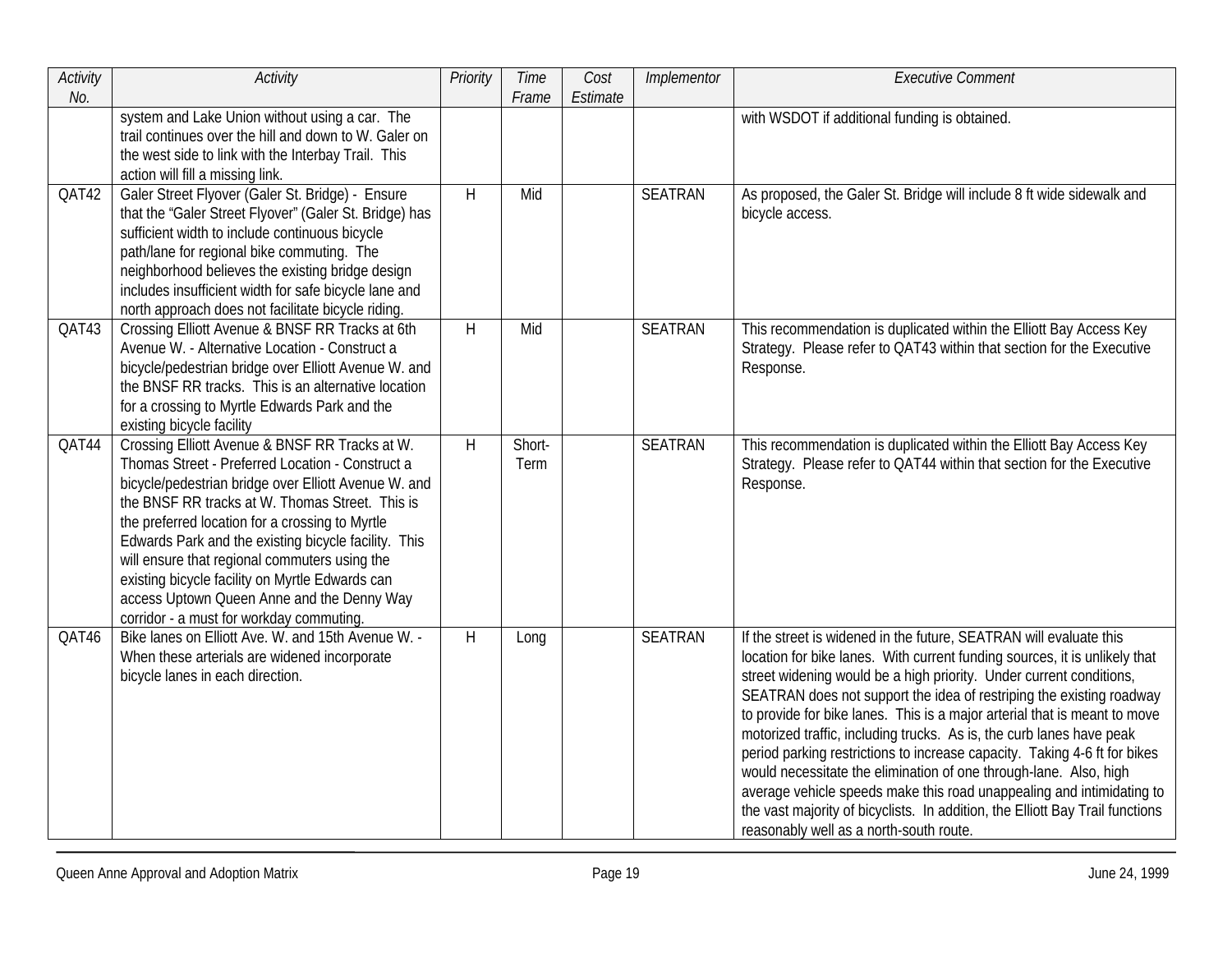| Activity No. | Activity | Priority | Time Frame | Cost Estimate | Implementor | Executive Comment |
|---|---|---|---|---|---|---|
| | system and Lake Union without using a car. The trail continues over the hill and down to W. Galer on the west side to link with the Interbay Trail. This action will fill a missing link. | | | | | with WSDOT if additional funding is obtained. |
| QAT42 | Galer Street Flyover (Galer St. Bridge) - Ensure that the "Galer Street Flyover" (Galer St. Bridge) has sufficient width to include continuous bicycle path/lane for regional bike commuting. The neighborhood believes the existing bridge design includes insufficient width for safe bicycle lane and north approach does not facilitate bicycle riding. | H | Mid | | SEATRAN | As proposed, the Galer St. Bridge will include 8 ft wide sidewalk and bicycle access. |
| QAT43 | Crossing Elliott Avenue & BNSF RR Tracks at 6th Avenue W. - Alternative Location - Construct a bicycle/pedestrian bridge over Elliott Avenue W. and the BNSF RR tracks. This is an alternative location for a crossing to Myrtle Edwards Park and the existing bicycle facility | H | Mid | | SEATRAN | This recommendation is duplicated within the Elliott Bay Access Key Strategy. Please refer to QAT43 within that section for the Executive Response. |
| QAT44 | Crossing Elliott Avenue & BNSF RR Tracks at W. Thomas Street - Preferred Location - Construct a bicycle/pedestrian bridge over Elliott Avenue W. and the BNSF RR tracks at W. Thomas Street. This is the preferred location for a crossing to Myrtle Edwards Park and the existing bicycle facility. This will ensure that regional commuters using the existing bicycle facility on Myrtle Edwards can access Uptown Queen Anne and the Denny Way corridor - a must for workday commuting. | H | Short-Term | | SEATRAN | This recommendation is duplicated within the Elliott Bay Access Key Strategy. Please refer to QAT44 within that section for the Executive Response. |
| QAT46 | Bike lanes on Elliott Ave. W. and 15th Avenue W. - When these arterials are widened incorporate bicycle lanes in each direction. | H | Long | | SEATRAN | If the street is widened in the future, SEATRAN will evaluate this location for bike lanes. With current funding sources, it is unlikely that street widening would be a high priority. Under current conditions, SEATRAN does not support the idea of restriping the existing roadway to provide for bike lanes. This is a major arterial that is meant to move motorized traffic, including trucks. As is, the curb lanes have peak period parking restrictions to increase capacity. Taking 4-6 ft for bikes would necessitate the elimination of one through-lane. Also, high average vehicle speeds make this road unappealing and intimidating to the vast majority of bicyclists. In addition, the Elliott Bay Trail functions reasonably well as a north-south route. |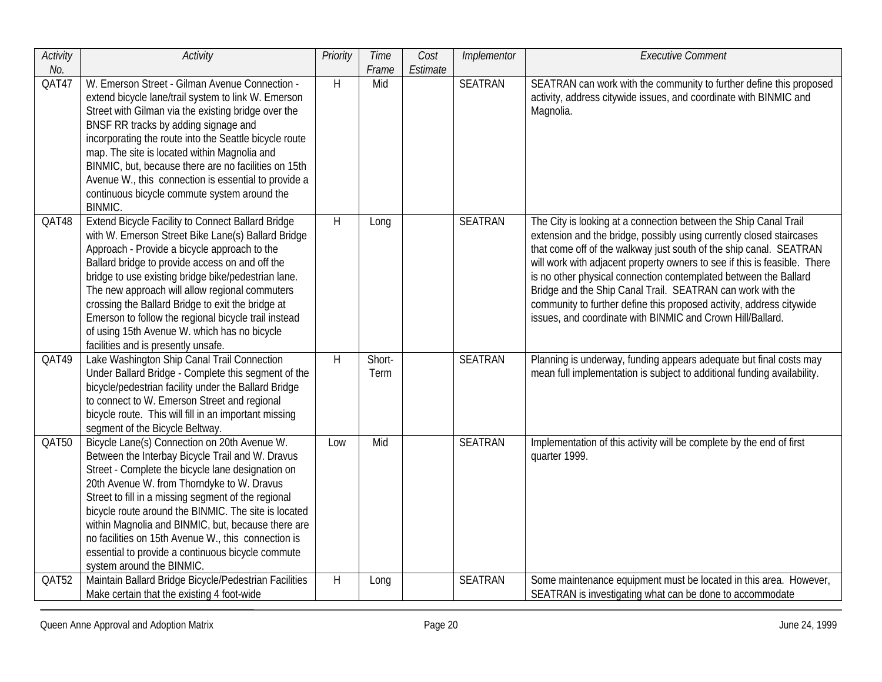| Activity No. | Activity | Priority | Time Frame | Cost Estimate | Implementor | Executive Comment |
|---|---|---|---|---|---|---|
| QAT47 | W. Emerson Street - Gilman Avenue Connection - extend bicycle lane/trail system to link W. Emerson Street with Gilman via the existing bridge over the BNSF RR tracks by adding signage and incorporating the route into the Seattle bicycle route map. The site is located within Magnolia and BINMIC, but, because there are no facilities on 15th Avenue W., this connection is essential to provide a continuous bicycle commute system around the BINMIC. | H | Mid | | SEATRAN | SEATRAN can work with the community to further define this proposed activity, address citywide issues, and coordinate with BINMIC and Magnolia. |
| QAT48 | Extend Bicycle Facility to Connect Ballard Bridge with W. Emerson Street Bike Lane(s) Ballard Bridge Approach - Provide a bicycle approach to the Ballard bridge to provide access on and off the bridge to use existing bridge bike/pedestrian lane. The new approach will allow regional commuters crossing the Ballard Bridge to exit the bridge at Emerson to follow the regional bicycle trail instead of using 15th Avenue W. which has no bicycle facilities and is presently unsafe. | H | Long | | SEATRAN | The City is looking at a connection between the Ship Canal Trail extension and the bridge, possibly using currently closed staircases that come off of the walkway just south of the ship canal. SEATRAN will work with adjacent property owners to see if this is feasible. There is no other physical connection contemplated between the Ballard Bridge and the Ship Canal Trail. SEATRAN can work with the community to further define this proposed activity, address citywide issues, and coordinate with BINMIC and Crown Hill/Ballard. |
| QAT49 | Lake Washington Ship Canal Trail Connection Under Ballard Bridge - Complete this segment of the bicycle/pedestrian facility under the Ballard Bridge to connect to W. Emerson Street and regional bicycle route. This will fill in an important missing segment of the Bicycle Beltway. | H | Short-Term | | SEATRAN | Planning is underway, funding appears adequate but final costs may mean full implementation is subject to additional funding availability. |
| QAT50 | Bicycle Lane(s) Connection on 20th Avenue W. Between the Interbay Bicycle Trail and W. Dravus Street - Complete the bicycle lane designation on 20th Avenue W. from Thorndyke to W. Dravus Street to fill in a missing segment of the regional bicycle route around the BINMIC. The site is located within Magnolia and BINMIC, but, because there are no facilities on 15th Avenue W., this connection is essential to provide a continuous bicycle commute system around the BINMIC. | Low | Mid | | SEATRAN | Implementation of this activity will be complete by the end of first quarter 1999. |
| QAT52 | Maintain Ballard Bridge Bicycle/Pedestrian Facilities Make certain that the existing 4 foot-wide | H | Long | | SEATRAN | Some maintenance equipment must be located in this area. However, SEATRAN is investigating what can be done to accommodate |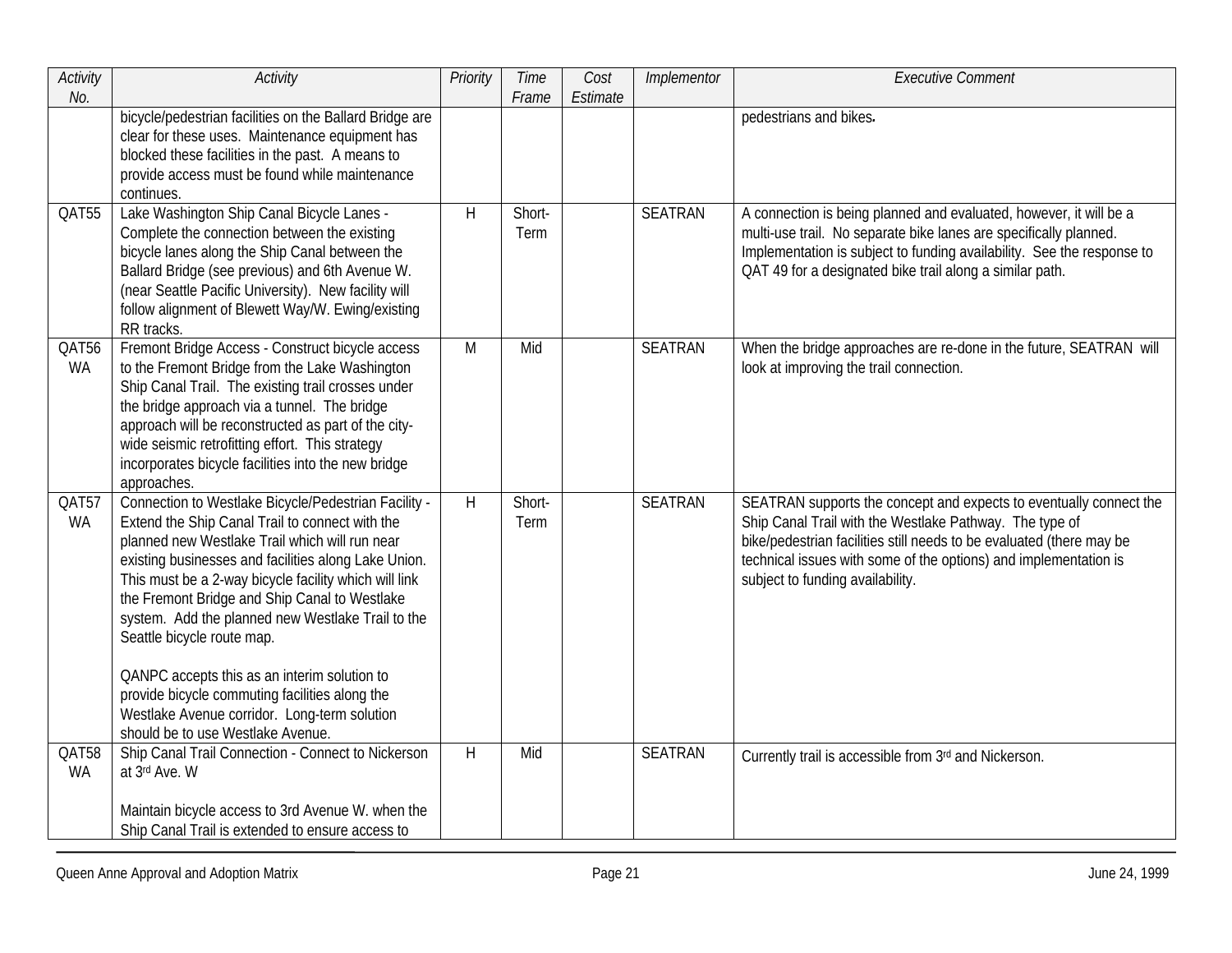| Activity No. | Activity | Priority | Time Frame | Cost Estimate | Implementor | Executive Comment |
|---|---|---|---|---|---|---|
| | bicycle/pedestrian facilities on the Ballard Bridge are clear for these uses. Maintenance equipment has blocked these facilities in the past. A means to provide access must be found while maintenance continues. | | | | | pedestrians and bikes. |
| QAT55 | Lake Washington Ship Canal Bicycle Lanes - Complete the connection between the existing bicycle lanes along the Ship Canal between the Ballard Bridge (see previous) and 6th Avenue W. (near Seattle Pacific University). New facility will follow alignment of Blewett Way/W. Ewing/existing RR tracks. | H | Short-Term | | SEATRAN | A connection is being planned and evaluated, however, it will be a multi-use trail. No separate bike lanes are specifically planned. Implementation is subject to funding availability. See the response to QAT 49 for a designated bike trail along a similar path. |
| QAT56 WA | Fremont Bridge Access - Construct bicycle access to the Fremont Bridge from the Lake Washington Ship Canal Trail. The existing trail crosses under the bridge approach via a tunnel. The bridge approach will be reconstructed as part of the city-wide seismic retrofitting effort. This strategy incorporates bicycle facilities into the new bridge approaches. | M | Mid | | SEATRAN | When the bridge approaches are re-done in the future, SEATRAN will look at improving the trail connection. |
| QAT57 WA | Connection to Westlake Bicycle/Pedestrian Facility - Extend the Ship Canal Trail to connect with the planned new Westlake Trail which will run near existing businesses and facilities along Lake Union. This must be a 2-way bicycle facility which will link the Fremont Bridge and Ship Canal to Westlake system. Add the planned new Westlake Trail to the Seattle bicycle route map.<br><br>QANPC accepts this as an interim solution to provide bicycle commuting facilities along the Westlake Avenue corridor. Long-term solution should be to use Westlake Avenue. | H | Short-Term | | SEATRAN | SEATRAN supports the concept and expects to eventually connect the Ship Canal Trail with the Westlake Pathway. The type of bike/pedestrian facilities still needs to be evaluated (there may be technical issues with some of the options) and implementation is subject to funding availability. |
| QAT58 WA | Ship Canal Trail Connection - Connect to Nickerson at 3rd Ave. W<br><br>Maintain bicycle access to 3rd Avenue W. when the Ship Canal Trail is extended to ensure access to | H | Mid | | SEATRAN | Currently trail is accessible from 3rd and Nickerson. |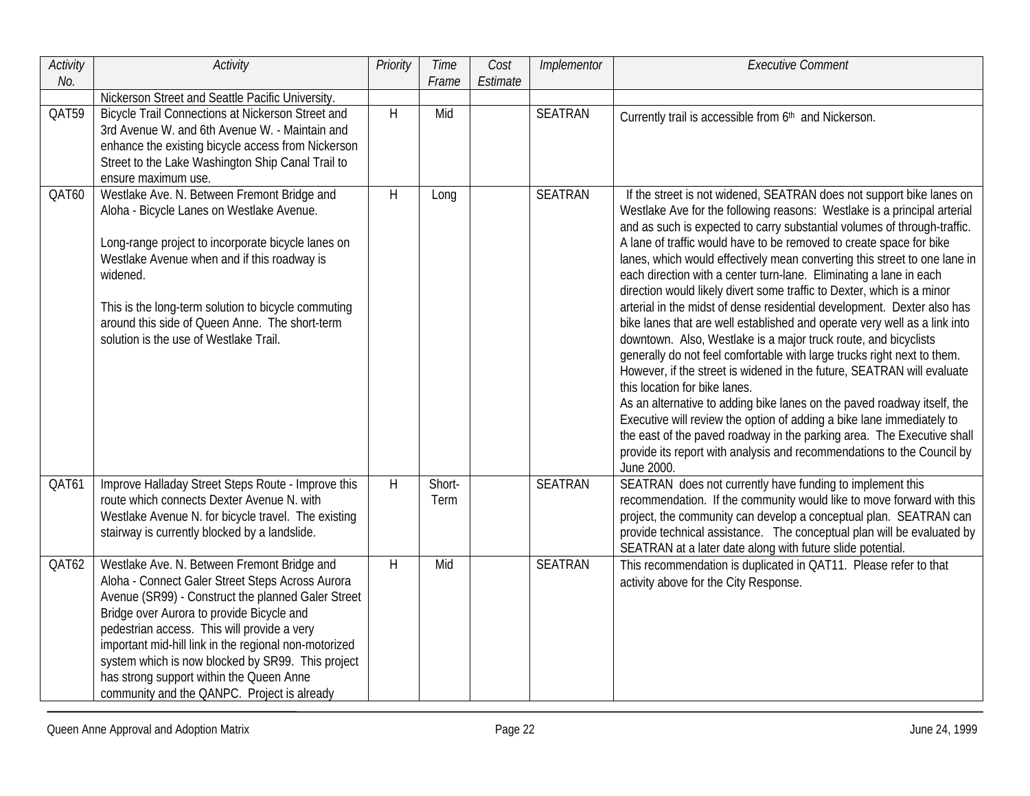| Activity No. | Activity | Priority | Time Frame | Cost Estimate | Implementor | Executive Comment |
|---|---|---|---|---|---|---|
| | Nickerson Street and Seattle Pacific University. | | | | | |
| QAT59 | Bicycle Trail Connections at Nickerson Street and 3rd Avenue W. and 6th Avenue W. - Maintain and enhance the existing bicycle access from Nickerson Street to the Lake Washington Ship Canal Trail to ensure maximum use. | H | Mid | | SEATRAN | Currently trail is accessible from 6th and Nickerson. |
| QAT60 | Westlake Ave. N. Between Fremont Bridge and Aloha - Bicycle Lanes on Westlake Avenue.<br><br>Long-range project to incorporate bicycle lanes on Westlake Avenue when and if this roadway is widened.<br><br>This is the long-term solution to bicycle commuting around this side of Queen Anne. The short-term solution is the use of Westlake Trail. | H | Long | | SEATRAN | If the street is not widened, SEATRAN does not support bike lanes on Westlake Ave for the following reasons: Westlake is a principal arterial and as such is expected to carry substantial volumes of through-traffic. A lane of traffic would have to be removed to create space for bike lanes, which would effectively mean converting this street to one lane in each direction with a center turn-lane. Eliminating a lane in each direction would likely divert some traffic to Dexter, which is a minor arterial in the midst of dense residential development. Dexter also has bike lanes that are well established and operate very well as a link into downtown. Also, Westlake is a major truck route, and bicyclists generally do not feel comfortable with large trucks right next to them. However, if the street is widened in the future, SEATRAN will evaluate this location for bike lanes.<br>As an alternative to adding bike lanes on the paved roadway itself, the Executive will review the option of adding a bike lane immediately to the east of the paved roadway in the parking area. The Executive shall provide its report with analysis and recommendations to the Council by June 2000. |
| QAT61 | Improve Halladay Street Steps Route - Improve this route which connects Dexter Avenue N. with Westlake Avenue N. for bicycle travel. The existing stairway is currently blocked by a landslide. | H | Short-Term | | SEATRAN | SEATRAN does not currently have funding to implement this recommendation. If the community would like to move forward with this project, the community can develop a conceptual plan. SEATRAN can provide technical assistance. The conceptual plan will be evaluated by SEATRAN at a later date along with future slide potential. |
| QAT62 | Westlake Ave. N. Between Fremont Bridge and Aloha - Connect Galer Street Steps Across Aurora Avenue (SR99) - Construct the planned Galer Street Bridge over Aurora to provide Bicycle and pedestrian access. This will provide a very important mid-hill link in the regional non-motorized system which is now blocked by SR99. This project has strong support within the Queen Anne community and the QANPC. Project is already | H | Mid | | SEATRAN | This recommendation is duplicated in QAT11. Please refer to that activity above for the City Response. |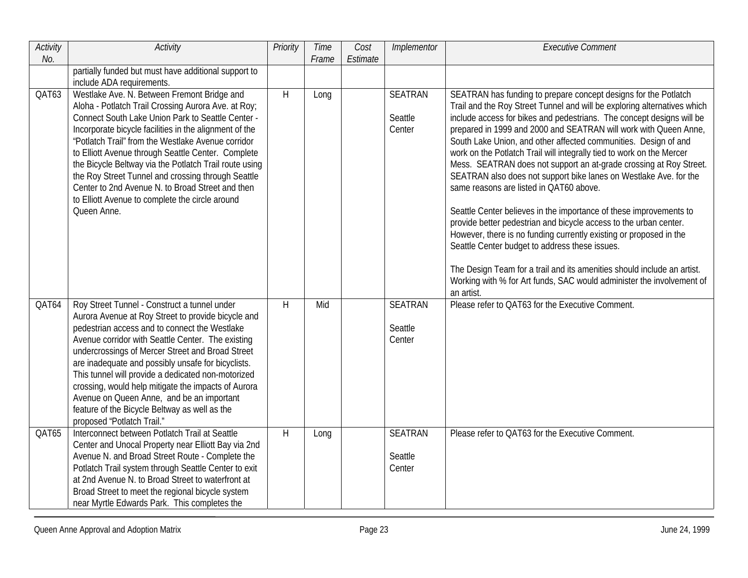| Activity No. | Activity | Priority | Time Frame | Cost Estimate | Implementor | Executive Comment |
|---|---|---|---|---|---|---|
| | partially funded but must have additional support to include ADA requirements. | | | | | |
| QAT63 | Westlake Ave. N. Between Fremont Bridge and Aloha - Potlatch Trail Crossing Aurora Ave. at Roy; Connect South Lake Union Park to Seattle Center - Incorporate bicycle facilities in the alignment of the "Potlatch Trail" from the Westlake Avenue corridor to Elliott Avenue through Seattle Center. Complete the Bicycle Beltway via the Potlatch Trail route using the Roy Street Tunnel and crossing through Seattle Center to 2nd Avenue N. to Broad Street and then to Elliott Avenue to complete the circle around Queen Anne. | H | Long | | SEATRAN<br><br>Seattle Center | SEATRAN has funding to prepare concept designs for the Potlatch Trail and the Roy Street Tunnel and will be exploring alternatives which include access for bikes and pedestrians. The concept designs will be prepared in 1999 and 2000 and SEATRAN will work with Queen Anne, South Lake Union, and other affected communities. Design of and work on the Potlatch Trail will integrally tied to work on the Mercer Mess. SEATRAN does not support an at-grade crossing at Roy Street. SEATRAN also does not support bike lanes on Westlake Ave. for the same reasons are listed in QAT60 above.<br><br>Seattle Center believes in the importance of these improvements to provide better pedestrian and bicycle access to the urban center. However, there is no funding currently existing or proposed in the Seattle Center budget to address these issues.<br><br>The Design Team for a trail and its amenities should include an artist. Working with % for Art funds, SAC would administer the involvement of an artist. |
| QAT64 | Roy Street Tunnel - Construct a tunnel under Aurora Avenue at Roy Street to provide bicycle and pedestrian access and to connect the Westlake Avenue corridor with Seattle Center. The existing undercrossings of Mercer Street and Broad Street are inadequate and possibly unsafe for bicyclists. This tunnel will provide a dedicated non-motorized crossing, would help mitigate the impacts of Aurora Avenue on Queen Anne, and be an important feature of the Bicycle Beltway as well as the proposed "Potlatch Trail." | H | Mid | | SEATRAN<br><br>Seattle Center | Please refer to QAT63 for the Executive Comment. |
| QAT65 | Interconnect between Potlatch Trail at Seattle Center and Unocal Property near Elliott Bay via 2nd Avenue N. and Broad Street Route - Complete the Potlatch Trail system through Seattle Center to exit at 2nd Avenue N. to Broad Street to waterfront at Broad Street to meet the regional bicycle system near Myrtle Edwards Park. This completes the | H | Long | | SEATRAN<br><br>Seattle Center | Please refer to QAT63 for the Executive Comment. |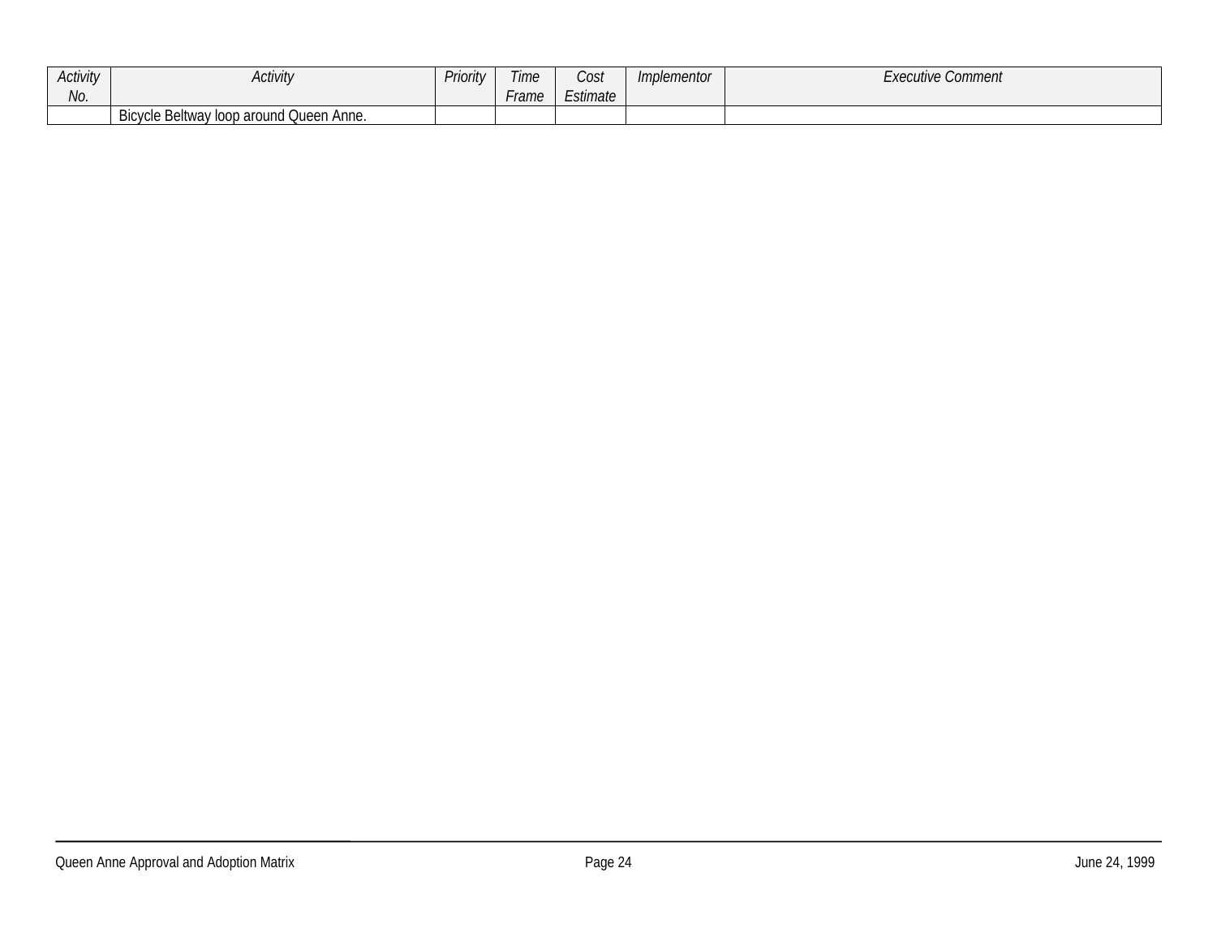| Activity No. | Activity | Priority | Time Frame | Cost Estimate | Implementor | Executive Comment |
|---|---|---|---|---|---|---|
| | Bicycle Beltway loop around Queen Anne. | | | | | |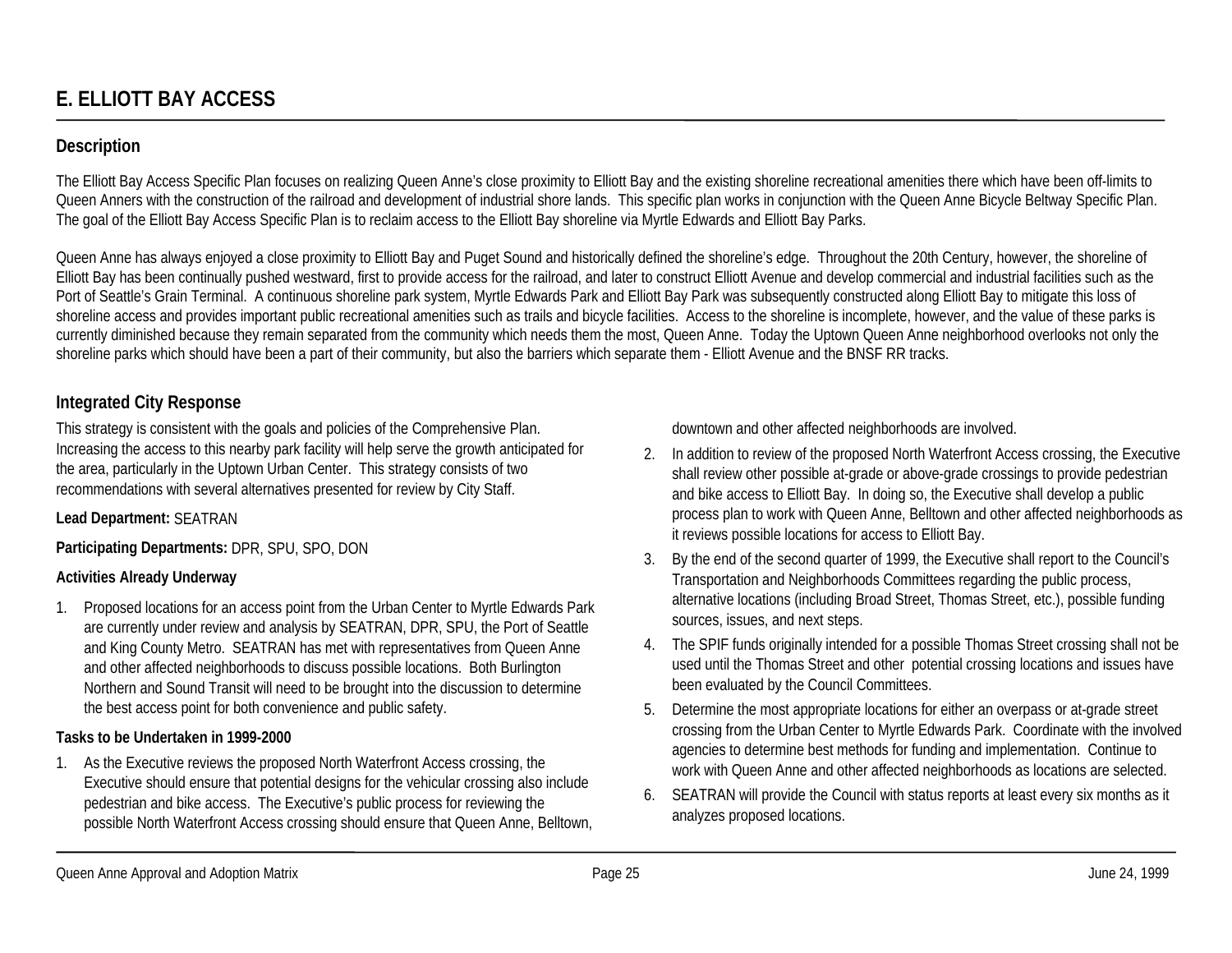# E. ELLIOTT BAY ACCESS

## Description

The Elliott Bay Access Specific Plan focuses on realizing Queen Anne's close proximity to Elliott Bay and the existing shoreline recreational amenities there which have been off-limits to Queen Anners with the construction of the railroad and development of industrial shore lands. This specific plan works in conjunction with the Queen Anne Bicycle Beltway Specific Plan. The goal of the Elliott Bay Access Specific Plan is to reclaim access to the Elliott Bay shoreline via Myrtle Edwards and Elliott Bay Parks.

Queen Anne has always enjoyed a close proximity to Elliott Bay and Puget Sound and historically defined the shoreline's edge. Throughout the 20th Century, however, the shoreline of Elliott Bay has been continually pushed westward, first to provide access for the railroad, and later to construct Elliott Avenue and develop commercial and industrial facilities such as the Port of Seattle's Grain Terminal. A continuous shoreline park system, Myrtle Edwards Park and Elliott Bay Park was subsequently constructed along Elliott Bay to mitigate this loss of shoreline access and provides important public recreational amenities such as trails and bicycle facilities. Access to the shoreline is incomplete, however, and the value of these parks is currently diminished because they remain separated from the community which needs them the most, Queen Anne. Today the Uptown Queen Anne neighborhood overlooks not only the shoreline parks which should have been a part of their community, but also the barriers which separate them - Elliott Avenue and the BNSF RR tracks.

## Integrated City Response

This strategy is consistent with the goals and policies of the Comprehensive Plan. Increasing the access to this nearby park facility will help serve the growth anticipated for the area, particularly in the Uptown Urban Center. This strategy consists of two recommendations with several alternatives presented for review by City Staff.

**Lead Department:** SEATRAN

**Participating Departments:** DPR, SPU, SPO, DON

**Activities Already Underway**

1. Proposed locations for an access point from the Urban Center to Myrtle Edwards Park are currently under review and analysis by SEATRAN, DPR, SPU, the Port of Seattle and King County Metro. SEATRAN has met with representatives from Queen Anne and other affected neighborhoods to discuss possible locations. Both Burlington Northern and Sound Transit will need to be brought into the discussion to determine the best access point for both convenience and public safety.

**Tasks to be Undertaken in 1999-2000**

1. As the Executive reviews the proposed North Waterfront Access crossing, the Executive should ensure that potential designs for the vehicular crossing also include pedestrian and bike access. The Executive's public process for reviewing the possible North Waterfront Access crossing should ensure that Queen Anne, Belltown, downtown and other affected neighborhoods are involved.
2. In addition to review of the proposed North Waterfront Access crossing, the Executive shall review other possible at-grade or above-grade crossings to provide pedestrian and bike access to Elliott Bay. In doing so, the Executive shall develop a public process plan to work with Queen Anne, Belltown and other affected neighborhoods as it reviews possible locations for access to Elliott Bay.
3. By the end of the second quarter of 1999, the Executive shall report to the Council's Transportation and Neighborhoods Committees regarding the public process, alternative locations (including Broad Street, Thomas Street, etc.), possible funding sources, issues, and next steps.
4. The SPIF funds originally intended for a possible Thomas Street crossing shall not be used until the Thomas Street and other potential crossing locations and issues have been evaluated by the Council Committees.
5. Determine the most appropriate locations for either an overpass or at-grade street crossing from the Urban Center to Myrtle Edwards Park. Coordinate with the involved agencies to determine best methods for funding and implementation. Continue to work with Queen Anne and other affected neighborhoods as locations are selected.
6. SEATRAN will provide the Council with status reports at least every six months as it analyzes proposed locations.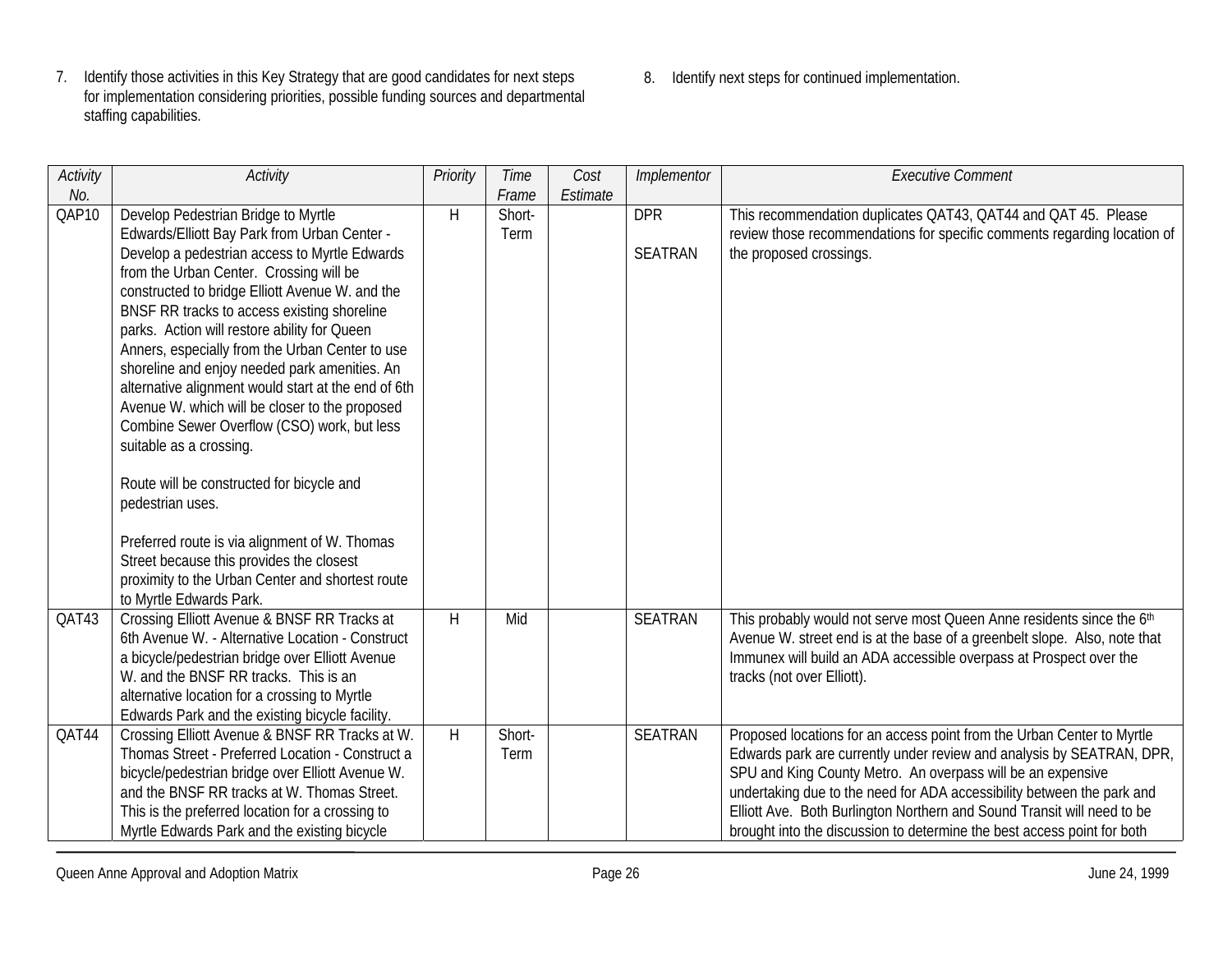7. Identify those activities in this Key Strategy that are good candidates for next steps for implementation considering priorities, possible funding sources and departmental staffing capabilities.

8. Identify next steps for continued implementation.

| *Activity No.* | *Activity* | *Priority* | *Time Frame* | *Cost Estimate* | *Implementor* | *Executive Comment* |
|---|---|---|---|---|---|---|
| QAP10 | Develop Pedestrian Bridge to Myrtle Edwards/Elliott Bay Park from Urban Center - Develop a pedestrian access to Myrtle Edwards from the Urban Center. Crossing will be constructed to bridge Elliott Avenue W. and the BNSF RR tracks to access existing shoreline parks. Action will restore ability for Queen Anners, especially from the Urban Center to use shoreline and enjoy needed park amenities. An alternative alignment would start at the end of 6th Avenue W. which will be closer to the proposed Combine Sewer Overflow (CSO) work, but less suitable as a crossing.<br><br>Route will be constructed for bicycle and pedestrian uses.<br><br>Preferred route is via alignment of W. Thomas Street because this provides the closest proximity to the Urban Center and shortest route to Myrtle Edwards Park. | H | Short-Term | | DPR<br><br>SEATRAN | This recommendation duplicates QAT43, QAT44 and QAT 45. Please review those recommendations for specific comments regarding location of the proposed crossings. |
| QAT43 | Crossing Elliott Avenue & BNSF RR Tracks at 6th Avenue W. - Alternative Location - Construct a bicycle/pedestrian bridge over Elliott Avenue W. and the BNSF RR tracks. This is an alternative location for a crossing to Myrtle Edwards Park and the existing bicycle facility. | H | Mid | | SEATRAN | This probably would not serve most Queen Anne residents since the 6th Avenue W. street end is at the base of a greenbelt slope. Also, note that Immunex will build an ADA accessible overpass at Prospect over the tracks (not over Elliott). |
| QAT44 | Crossing Elliott Avenue & BNSF RR Tracks at W. Thomas Street - Preferred Location - Construct a bicycle/pedestrian bridge over Elliott Avenue W. and the BNSF RR tracks at W. Thomas Street. This is the preferred location for a crossing to Myrtle Edwards Park and the existing bicycle | H | Short-Term | | SEATRAN | Proposed locations for an access point from the Urban Center to Myrtle Edwards park are currently under review and analysis by SEATRAN, DPR, SPU and King County Metro. An overpass will be an expensive undertaking due to the need for ADA accessibility between the park and Elliott Ave. Both Burlington Northern and Sound Transit will need to be brought into the discussion to determine the best access point for both |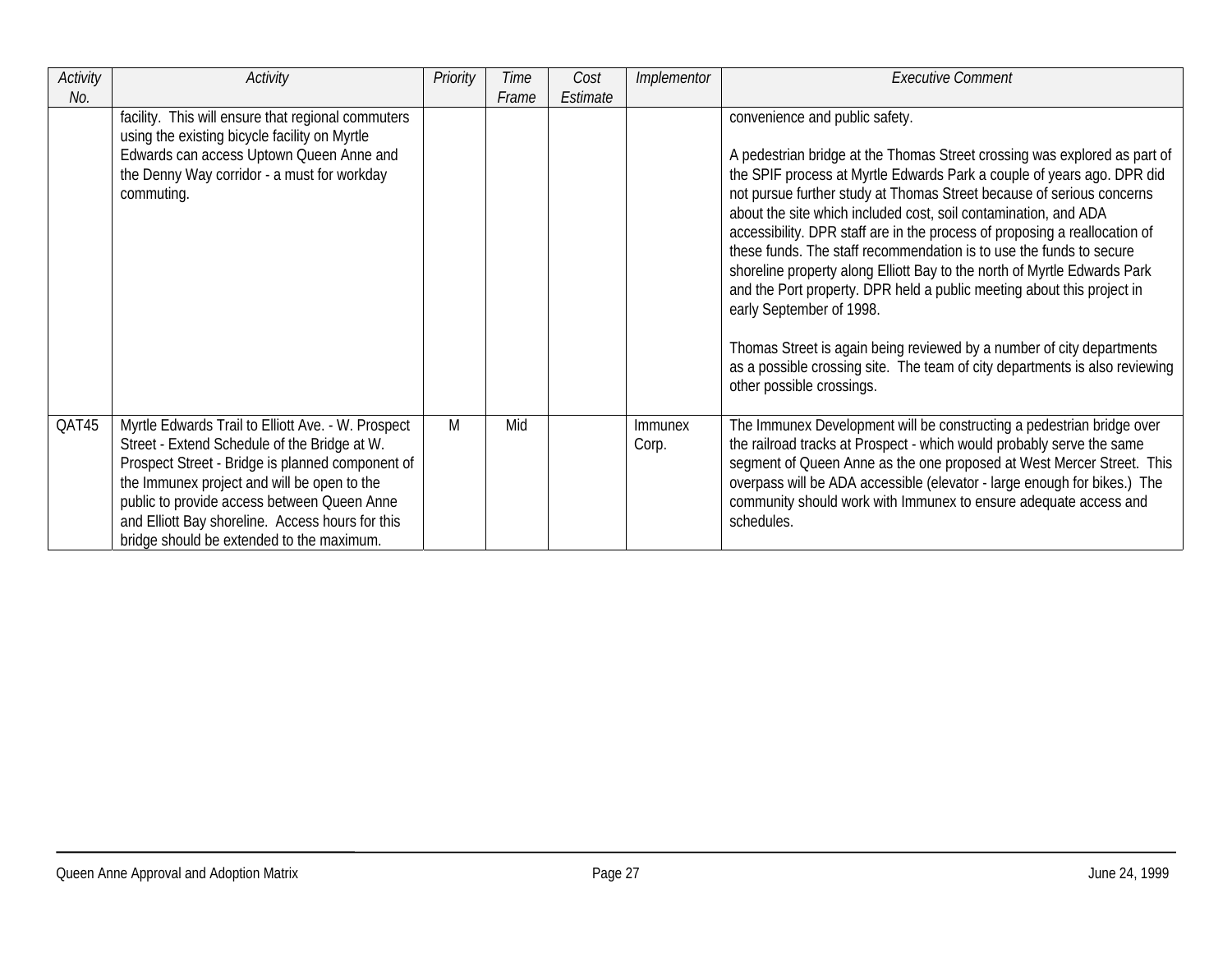| Activity No. | Activity | Priority | Time Frame | Cost Estimate | Implementor | Executive Comment |
|---|---|---|---|---|---|---|
| | facility. This will ensure that regional commuters using the existing bicycle facility on Myrtle Edwards can access Uptown Queen Anne and the Denny Way corridor - a must for workday commuting. | | | | | convenience and public safety.<br><br>A pedestrian bridge at the Thomas Street crossing was explored as part of the SPIF process at Myrtle Edwards Park a couple of years ago. DPR did not pursue further study at Thomas Street because of serious concerns about the site which included cost, soil contamination, and ADA accessibility. DPR staff are in the process of proposing a reallocation of these funds. The staff recommendation is to use the funds to secure shoreline property along Elliott Bay to the north of Myrtle Edwards Park and the Port property. DPR held a public meeting about this project in early September of 1998.<br><br>Thomas Street is again being reviewed by a number of city departments as a possible crossing site. The team of city departments is also reviewing other possible crossings. |
| QAT45 | Myrtle Edwards Trail to Elliott Ave. - W. Prospect Street - Extend Schedule of the Bridge at W. Prospect Street - Bridge is planned component of the Immunex project and will be open to the public to provide access between Queen Anne and Elliott Bay shoreline. Access hours for this bridge should be extended to the maximum. | M | Mid | | Immunex Corp. | The Immunex Development will be constructing a pedestrian bridge over the railroad tracks at Prospect - which would probably serve the same segment of Queen Anne as the one proposed at West Mercer Street. This overpass will be ADA accessible (elevator - large enough for bikes.) The community should work with Immunex to ensure adequate access and schedules. |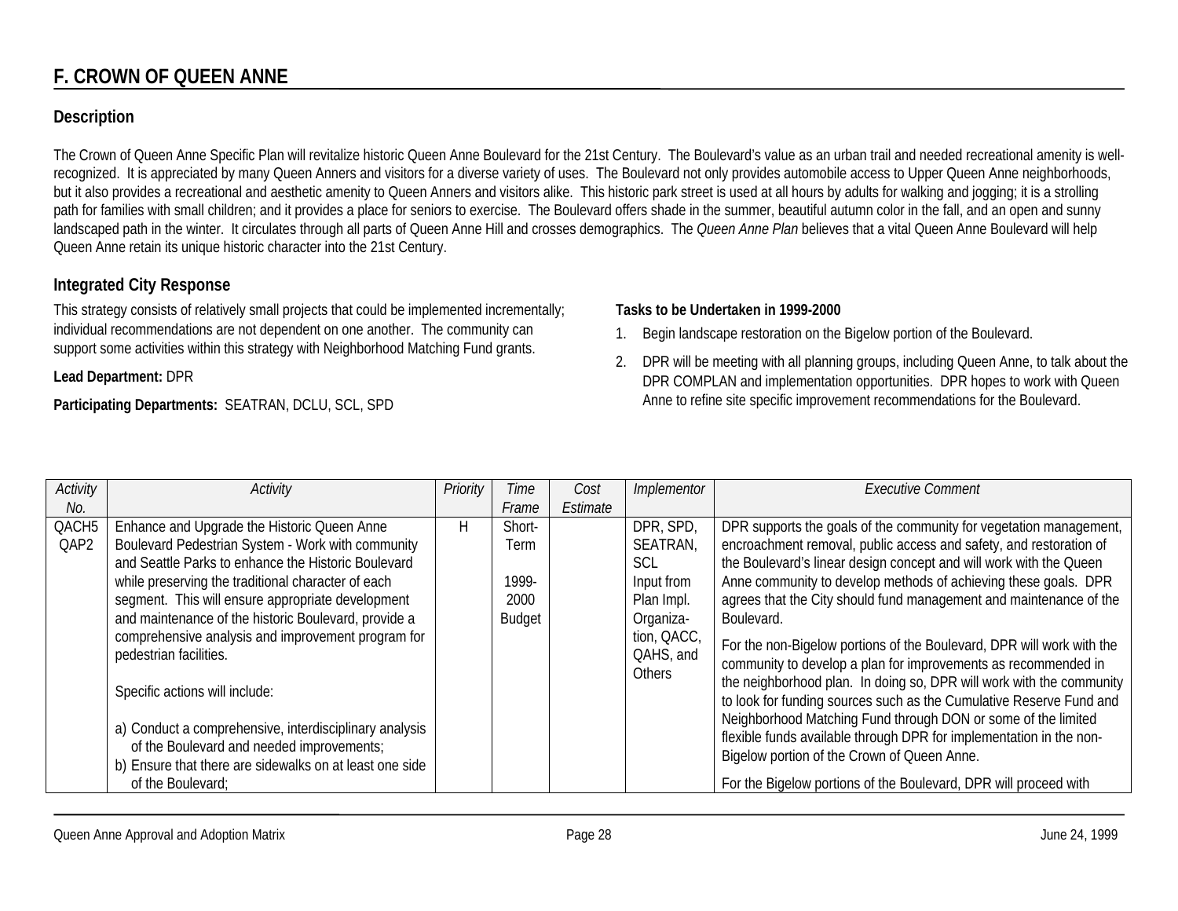## F. CROWN OF QUEEN ANNE

### Description

The Crown of Queen Anne Specific Plan will revitalize historic Queen Anne Boulevard for the 21st Century. The Boulevard's value as an urban trail and needed recreational amenity is well-recognized. It is appreciated by many Queen Anners and visitors for a diverse variety of uses. The Boulevard not only provides automobile access to Upper Queen Anne neighborhoods, but it also provides a recreational and aesthetic amenity to Queen Anners and visitors alike. This historic park street is used at all hours by adults for walking and jogging; it is a strolling path for families with small children; and it provides a place for seniors to exercise. The Boulevard offers shade in the summer, beautiful autumn color in the fall, and an open and sunny landscaped path in the winter. It circulates through all parts of Queen Anne Hill and crosses demographics. The *Queen Anne Plan* believes that a vital Queen Anne Boulevard will help Queen Anne retain its unique historic character into the 21st Century.

### Integrated City Response

This strategy consists of relatively small projects that could be implemented incrementally; individual recommendations are not dependent on one another. The community can support some activities within this strategy with Neighborhood Matching Fund grants.

**Lead Department:** DPR

**Participating Departments:** SEATRAN, DCLU, SCL, SPD

**Tasks to be Undertaken in 1999-2000**

1. Begin landscape restoration on the Bigelow portion of the Boulevard.
2. DPR will be meeting with all planning groups, including Queen Anne, to talk about the DPR COMPLAN and implementation opportunities. DPR hopes to work with Queen Anne to refine site specific improvement recommendations for the Boulevard.

| *Activity No.* | *Activity* | *Priority* | *Time Frame* | *Cost Estimate* | *Implementor* | *Executive Comment* |
|---|---|---|---|---|---|---|
| QACH5 QAP2 | Enhance and Upgrade the Historic Queen Anne Boulevard Pedestrian System - Work with community and Seattle Parks to enhance the Historic Boulevard while preserving the traditional character of each segment. This will ensure appropriate development and maintenance of the historic Boulevard, provide a comprehensive analysis and improvement program for pedestrian facilities.<br><br>Specific actions will include:<br><br>a) Conduct a comprehensive, interdisciplinary analysis of the Boulevard and needed improvements;<br>b) Ensure that there are sidewalks on at least one side of the Boulevard; | H | Short-Term<br><br>1999-2000 Budget | | DPR, SPD, SEATRAN, SCL<br>Input from Plan Impl. Organiza-tion, QACC, QAHS, and Others | DPR supports the goals of the community for vegetation management, encroachment removal, public access and safety, and restoration of the Boulevard's linear design concept and will work with the Queen Anne community to develop methods of achieving these goals. DPR agrees that the City should fund management and maintenance of the Boulevard.<br><br>For the non-Bigelow portions of the Boulevard, DPR will work with the community to develop a plan for improvements as recommended in the neighborhood plan. In doing so, DPR will work with the community to look for funding sources such as the Cumulative Reserve Fund and Neighborhood Matching Fund through DON or some of the limited flexible funds available through DPR for implementation in the non-Bigelow portion of the Crown of Queen Anne.<br><br>For the Bigelow portions of the Boulevard, DPR will proceed with |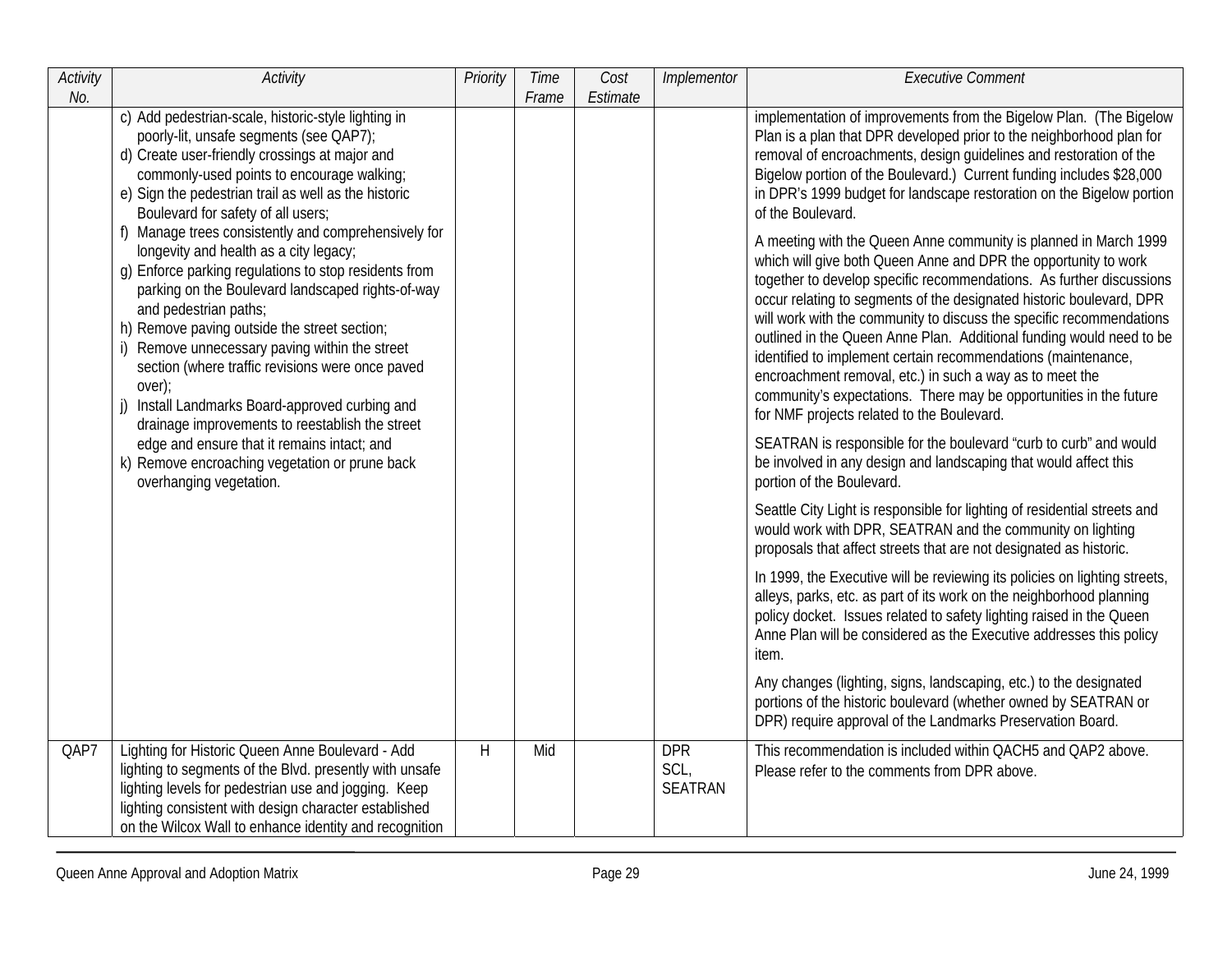| Activity No. | Activity | Priority | Time Frame | Cost Estimate | Implementor | Executive Comment |
|---|---|---|---|---|---|---|
| | c) Add pedestrian-scale, historic-style lighting in poorly-lit, unsafe segments (see QAP7);<br>d) Create user-friendly crossings at major and commonly-used points to encourage walking;<br>e) Sign the pedestrian trail as well as the historic Boulevard for safety of all users;<br>f) Manage trees consistently and comprehensively for longevity and health as a city legacy;<br>g) Enforce parking regulations to stop residents from parking on the Boulevard landscaped rights-of-way and pedestrian paths;<br>h) Remove paving outside the street section;<br>i) Remove unnecessary paving within the street section (where traffic revisions were once paved over);<br>j) Install Landmarks Board-approved curbing and drainage improvements to reestablish the street edge and ensure that it remains intact; and<br>k) Remove encroaching vegetation or prune back overhanging vegetation. | | | | | implementation of improvements from the Bigelow Plan. (The Bigelow Plan is a plan that DPR developed prior to the neighborhood plan for removal of encroachments, design guidelines and restoration of the Bigelow portion of the Boulevard.) Current funding includes $28,000 in DPR's 1999 budget for landscape restoration on the Bigelow portion of the Boulevard.<br><br>A meeting with the Queen Anne community is planned in March 1999 which will give both Queen Anne and DPR the opportunity to work together to develop specific recommendations. As further discussions occur relating to segments of the designated historic boulevard, DPR will work with the community to discuss the specific recommendations outlined in the Queen Anne Plan. Additional funding would need to be identified to implement certain recommendations (maintenance, encroachment removal, etc.) in such a way as to meet the community's expectations. There may be opportunities in the future for NMF projects related to the Boulevard.<br><br>SEATRAN is responsible for the boulevard "curb to curb" and would be involved in any design and landscaping that would affect this portion of the Boulevard.<br><br>Seattle City Light is responsible for lighting of residential streets and would work with DPR, SEATRAN and the community on lighting proposals that affect streets that are not designated as historic.<br><br>In 1999, the Executive will be reviewing its policies on lighting streets, alleys, parks, etc. as part of its work on the neighborhood planning policy docket. Issues related to safety lighting raised in the Queen Anne Plan will be considered as the Executive addresses this policy item.<br><br>Any changes (lighting, signs, landscaping, etc.) to the designated portions of the historic boulevard (whether owned by SEATRAN or DPR) require approval of the Landmarks Preservation Board. |
| QAP7 | Lighting for Historic Queen Anne Boulevard - Add lighting to segments of the Blvd. presently with unsafe lighting levels for pedestrian use and jogging. Keep lighting consistent with design character established on the Wilcox Wall to enhance identity and recognition | H | Mid | | DPR<br>SCL,<br>SEATRAN | This recommendation is included within QACH5 and QAP2 above. Please refer to the comments from DPR above. |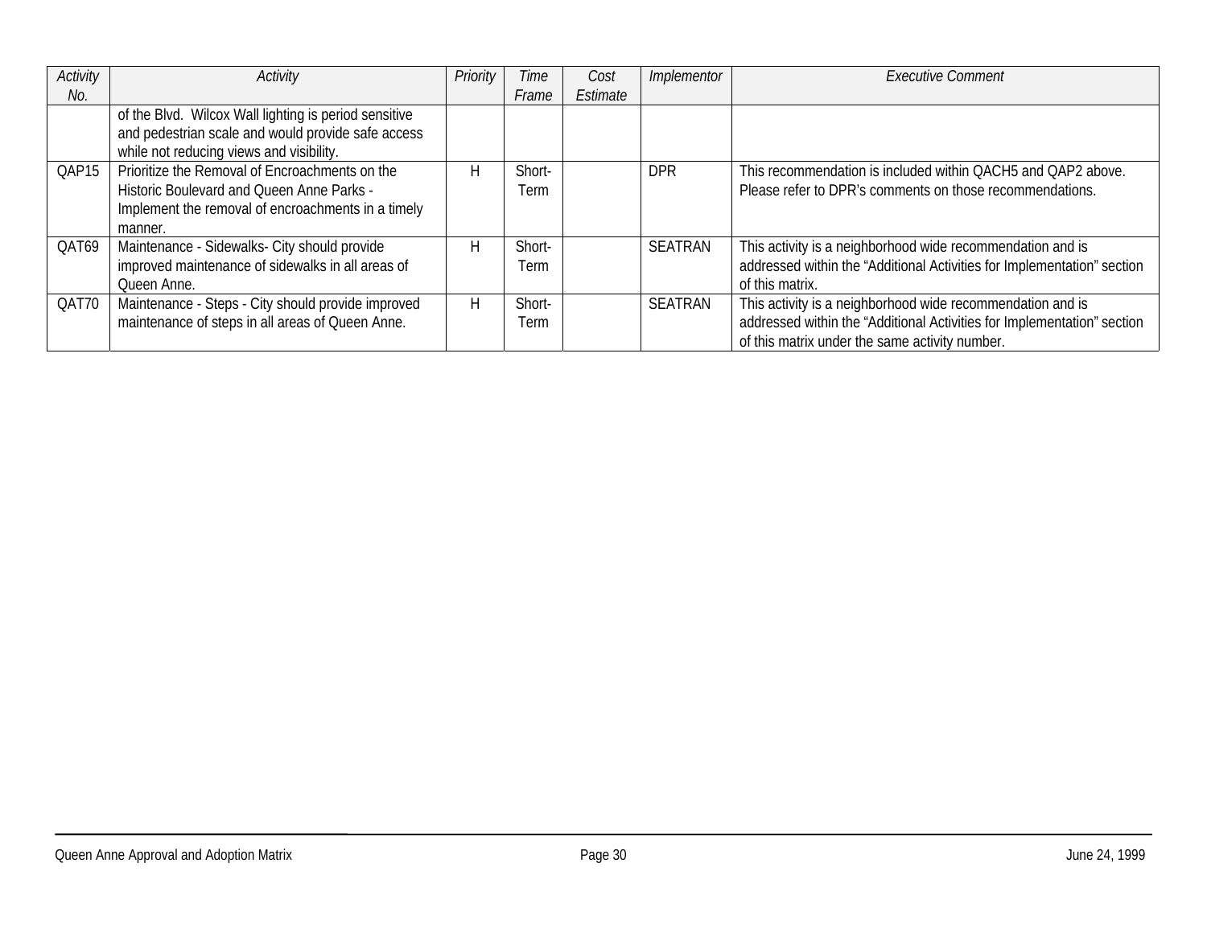| Activity No. | Activity | Priority | Time Frame | Cost Estimate | Implementor | Executive Comment |
|---|---|---|---|---|---|---|
| | of the Blvd. Wilcox Wall lighting is period sensitive and pedestrian scale and would provide safe access while not reducing views and visibility. | | | | | |
| QAP15 | Prioritize the Removal of Encroachments on the Historic Boulevard and Queen Anne Parks - Implement the removal of encroachments in a timely manner. | H | Short-Term | | DPR | This recommendation is included within QACH5 and QAP2 above. Please refer to DPR's comments on those recommendations. |
| QAT69 | Maintenance - Sidewalks- City should provide improved maintenance of sidewalks in all areas of Queen Anne. | H | Short-Term | | SEATRAN | This activity is a neighborhood wide recommendation and is addressed within the "Additional Activities for Implementation" section of this matrix. |
| QAT70 | Maintenance - Steps - City should provide improved maintenance of steps in all areas of Queen Anne. | H | Short-Term | | SEATRAN | This activity is a neighborhood wide recommendation and is addressed within the "Additional Activities for Implementation" section of this matrix under the same activity number. |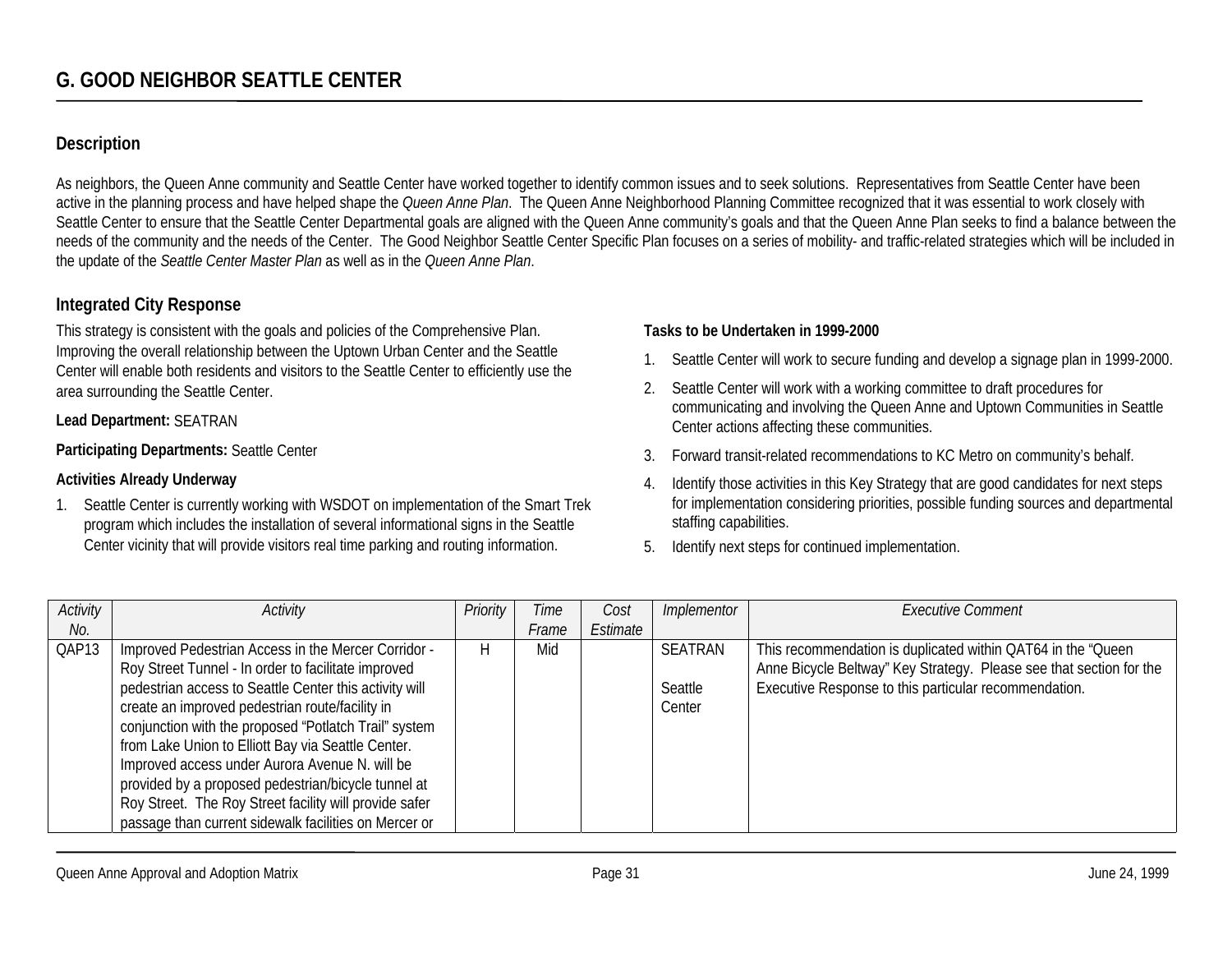## G. GOOD NEIGHBOR SEATTLE CENTER

### Description

As neighbors, the Queen Anne community and Seattle Center have worked together to identify common issues and to seek solutions. Representatives from Seattle Center have been active in the planning process and have helped shape the *Queen Anne Plan*. The Queen Anne Neighborhood Planning Committee recognized that it was essential to work closely with Seattle Center to ensure that the Seattle Center Departmental goals are aligned with the Queen Anne community's goals and that the Queen Anne Plan seeks to find a balance between the needs of the community and the needs of the Center. The Good Neighbor Seattle Center Specific Plan focuses on a series of mobility- and traffic-related strategies which will be included in the update of the *Seattle Center Master Plan* as well as in the *Queen Anne Plan*.

### Integrated City Response

This strategy is consistent with the goals and policies of the Comprehensive Plan. Improving the overall relationship between the Uptown Urban Center and the Seattle Center will enable both residents and visitors to the Seattle Center to efficiently use the area surrounding the Seattle Center.

**Lead Department:** SEATRAN

**Participating Departments:** Seattle Center

**Activities Already Underway**

1. Seattle Center is currently working with WSDOT on implementation of the Smart Trek program which includes the installation of several informational signs in the Seattle Center vicinity that will provide visitors real time parking and routing information.

**Tasks to be Undertaken in 1999-2000**

1. Seattle Center will work to secure funding and develop a signage plan in 1999-2000.
2. Seattle Center will work with a working committee to draft procedures for communicating and involving the Queen Anne and Uptown Communities in Seattle Center actions affecting these communities.
3. Forward transit-related recommendations to KC Metro on community's behalf.
4. Identify those activities in this Key Strategy that are good candidates for next steps for implementation considering priorities, possible funding sources and departmental staffing capabilities.
5. Identify next steps for continued implementation.

| *Activity No.* | *Activity* | *Priority* | *Time Frame* | *Cost Estimate* | *Implementor* | *Executive Comment* |
|---|---|---|---|---|---|---|
| QAP13 | Improved Pedestrian Access in the Mercer Corridor - Roy Street Tunnel - In order to facilitate improved pedestrian access to Seattle Center this activity will create an improved pedestrian route/facility in conjunction with the proposed "Potlatch Trail" system from Lake Union to Elliott Bay via Seattle Center. Improved access under Aurora Avenue N. will be provided by a proposed pedestrian/bicycle tunnel at Roy Street. The Roy Street facility will provide safer passage than current sidewalk facilities on Mercer or | H | Mid | | SEATRAN<br><br>Seattle Center | This recommendation is duplicated within QAT64 in the "Queen Anne Bicycle Beltway" Key Strategy. Please see that section for the Executive Response to this particular recommendation. |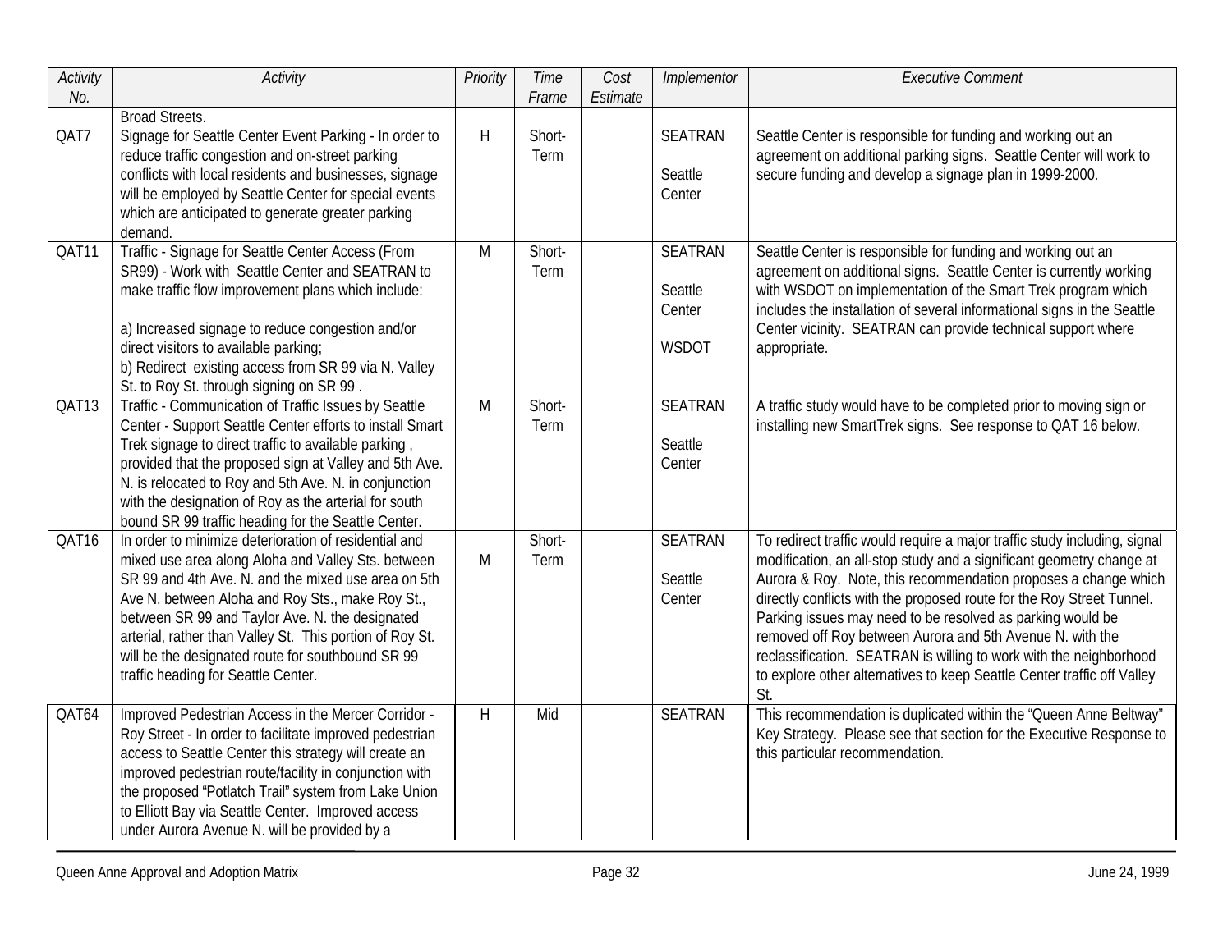| Activity No. | Activity | Priority | Time Frame | Cost Estimate | Implementor | Executive Comment |
|---|---|---|---|---|---|---|
| | Broad Streets. | | | | | |
| QAT7 | Signage for Seattle Center Event Parking - In order to reduce traffic congestion and on-street parking conflicts with local residents and businesses, signage will be employed by Seattle Center for special events which are anticipated to generate greater parking demand. | H | Short-Term | | SEATRAN<br><br>Seattle Center | Seattle Center is responsible for funding and working out an agreement on additional parking signs. Seattle Center will work to secure funding and develop a signage plan in 1999-2000. |
| QAT11 | Traffic - Signage for Seattle Center Access (From SR99) - Work with Seattle Center and SEATRAN to make traffic flow improvement plans which include:<br><br>a) Increased signage to reduce congestion and/or direct visitors to available parking;<br>b) Redirect existing access from SR 99 via N. Valley St. to Roy St. through signing on SR 99 . | M | Short-Term | | SEATRAN<br><br>Seattle Center<br><br>WSDOT | Seattle Center is responsible for funding and working out an agreement on additional signs. Seattle Center is currently working with WSDOT on implementation of the Smart Trek program which includes the installation of several informational signs in the Seattle Center vicinity. SEATRAN can provide technical support where appropriate. |
| QAT13 | Traffic - Communication of Traffic Issues by Seattle Center - Support Seattle Center efforts to install Smart Trek signage to direct traffic to available parking , provided that the proposed sign at Valley and 5th Ave. N. is relocated to Roy and 5th Ave. N. in conjunction with the designation of Roy as the arterial for south bound SR 99 traffic heading for the Seattle Center. | M | Short-Term | | SEATRAN<br><br>Seattle Center | A traffic study would have to be completed prior to moving sign or installing new SmartTrek signs. See response to QAT 16 below. |
| QAT16 | In order to minimize deterioration of residential and mixed use area along Aloha and Valley Sts. between SR 99 and 4th Ave. N. and the mixed use area on 5th Ave N. between Aloha and Roy Sts., make Roy St., between SR 99 and Taylor Ave. N. the designated arterial, rather than Valley St. This portion of Roy St. will be the designated route for southbound SR 99 traffic heading for Seattle Center. | M | Short-Term | | SEATRAN<br><br>Seattle Center | To redirect traffic would require a major traffic study including, signal modification, an all-stop study and a significant geometry change at Aurora & Roy. Note, this recommendation proposes a change which directly conflicts with the proposed route for the Roy Street Tunnel. Parking issues may need to be resolved as parking would be removed off Roy between Aurora and 5th Avenue N. with the reclassification. SEATRAN is willing to work with the neighborhood to explore other alternatives to keep Seattle Center traffic off Valley St. |
| QAT64 | Improved Pedestrian Access in the Mercer Corridor - Roy Street - In order to facilitate improved pedestrian access to Seattle Center this strategy will create an improved pedestrian route/facility in conjunction with the proposed "Potlatch Trail" system from Lake Union to Elliott Bay via Seattle Center. Improved access under Aurora Avenue N. will be provided by a | H | Mid | | SEATRAN | This recommendation is duplicated within the "Queen Anne Beltway" Key Strategy. Please see that section for the Executive Response to this particular recommendation. |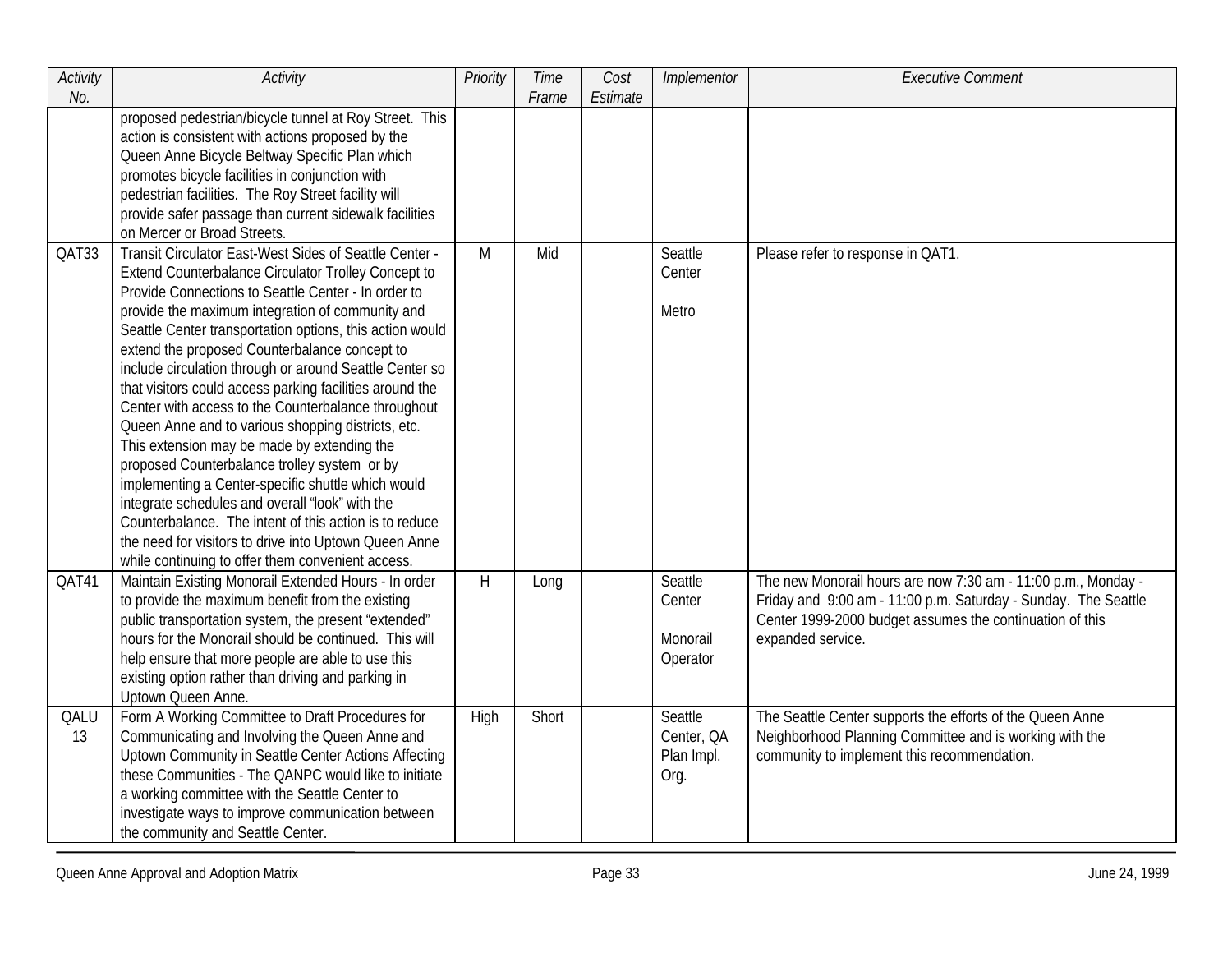| Activity No. | Activity | Priority | Time Frame | Cost Estimate | Implementor | Executive Comment |
|---|---|---|---|---|---|---|
| | proposed pedestrian/bicycle tunnel at Roy Street. This action is consistent with actions proposed by the Queen Anne Bicycle Beltway Specific Plan which promotes bicycle facilities in conjunction with pedestrian facilities. The Roy Street facility will provide safer passage than current sidewalk facilities on Mercer or Broad Streets. | | | | | |
| QAT33 | Transit Circulator East-West Sides of Seattle Center - Extend Counterbalance Circulator Trolley Concept to Provide Connections to Seattle Center - In order to provide the maximum integration of community and Seattle Center transportation options, this action would extend the proposed Counterbalance concept to include circulation through or around Seattle Center so that visitors could access parking facilities around the Center with access to the Counterbalance throughout Queen Anne and to various shopping districts, etc. This extension may be made by extending the proposed Counterbalance trolley system or by implementing a Center-specific shuttle which would integrate schedules and overall "look" with the Counterbalance. The intent of this action is to reduce the need for visitors to drive into Uptown Queen Anne while continuing to offer them convenient access. | M | Mid | | Seattle Center<br><br>Metro | Please refer to response in QAT1. |
| QAT41 | Maintain Existing Monorail Extended Hours - In order to provide the maximum benefit from the existing public transportation system, the present "extended" hours for the Monorail should be continued. This will help ensure that more people are able to use this existing option rather than driving and parking in Uptown Queen Anne. | H | Long | | Seattle Center<br><br>Monorail Operator | The new Monorail hours are now 7:30 am - 11:00 p.m., Monday - Friday and 9:00 am - 11:00 p.m. Saturday - Sunday. The Seattle Center 1999-2000 budget assumes the continuation of this expanded service. |
| QALU 13 | Form A Working Committee to Draft Procedures for Communicating and Involving the Queen Anne and Uptown Community in Seattle Center Actions Affecting these Communities - The QANPC would like to initiate a working committee with the Seattle Center to investigate ways to improve communication between the community and Seattle Center. | High | Short | | Seattle Center, QA Plan Impl. Org. | The Seattle Center supports the efforts of the Queen Anne Neighborhood Planning Committee and is working with the community to implement this recommendation. |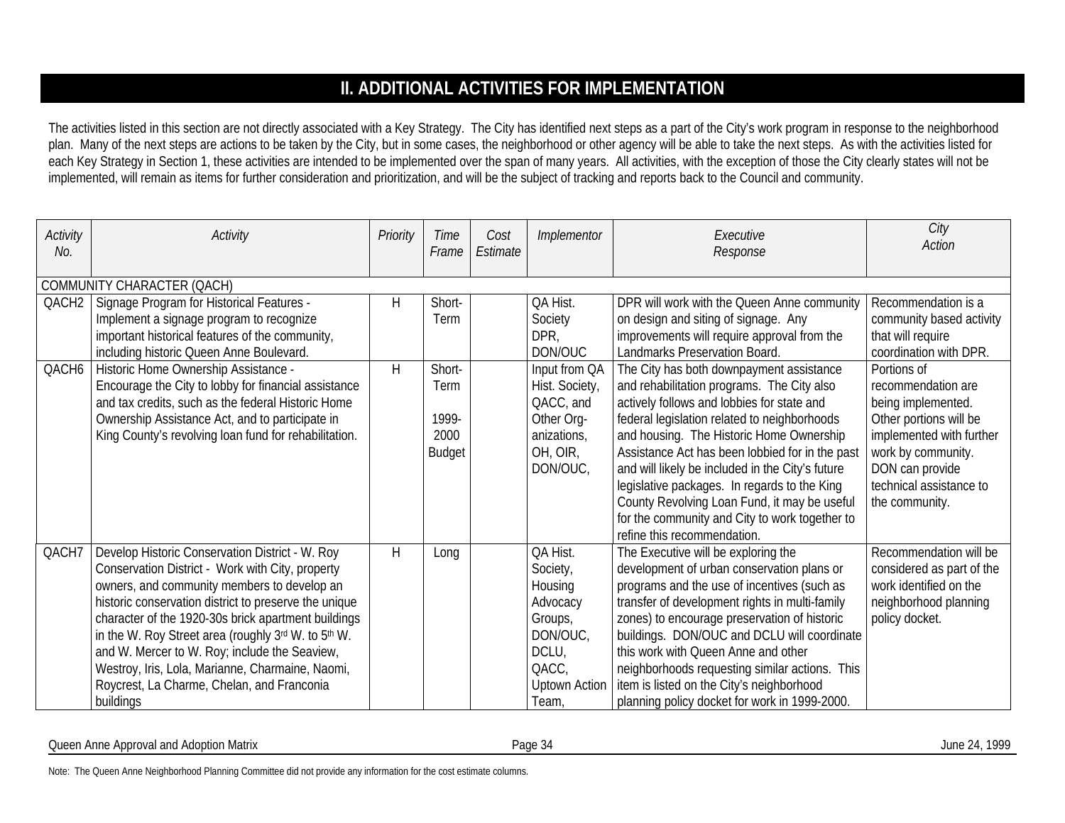## II. ADDITIONAL ACTIVITIES FOR IMPLEMENTATION

The activities listed in this section are not directly associated with a Key Strategy. The City has identified next steps as a part of the City's work program in response to the neighborhood plan. Many of the next steps are actions to be taken by the City, but in some cases, the neighborhood or other agency will be able to take the next steps. As with the activities listed for each Key Strategy in Section 1, these activities are intended to be implemented over the span of many years. All activities, with the exception of those the City clearly states will not be implemented, will remain as items for further consideration and prioritization, and will be the subject of tracking and reports back to the Council and community.

| *Activity No.* | *Activity* | *Priority* | *Time Frame* | *Cost Estimate* | *Implementor* | *Executive Response* | *City Action* |
|---|---|---|---|---|---|---|---|
| COMMUNITY CHARACTER (QACH) | | | | | | | |
| QACH2 | Signage Program for Historical Features - Implement a signage program to recognize important historical features of the community, including historic Queen Anne Boulevard. | H | Short-Term | | QA Hist. Society DPR, DON/OUC | DPR will work with the Queen Anne community on design and siting of signage. Any improvements will require approval from the Landmarks Preservation Board. | Recommendation is a community based activity that will require coordination with DPR. |
| QACH6 | Historic Home Ownership Assistance - Encourage the City to lobby for financial assistance and tax credits, such as the federal Historic Home Ownership Assistance Act, and to participate in King County's revolving loan fund for rehabilitation. | H | Short-Term 1999-2000 Budget | | Input from QA Hist. Society, QACC, and Other Org-anizations, OH, OIR, DON/OUC, | The City has both downpayment assistance and rehabilitation programs. The City also actively follows and lobbies for state and federal legislation related to neighborhoods and housing. The Historic Home Ownership Assistance Act has been lobbied for in the past and will likely be included in the City's future legislative packages. In regards to the King County Revolving Loan Fund, it may be useful for the community and City to work together to refine this recommendation. | Portions of recommendation are being implemented. Other portions will be implemented with further work by community. DON can provide technical assistance to the community. |
| QACH7 | Develop Historic Conservation District - W. Roy Conservation District - Work with City, property owners, and community members to develop an historic conservation district to preserve the unique character of the 1920-30s brick apartment buildings in the W. Roy Street area (roughly 3rd W. to 5th W. and W. Mercer to W. Roy; include the Seaview, Westroy, Iris, Lola, Marianne, Charmaine, Naomi, Roycrest, La Charme, Chelan, and Franconia buildings | H | Long | | QA Hist. Society, Housing Advocacy Groups, DON/OUC, DCLU, QACC, Uptown Action Team, | The Executive will be exploring the development of urban conservation plans or programs and the use of incentives (such as transfer of development rights in multi-family zones) to encourage preservation of historic buildings. DON/OUC and DCLU will coordinate this work with Queen Anne and other neighborhoods requesting similar actions. This item is listed on the City's neighborhood planning policy docket for work in 1999-2000. | Recommendation will be considered as part of the work identified on the neighborhood planning policy docket. |

Note: The Queen Anne Neighborhood Planning Committee did not provide any information for the cost estimate columns.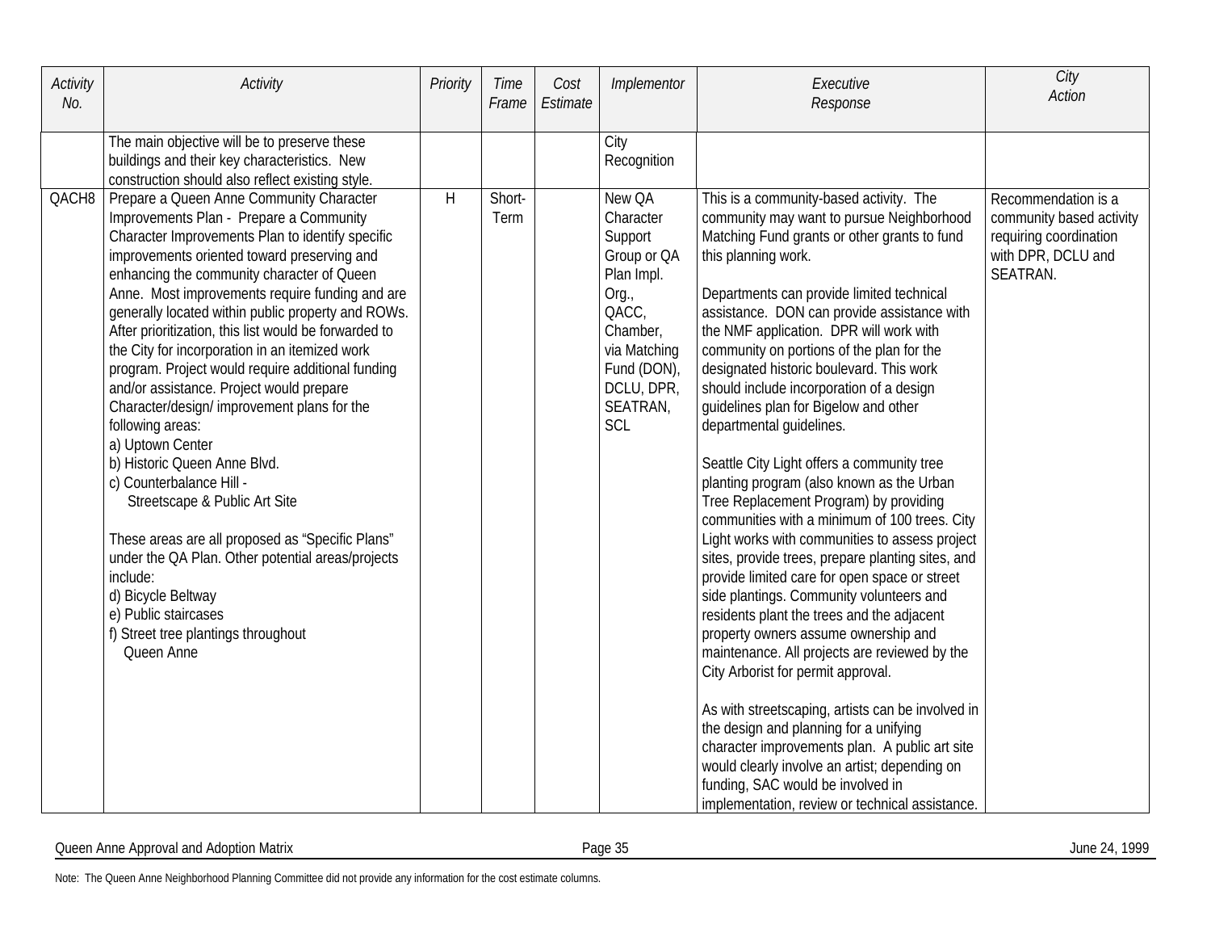| Activity No. | Activity | Priority | Time Frame | Cost Estimate | Implementor | Executive Response | City Action |
|---|---|---|---|---|---|---|---|
| | The main objective will be to preserve these buildings and their key characteristics. New construction should also reflect existing style. | | | | City Recognition | | |
| QACH8 | Prepare a Queen Anne Community Character Improvements Plan - Prepare a Community Character Improvements Plan to identify specific improvements oriented toward preserving and enhancing the community character of Queen Anne. Most improvements require funding and are generally located within public property and ROWs. After prioritization, this list would be forwarded to the City for incorporation in an itemized work program. Project would require additional funding and/or assistance. Project would prepare Character/design/ improvement plans for the following areas:<br>a) Uptown Center<br>b) Historic Queen Anne Blvd.<br>c) Counterbalance Hill - Streetscape & Public Art Site<br><br>These areas are all proposed as "Specific Plans" under the QA Plan. Other potential areas/projects include:<br>d) Bicycle Beltway<br>e) Public staircases<br>f) Street tree plantings throughout Queen Anne | H | Short-Term | | New QA Character Support Group or QA Plan Impl. Org., QACC, Chamber, via Matching Fund (DON), DCLU, DPR, SEATRAN, SCL | This is a community-based activity. The community may want to pursue Neighborhood Matching Fund grants or other grants to fund this planning work.<br><br>Departments can provide limited technical assistance. DON can provide assistance with the NMF application. DPR will work with community on portions of the plan for the designated historic boulevard. This work should include incorporation of a design guidelines plan for Bigelow and other departmental guidelines.<br><br>Seattle City Light offers a community tree planting program (also known as the Urban Tree Replacement Program) by providing communities with a minimum of 100 trees. City Light works with communities to assess project sites, provide trees, prepare planting sites, and provide limited care for open space or street side plantings. Community volunteers and residents plant the trees and the adjacent property owners assume ownership and maintenance. All projects are reviewed by the City Arborist for permit approval.<br><br>As with streetscaping, artists can be involved in the design and planning for a unifying character improvements plan. A public art site would clearly involve an artist; depending on funding, SAC would be involved in implementation, review or technical assistance. | Recommendation is a community based activity requiring coordination with DPR, DCLU and SEATRAN. |

Note: The Queen Anne Neighborhood Planning Committee did not provide any information for the cost estimate columns.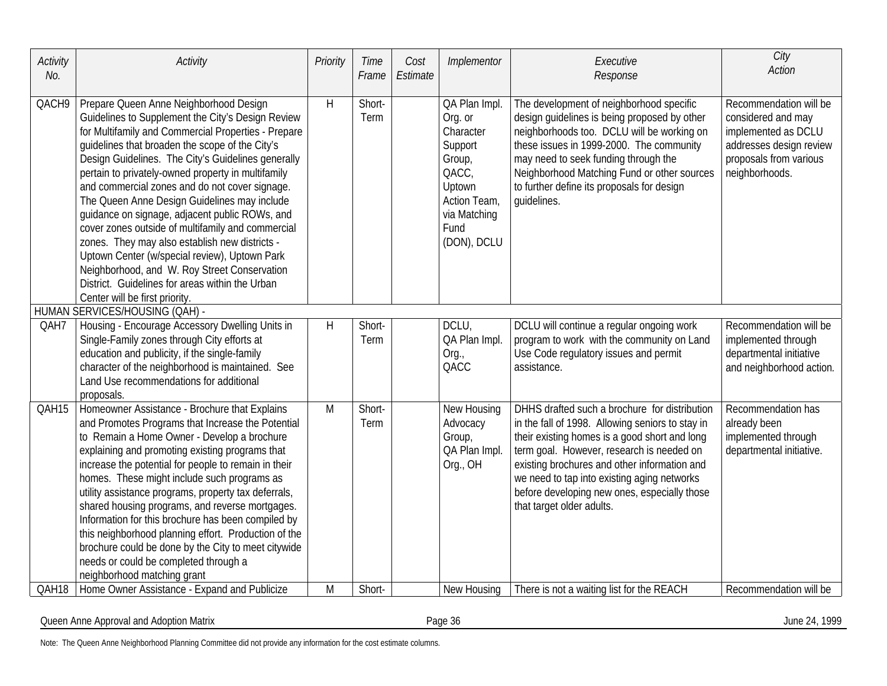| Activity No. | Activity | Priority | Time Frame | Cost Estimate | Implementor | Executive Response | City Action |
|---|---|---|---|---|---|---|---|
| QACH9 | Prepare Queen Anne Neighborhood Design Guidelines to Supplement the City's Design Review for Multifamily and Commercial Properties - Prepare guidelines that broaden the scope of the City's Design Guidelines. The City's Guidelines generally pertain to privately-owned property in multifamily and commercial zones and do not cover signage. The Queen Anne Design Guidelines may include guidance on signage, adjacent public ROWs, and cover zones outside of multifamily and commercial zones. They may also establish new districts - Uptown Center (w/special review), Uptown Park Neighborhood, and W. Roy Street Conservation District. Guidelines for areas within the Urban Center will be first priority. | H | Short-Term | | QA Plan Impl. Org. or Character Support Group, QACC, Uptown Action Team, via Matching Fund (DON), DCLU | The development of neighborhood specific design guidelines is being proposed by other neighborhoods too. DCLU will be working on these issues in 1999-2000. The community may need to seek funding through the Neighborhood Matching Fund or other sources to further define its proposals for design guidelines. | Recommendation will be considered and may implemented as DCLU addresses design review proposals from various neighborhoods. |
| HUMAN SERVICES/HOUSING (QAH) - | | | | | | | |
| QAH7 | Housing - Encourage Accessory Dwelling Units in Single-Family zones through City efforts at education and publicity, if the single-family character of the neighborhood is maintained. See Land Use recommendations for additional proposals. | H | Short-Term | | DCLU, QA Plan Impl. Org., QACC | DCLU will continue a regular ongoing work program to work with the community on Land Use Code regulatory issues and permit assistance. | Recommendation will be implemented through departmental initiative and neighborhood action. |
| QAH15 | Homeowner Assistance - Brochure that Explains and Promotes Programs that Increase the Potential to Remain a Home Owner - Develop a brochure explaining and promoting existing programs that increase the potential for people to remain in their homes. These might include such programs as utility assistance programs, property tax deferrals, shared housing programs, and reverse mortgages. Information for this brochure has been compiled by this neighborhood planning effort. Production of the brochure could be done by the City to meet citywide needs or could be completed through a neighborhood matching grant | M | Short-Term | | New Housing Advocacy Group, QA Plan Impl. Org., OH | DHHS drafted such a brochure for distribution in the fall of 1998. Allowing seniors to stay in their existing homes is a good short and long term goal. However, research is needed on existing brochures and other information and we need to tap into existing aging networks before developing new ones, especially those that target older adults. | Recommendation has already been implemented through departmental initiative. |
| QAH18 | Home Owner Assistance - Expand and Publicize | M | Short- | | New Housing | There is not a waiting list for the REACH | Recommendation will be |

Note: The Queen Anne Neighborhood Planning Committee did not provide any information for the cost estimate columns.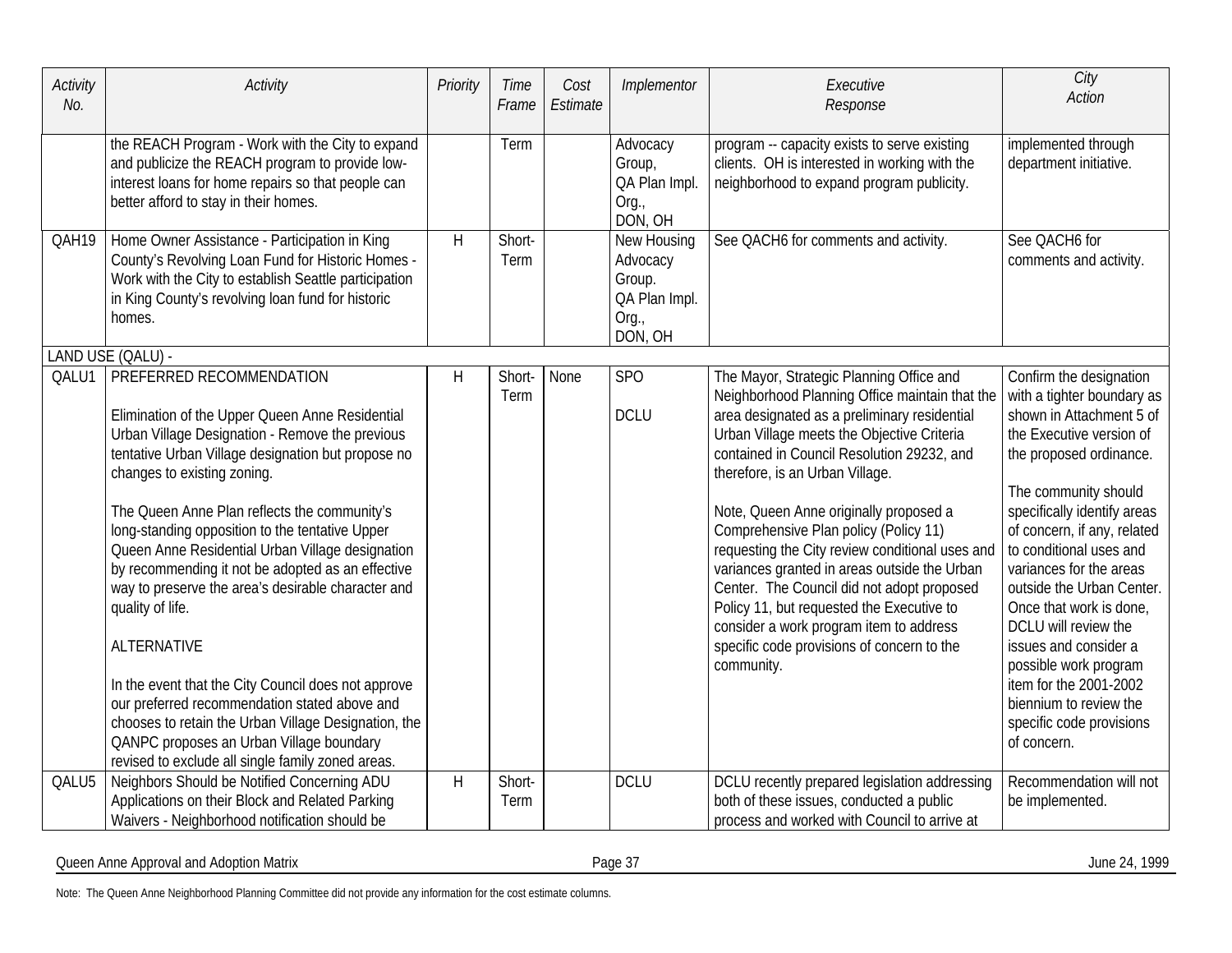| Activity No. | Activity | Priority | Time Frame | Cost Estimate | Implementor | Executive Response | City Action |
|---|---|---|---|---|---|---|---|
| | the REACH Program - Work with the City to expand and publicize the REACH program to provide low-interest loans for home repairs so that people can better afford to stay in their homes. | | Term | | Advocacy Group, QA Plan Impl. Org., DON, OH | program -- capacity exists to serve existing clients. OH is interested in working with the neighborhood to expand program publicity. | implemented through department initiative. |
| QAH19 | Home Owner Assistance - Participation in King County's Revolving Loan Fund for Historic Homes - Work with the City to establish Seattle participation in King County's revolving loan fund for historic homes. | H | Short-Term | | New Housing Advocacy Group. QA Plan Impl. Org., DON, OH | See QACH6 for comments and activity. | See QACH6 for comments and activity. |
| LAND USE (QALU) - | | | | | | | |
| QALU1 | PREFERRED RECOMMENDATION<br><br>Elimination of the Upper Queen Anne Residential Urban Village Designation - Remove the previous tentative Urban Village designation but propose no changes to existing zoning.<br><br>The Queen Anne Plan reflects the community's long-standing opposition to the tentative Upper Queen Anne Residential Urban Village designation by recommending it not be adopted as an effective way to preserve the area's desirable character and quality of life.<br><br>ALTERNATIVE<br><br>In the event that the City Council does not approve our preferred recommendation stated above and chooses to retain the Urban Village Designation, the QANPC proposes an Urban Village boundary revised to exclude all single family zoned areas. | H | Short-Term | None | SPO<br><br>DCLU | The Mayor, Strategic Planning Office and Neighborhood Planning Office maintain that the area designated as a preliminary residential Urban Village meets the Objective Criteria contained in Council Resolution 29232, and therefore, is an Urban Village.<br><br>Note, Queen Anne originally proposed a Comprehensive Plan policy (Policy 11) requesting the City review conditional uses and variances granted in areas outside the Urban Center. The Council did not adopt proposed Policy 11, but requested the Executive to consider a work program item to address specific code provisions of concern to the community. | Confirm the designation with a tighter boundary as shown in Attachment 5 of the Executive version of the proposed ordinance.<br><br>The community should specifically identify areas of concern, if any, related to conditional uses and variances for the areas outside the Urban Center. Once that work is done, DCLU will review the issues and consider a possible work program item for the 2001-2002 biennium to review the specific code provisions of concern. |
| QALU5 | Neighbors Should be Notified Concerning ADU Applications on their Block and Related Parking Waivers - Neighborhood notification should be | H | Short-Term | | DCLU | DCLU recently prepared legislation addressing both of these issues, conducted a public process and worked with Council to arrive at | Recommendation will not be implemented. |

Note: The Queen Anne Neighborhood Planning Committee did not provide any information for the cost estimate columns.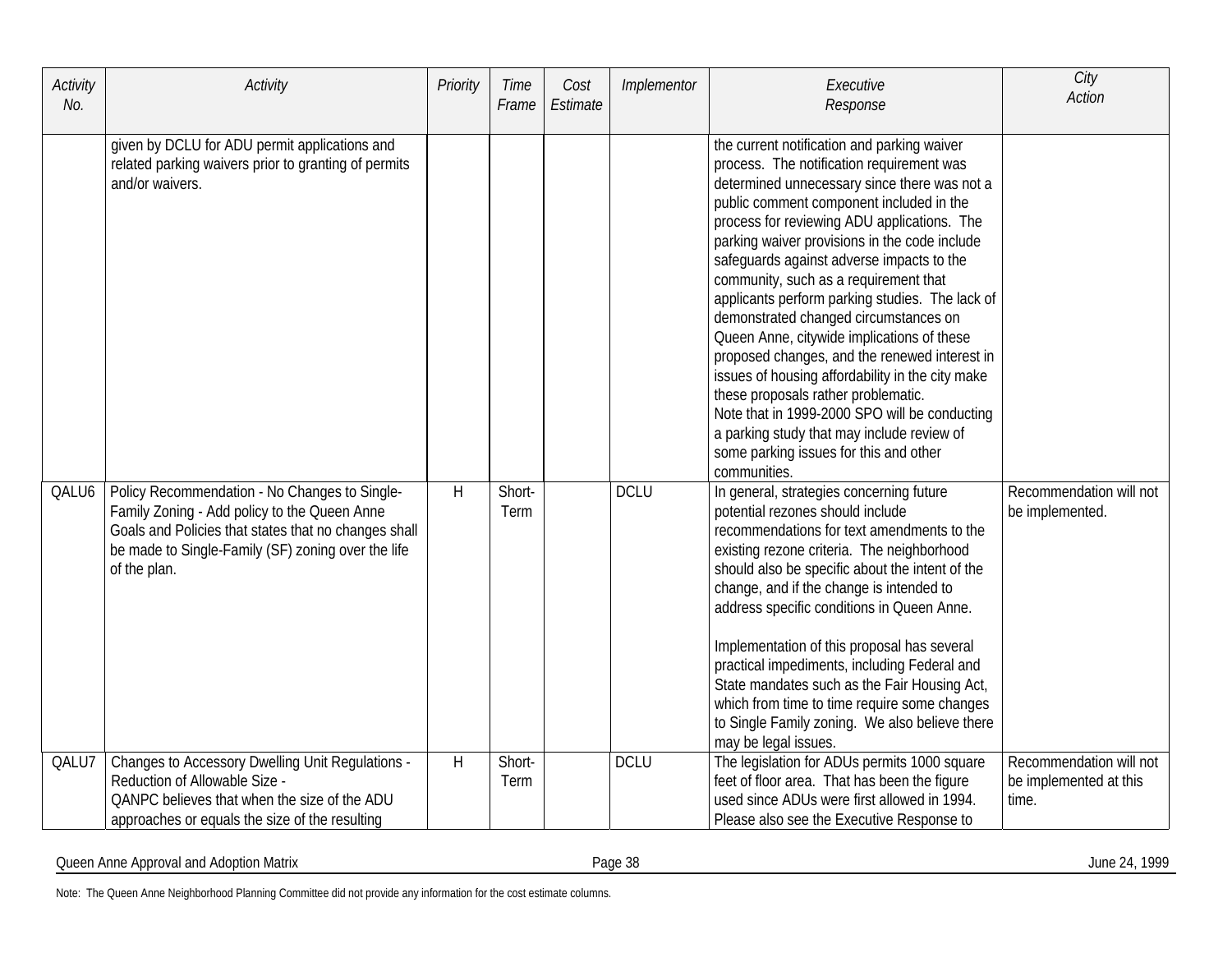| Activity No. | Activity | Priority | Time Frame | Cost Estimate | Implementor | Executive Response | City Action |
|---|---|---|---|---|---|---|---|
| | given by DCLU for ADU permit applications and related parking waivers prior to granting of permits and/or waivers. | | | | | the current notification and parking waiver process. The notification requirement was determined unnecessary since there was not a public comment component included in the process for reviewing ADU applications. The parking waiver provisions in the code include safeguards against adverse impacts to the community, such as a requirement that applicants perform parking studies. The lack of demonstrated changed circumstances on Queen Anne, citywide implications of these proposed changes, and the renewed interest in issues of housing affordability in the city make these proposals rather problematic.<br>Note that in 1999-2000 SPO will be conducting a parking study that may include review of some parking issues for this and other communities. | |
| QALU6 | Policy Recommendation - No Changes to Single-Family Zoning - Add policy to the Queen Anne Goals and Policies that states that no changes shall be made to Single-Family (SF) zoning over the life of the plan. | H | Short-Term | | DCLU | In general, strategies concerning future potential rezones should include recommendations for text amendments to the existing rezone criteria. The neighborhood should also be specific about the intent of the change, and if the change is intended to address specific conditions in Queen Anne.<br><br>Implementation of this proposal has several practical impediments, including Federal and State mandates such as the Fair Housing Act, which from time to time require some changes to Single Family zoning. We also believe there may be legal issues. | Recommendation will not be implemented. |
| QALU7 | Changes to Accessory Dwelling Unit Regulations - Reduction of Allowable Size -<br>QANPC believes that when the size of the ADU approaches or equals the size of the resulting | H | Short-Term | | DCLU | The legislation for ADUs permits 1000 square feet of floor area. That has been the figure used since ADUs were first allowed in 1994. Please also see the Executive Response to | Recommendation will not be implemented at this time. |

Note: The Queen Anne Neighborhood Planning Committee did not provide any information for the cost estimate columns.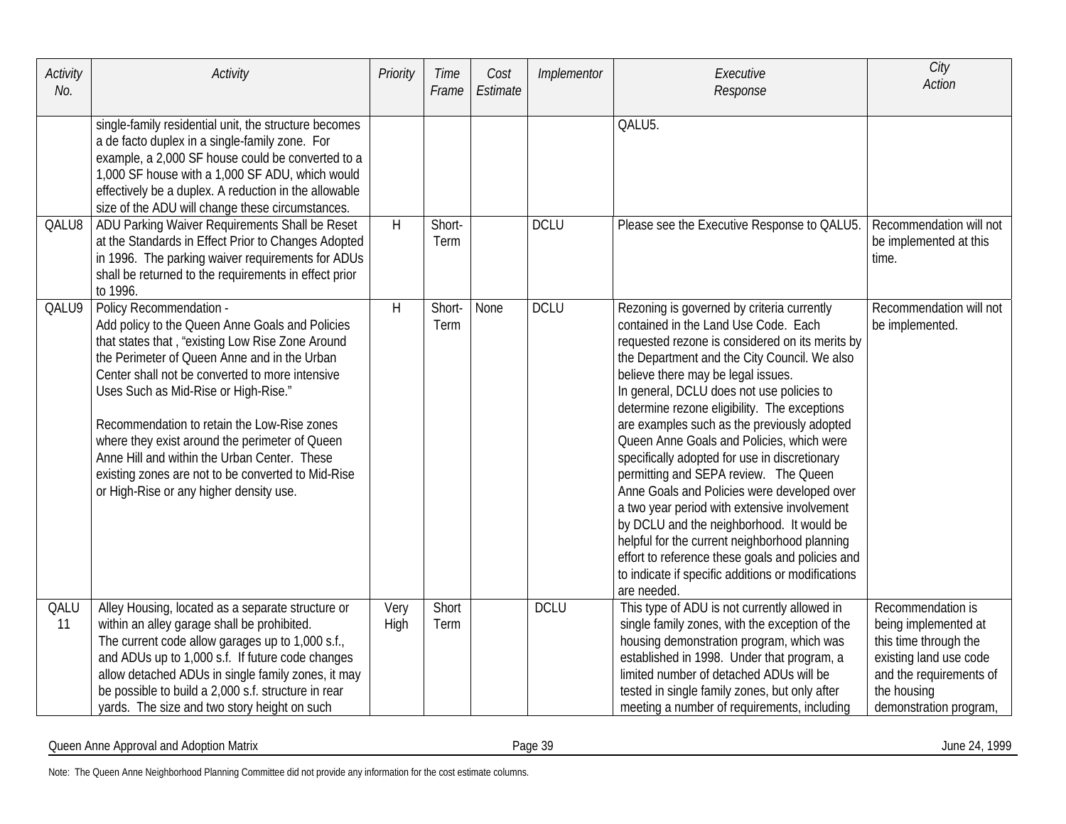| Activity No. | Activity | Priority | Time Frame | Cost Estimate | Implementor | Executive Response | City Action |
|---|---|---|---|---|---|---|---|
| | single-family residential unit, the structure becomes a de facto duplex in a single-family zone. For example, a 2,000 SF house could be converted to a 1,000 SF house with a 1,000 SF ADU, which would effectively be a duplex. A reduction in the allowable size of the ADU will change these circumstances. | | | | | QALU5. | |
| QALU8 | ADU Parking Waiver Requirements Shall be Reset at the Standards in Effect Prior to Changes Adopted in 1996. The parking waiver requirements for ADUs shall be returned to the requirements in effect prior to 1996. | H | Short-Term | | DCLU | Please see the Executive Response to QALU5. | Recommendation will not be implemented at this time. |
| QALU9 | Policy Recommendation - Add policy to the Queen Anne Goals and Policies that states that , "existing Low Rise Zone Around the Perimeter of Queen Anne and in the Urban Center shall not be converted to more intensive Uses Such as Mid-Rise or High-Rise." <br><br> Recommendation to retain the Low-Rise zones where they exist around the perimeter of Queen Anne Hill and within the Urban Center. These existing zones are not to be converted to Mid-Rise or High-Rise or any higher density use. | H | Short-Term | None | DCLU | Rezoning is governed by criteria currently contained in the Land Use Code. Each requested rezone is considered on its merits by the Department and the City Council. We also believe there may be legal issues. In general, DCLU does not use policies to determine rezone eligibility. The exceptions are examples such as the previously adopted Queen Anne Goals and Policies, which were specifically adopted for use in discretionary permitting and SEPA review. The Queen Anne Goals and Policies were developed over a two year period with extensive involvement by DCLU and the neighborhood. It would be helpful for the current neighborhood planning effort to reference these goals and policies and to indicate if specific additions or modifications are needed. | Recommendation will not be implemented. |
| QALU 11 | Alley Housing, located as a separate structure or within an alley garage shall be prohibited. The current code allow garages up to 1,000 s.f., and ADUs up to 1,000 s.f. If future code changes allow detached ADUs in single family zones, it may be possible to build a 2,000 s.f. structure in rear yards. The size and two story height on such | Very High | Short Term | | DCLU | This type of ADU is not currently allowed in single family zones, with the exception of the housing demonstration program, which was established in 1998. Under that program, a limited number of detached ADUs will be tested in single family zones, but only after meeting a number of requirements, including | Recommendation is being implemented at this time through the existing land use code and the requirements of the housing demonstration program, |

Note: The Queen Anne Neighborhood Planning Committee did not provide any information for the cost estimate columns.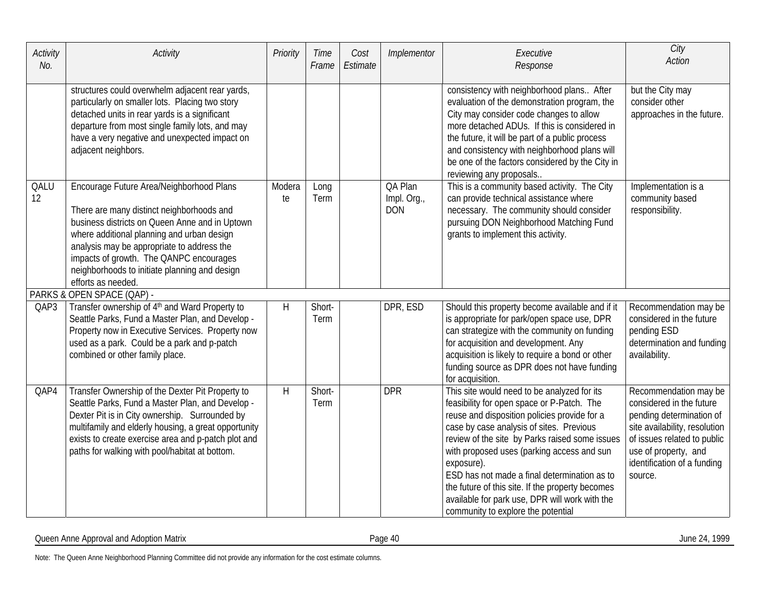| Activity No. | Activity | Priority | Time Frame | Cost Estimate | Implementor | Executive Response | City Action |
|---|---|---|---|---|---|---|---|
| | structures could overwhelm adjacent rear yards, particularly on smaller lots. Placing two story detached units in rear yards is a significant departure from most single family lots, and may have a very negative and unexpected impact on adjacent neighbors. | | | | | consistency with neighborhood plans.. After evaluation of the demonstration program, the City may consider code changes to allow more detached ADUs. If this is considered in the future, it will be part of a public process and consistency with neighborhood plans will be one of the factors considered by the City in reviewing any proposals.. | but the City may consider other approaches in the future. |
| QALU 12 | Encourage Future Area/Neighborhood Plans<br><br>There are many distinct neighborhoods and business districts on Queen Anne and in Uptown where additional planning and urban design analysis may be appropriate to address the impacts of growth. The QANPC encourages neighborhoods to initiate planning and design efforts as needed. | Moderate | Long Term | | QA Plan Impl. Org., DON | This is a community based activity. The City can provide technical assistance where necessary. The community should consider pursuing DON Neighborhood Matching Fund grants to implement this activity. | Implementation is a community based responsibility. |
| PARKS & OPEN SPACE (QAP) - | | | | | | | |
| QAP3 | Transfer ownership of 4th and Ward Property to Seattle Parks, Fund a Master Plan, and Develop - Property now in Executive Services. Property now used as a park. Could be a park and p-patch combined or other family place. | H | Short-Term | | DPR, ESD | Should this property become available and if it is appropriate for park/open space use, DPR can strategize with the community on funding for acquisition and development. Any acquisition is likely to require a bond or other funding source as DPR does not have funding for acquisition. | Recommendation may be considered in the future pending ESD determination and funding availability. |
| QAP4 | Transfer Ownership of the Dexter Pit Property to Seattle Parks, Fund a Master Plan, and Develop - Dexter Pit is in City ownership. Surrounded by multifamily and elderly housing, a great opportunity exists to create exercise area and p-patch plot and paths for walking with pool/habitat at bottom. | H | Short-Term | | DPR | This site would need to be analyzed for its feasibility for open space or P-Patch. The reuse and disposition policies provide for a case by case analysis of sites. Previous review of the site by Parks raised some issues with proposed uses (parking access and sun exposure).<br>ESD has not made a final determination as to the future of this site. If the property becomes available for park use, DPR will work with the community to explore the potential | Recommendation may be considered in the future pending determination of site availability, resolution of issues related to public use of property, and identification of a funding source. |

Note: The Queen Anne Neighborhood Planning Committee did not provide any information for the cost estimate columns.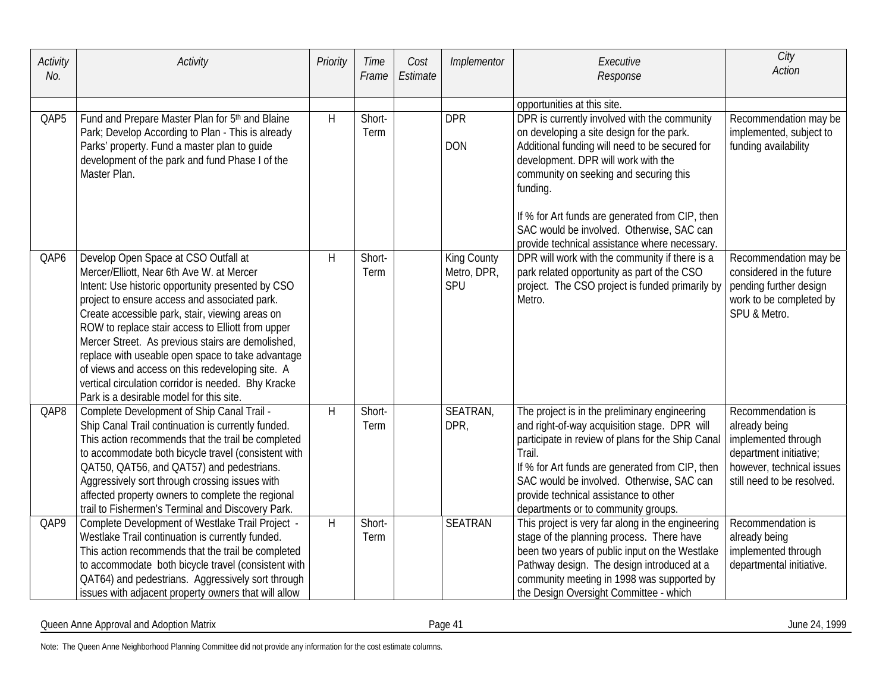| Activity No. | Activity | Priority | Time Frame | Cost Estimate | Implementor | Executive Response | City Action |
|---|---|---|---|---|---|---|---|
| | | | | | | opportunities at this site. | |
| QAP5 | Fund and Prepare Master Plan for 5th and Blaine Park; Develop According to Plan - This is already Parks' property. Fund a master plan to guide development of the park and fund Phase I of the Master Plan. | H | Short-Term | | DPR<br><br>DON | DPR is currently involved with the community on developing a site design for the park. Additional funding will need to be secured for development. DPR will work with the community on seeking and securing this funding.<br><br>If % for Art funds are generated from CIP, then SAC would be involved. Otherwise, SAC can provide technical assistance where necessary. | Recommendation may be implemented, subject to funding availability |
| QAP6 | Develop Open Space at CSO Outfall at Mercer/Elliott, Near 6th Ave W. at Mercer<br>Intent: Use historic opportunity presented by CSO project to ensure access and associated park. Create accessible park, stair, viewing areas on ROW to replace stair access to Elliott from upper Mercer Street. As previous stairs are demolished, replace with useable open space to take advantage of views and access on this redeveloping site. A vertical circulation corridor is needed. Bhy Kracke Park is a desirable model for this site. | H | Short-Term | | King County Metro, DPR, SPU | DPR will work with the community if there is a park related opportunity as part of the CSO project. The CSO project is funded primarily by Metro. | Recommendation may be considered in the future pending further design work to be completed by SPU & Metro. |
| QAP8 | Complete Development of Ship Canal Trail -<br>Ship Canal Trail continuation is currently funded. This action recommends that the trail be completed to accommodate both bicycle travel (consistent with QAT50, QAT56, and QAT57) and pedestrians. Aggressively sort through crossing issues with affected property owners to complete the regional trail to Fishermen's Terminal and Discovery Park. | H | Short-Term | | SEATRAN, DPR, | The project is in the preliminary engineering and right-of-way acquisition stage. DPR will participate in review of plans for the Ship Canal Trail.<br>If % for Art funds are generated from CIP, then SAC would be involved. Otherwise, SAC can provide technical assistance to other departments or to community groups. | Recommendation is already being implemented through department initiative; however, technical issues still need to be resolved. |
| QAP9 | Complete Development of Westlake Trail Project -<br>Westlake Trail continuation is currently funded. This action recommends that the trail be completed to accommodate both bicycle travel (consistent with QAT64) and pedestrians. Aggressively sort through issues with adjacent property owners that will allow | H | Short-Term | | SEATRAN | This project is very far along in the engineering stage of the planning process. There have been two years of public input on the Westlake Pathway design. The design introduced at a community meeting in 1998 was supported by the Design Oversight Committee - which | Recommendation is already being implemented through departmental initiative. |

Note: The Queen Anne Neighborhood Planning Committee did not provide any information for the cost estimate columns.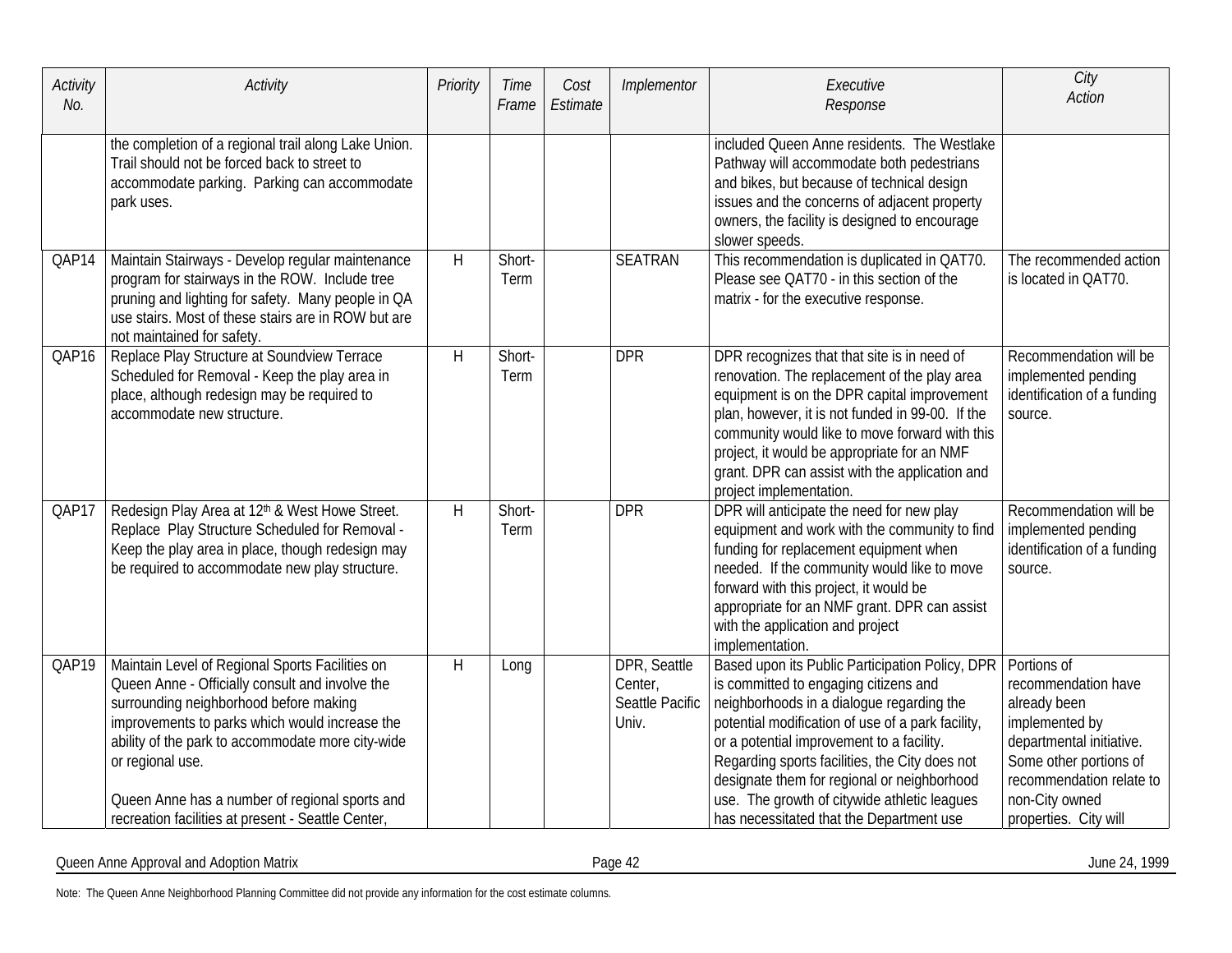| Activity No. | Activity | Priority | Time Frame | Cost Estimate | Implementor | Executive Response | City Action |
|---|---|---|---|---|---|---|---|
| | the completion of a regional trail along Lake Union. Trail should not be forced back to street to accommodate parking. Parking can accommodate park uses. | | | | | included Queen Anne residents. The Westlake Pathway will accommodate both pedestrians and bikes, but because of technical design issues and the concerns of adjacent property owners, the facility is designed to encourage slower speeds. | |
| QAP14 | Maintain Stairways - Develop regular maintenance program for stairways in the ROW. Include tree pruning and lighting for safety. Many people in QA use stairs. Most of these stairs are in ROW but are not maintained for safety. | H | Short-Term | | SEATRAN | This recommendation is duplicated in QAT70. Please see QAT70 - in this section of the matrix - for the executive response. | The recommended action is located in QAT70. |
| QAP16 | Replace Play Structure at Soundview Terrace Scheduled for Removal - Keep the play area in place, although redesign may be required to accommodate new structure. | H | Short-Term | | DPR | DPR recognizes that that site is in need of renovation. The replacement of the play area equipment is on the DPR capital improvement plan, however, it is not funded in 99-00. If the community would like to move forward with this project, it would be appropriate for an NMF grant. DPR can assist with the application and project implementation. | Recommendation will be implemented pending identification of a funding source. |
| QAP17 | Redesign Play Area at 12th & West Howe Street. Replace Play Structure Scheduled for Removal - Keep the play area in place, though redesign may be required to accommodate new play structure. | H | Short-Term | | DPR | DPR will anticipate the need for new play equipment and work with the community to find funding for replacement equipment when needed. If the community would like to move forward with this project, it would be appropriate for an NMF grant. DPR can assist with the application and project implementation. | Recommendation will be implemented pending identification of a funding source. |
| QAP19 | Maintain Level of Regional Sports Facilities on Queen Anne - Officially consult and involve the surrounding neighborhood before making improvements to parks which would increase the ability of the park to accommodate more city-wide or regional use.<br><br>Queen Anne has a number of regional sports and recreation facilities at present - Seattle Center, | H | Long | | DPR, Seattle Center, Seattle Pacific Univ. | Based upon its Public Participation Policy, DPR is committed to engaging citizens and neighborhoods in a dialogue regarding the potential modification of use of a park facility, or a potential improvement to a facility. Regarding sports facilities, the City does not designate them for regional or neighborhood use. The growth of citywide athletic leagues has necessitated that the Department use | Portions of recommendation have already been implemented by departmental initiative. Some other portions of recommendation relate to non-City owned properties. City will |

Note: The Queen Anne Neighborhood Planning Committee did not provide any information for the cost estimate columns.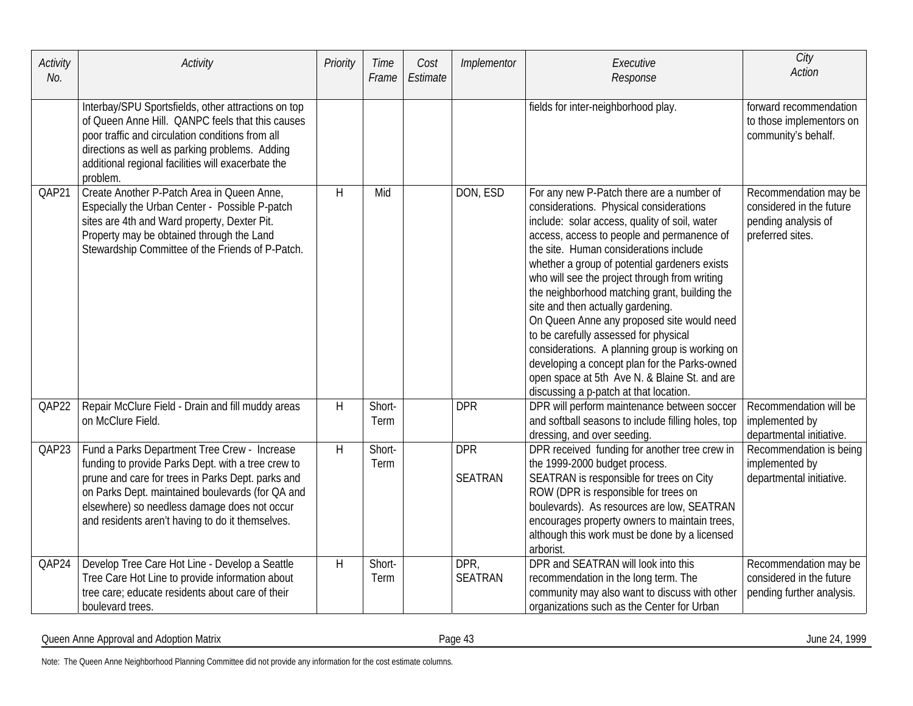| Activity No. | Activity | Priority | Time Frame | Cost Estimate | Implementor | Executive Response | City Action |
|---|---|---|---|---|---|---|---|
| | Interbay/SPU Sportsfields, other attractions on top of Queen Anne Hill. QANPC feels that this causes poor traffic and circulation conditions from all directions as well as parking problems. Adding additional regional facilities will exacerbate the problem. | | | | | fields for inter-neighborhood play. | forward recommendation to those implementors on community's behalf. |
| QAP21 | Create Another P-Patch Area in Queen Anne, Especially the Urban Center - Possible P-patch sites are 4th and Ward property, Dexter Pit. Property may be obtained through the Land Stewardship Committee of the Friends of P-Patch. | H | Mid | | DON, ESD | For any new P-Patch there are a number of considerations. Physical considerations include: solar access, quality of soil, water access, access to people and permanence of the site. Human considerations include whether a group of potential gardeners exists who will see the project through from writing the neighborhood matching grant, building the site and then actually gardening.<br>On Queen Anne any proposed site would need to be carefully assessed for physical considerations. A planning group is working on developing a concept plan for the Parks-owned open space at 5th Ave N. & Blaine St. and are discussing a p-patch at that location. | Recommendation may be considered in the future pending analysis of preferred sites. |
| QAP22 | Repair McClure Field - Drain and fill muddy areas on McClure Field. | H | Short-Term | | DPR | DPR will perform maintenance between soccer and softball seasons to include filling holes, top dressing, and over seeding. | Recommendation will be implemented by departmental initiative. |
| QAP23 | Fund a Parks Department Tree Crew - Increase funding to provide Parks Dept. with a tree crew to prune and care for trees in Parks Dept. parks and on Parks Dept. maintained boulevards (for QA and elsewhere) so needless damage does not occur and residents aren't having to do it themselves. | H | Short-Term | | DPR<br><br>SEATRAN | DPR received funding for another tree crew in the 1999-2000 budget process.<br>SEATRAN is responsible for trees on City ROW (DPR is responsible for trees on boulevards). As resources are low, SEATRAN encourages property owners to maintain trees, although this work must be done by a licensed arborist. | Recommendation is being implemented by departmental initiative. |
| QAP24 | Develop Tree Care Hot Line - Develop a Seattle Tree Care Hot Line to provide information about tree care; educate residents about care of their boulevard trees. | H | Short-Term | | DPR, SEATRAN | DPR and SEATRAN will look into this recommendation in the long term. The community may also want to discuss with other organizations such as the Center for Urban | Recommendation may be considered in the future pending further analysis. |

Note: The Queen Anne Neighborhood Planning Committee did not provide any information for the cost estimate columns.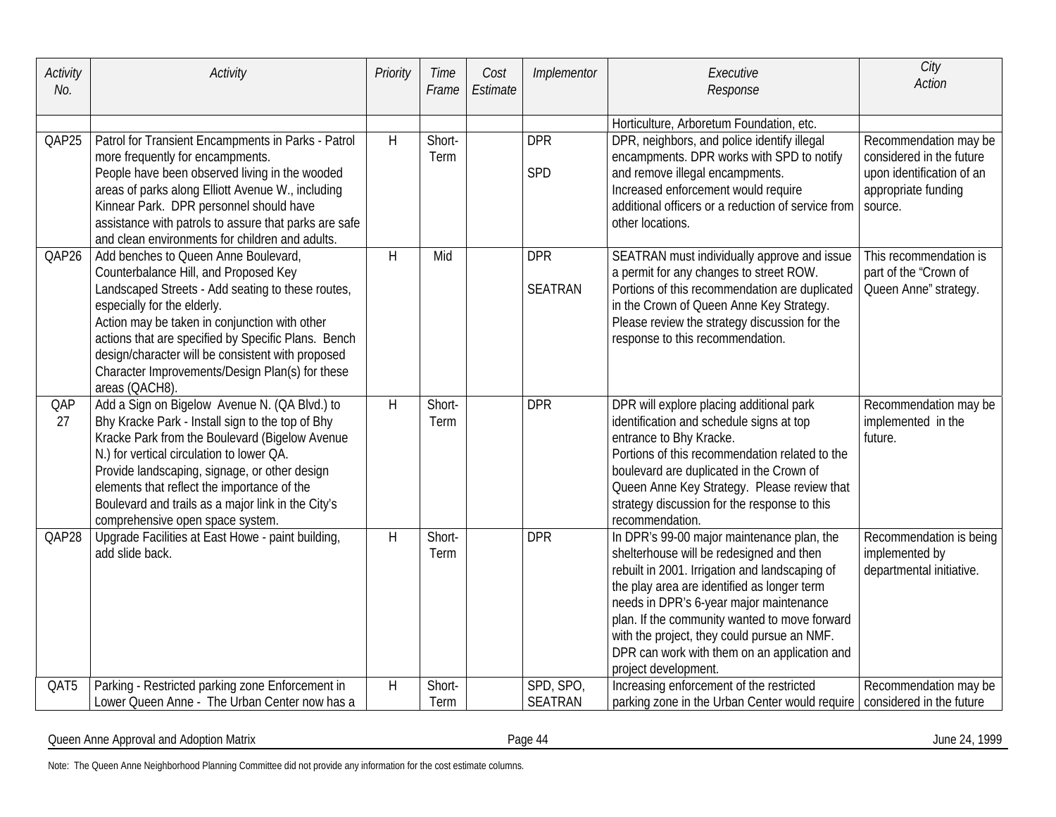| Activity No. | Activity | Priority | Time Frame | Cost Estimate | Implementor | Executive Response | City Action |
|---|---|---|---|---|---|---|---|
| | | | | | | Horticulture, Arboretum Foundation, etc. | |
| QAP25 | Patrol for Transient Encampments in Parks - Patrol more frequently for encampments. People have been observed living in the wooded areas of parks along Elliott Avenue W., including Kinnear Park. DPR personnel should have assistance with patrols to assure that parks are safe and clean environments for children and adults. | H | Short-Term | | DPR SPD | DPR, neighbors, and police identify illegal encampments. DPR works with SPD to notify and remove illegal encampments. Increased enforcement would require additional officers or a reduction of service from other locations. | Recommendation may be considered in the future upon identification of an appropriate funding source. |
| QAP26 | Add benches to Queen Anne Boulevard, Counterbalance Hill, and Proposed Key Landscaped Streets - Add seating to these routes, especially for the elderly. Action may be taken in conjunction with other actions that are specified by Specific Plans. Bench design/character will be consistent with proposed Character Improvements/Design Plan(s) for these areas (QACH8). | H | Mid | | DPR SEATRAN | SEATRAN must individually approve and issue a permit for any changes to street ROW. Portions of this recommendation are duplicated in the Crown of Queen Anne Key Strategy. Please review the strategy discussion for the response to this recommendation. | This recommendation is part of the "Crown of Queen Anne" strategy. |
| QAP 27 | Add a Sign on Bigelow Avenue N. (QA Blvd.) to Bhy Kracke Park - Install sign to the top of Bhy Kracke Park from the Boulevard (Bigelow Avenue N.) for vertical circulation to lower QA. Provide landscaping, signage, or other design elements that reflect the importance of the Boulevard and trails as a major link in the City's comprehensive open space system. | H | Short-Term | | DPR | DPR will explore placing additional park identification and schedule signs at top entrance to Bhy Kracke. Portions of this recommendation related to the boulevard are duplicated in the Crown of Queen Anne Key Strategy. Please review that strategy discussion for the response to this recommendation. | Recommendation may be implemented in the future. |
| QAP28 | Upgrade Facilities at East Howe - paint building, add slide back. | H | Short-Term | | DPR | In DPR's 99-00 major maintenance plan, the shelterhouse will be redesigned and then rebuilt in 2001. Irrigation and landscaping of the play area are identified as longer term needs in DPR's 6-year major maintenance plan. If the community wanted to move forward with the project, they could pursue an NMF. DPR can work with them on an application and project development. | Recommendation is being implemented by departmental initiative. |
| QAT5 | Parking - Restricted parking zone Enforcement in Lower Queen Anne - The Urban Center now has a | H | Short-Term | | SPD, SPO, SEATRAN | Increasing enforcement of the restricted parking zone in the Urban Center would require | Recommendation may be considered in the future |

Note: The Queen Anne Neighborhood Planning Committee did not provide any information for the cost estimate columns.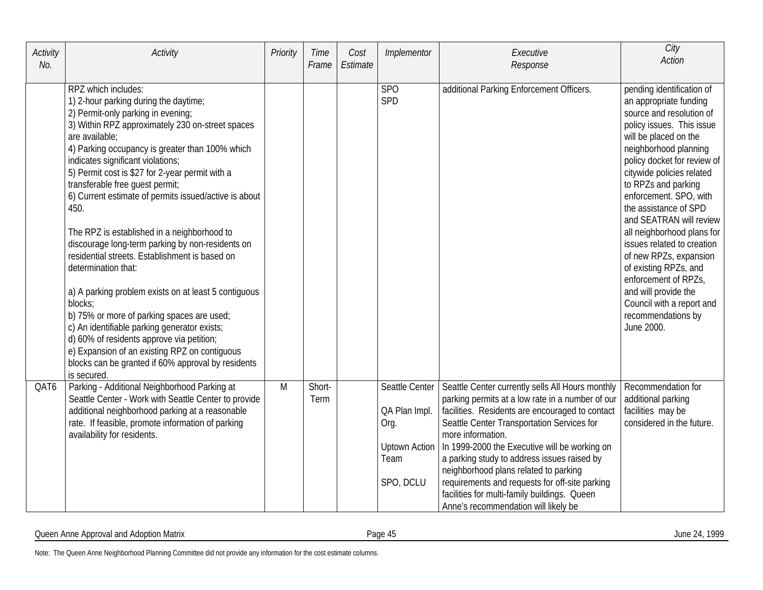| Activity No. | Activity | Priority | Time Frame | Cost Estimate | Implementor | Executive Response | City Action |
|---|---|---|---|---|---|---|---|
| | RPZ which includes:<br>1) 2-hour parking during the daytime;<br>2) Permit-only parking in evening;<br>3) Within RPZ approximately 230 on-street spaces are available;<br>4) Parking occupancy is greater than 100% which indicates significant violations;<br>5) Permit cost is $27 for 2-year permit with a transferable free guest permit;<br>6) Current estimate of permits issued/active is about 450.<br><br>The RPZ is established in a neighborhood to discourage long-term parking by non-residents on residential streets. Establishment is based on determination that:<br><br>a) A parking problem exists on at least 5 contiguous blocks;<br>b) 75% or more of parking spaces are used;<br>c) An identifiable parking generator exists;<br>d) 60% of residents approve via petition;<br>e) Expansion of an existing RPZ on contiguous blocks can be granted if 60% approval by residents is secured. | | | | SPO<br>SPD | additional Parking Enforcement Officers. | pending identification of an appropriate funding source and resolution of policy issues. This issue will be placed on the neighborhood planning policy docket for review of citywide policies related to RPZs and parking enforcement. SPO, with the assistance of SPD and SEATRAN will review all neighborhood plans for issues related to creation of new RPZs, expansion of existing RPZs, and enforcement of RPZs, and will provide the Council with a report and recommendations by June 2000. |
| QAT6 | Parking - Additional Neighborhood Parking at Seattle Center - Work with Seattle Center to provide additional neighborhood parking at a reasonable rate. If feasible, promote information of parking availability for residents. | M | Short-Term | | Seattle Center<br><br>QA Plan Impl. Org.<br><br>Uptown Action Team<br><br>SPO, DCLU | Seattle Center currently sells All Hours monthly parking permits at a low rate in a number of our facilities. Residents are encouraged to contact Seattle Center Transportation Services for more information.<br>In 1999-2000 the Executive will be working on a parking study to address issues raised by neighborhood plans related to parking requirements and requests for off-site parking facilities for multi-family buildings. Queen Anne's recommendation will likely be | Recommendation for additional parking facilities may be considered in the future. |

Note: The Queen Anne Neighborhood Planning Committee did not provide any information for the cost estimate columns.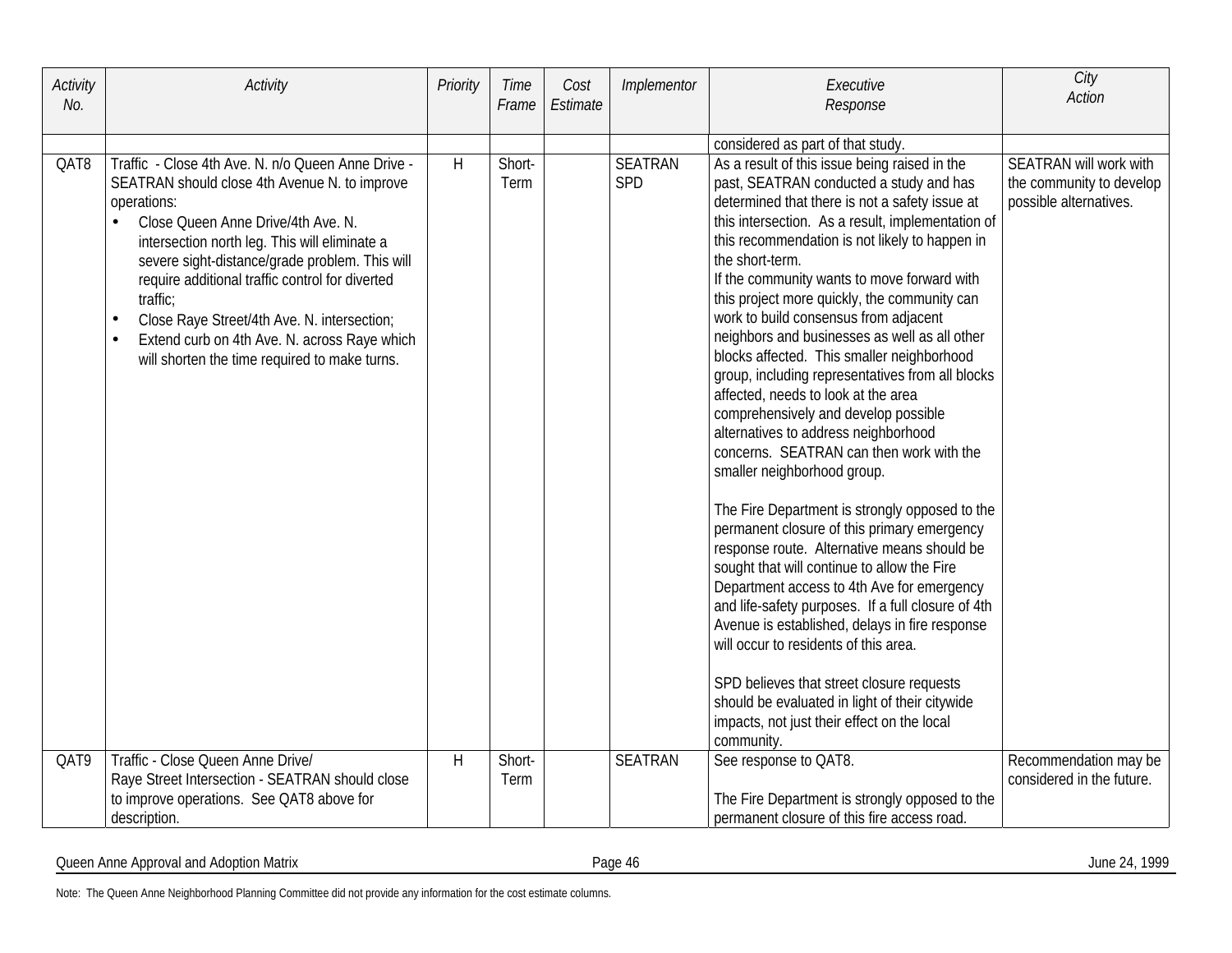| Activity No. | Activity | Priority | Time Frame | Cost Estimate | Implementor | Executive Response | City Action |
|---|---|---|---|---|---|---|---|
| | | | | | | considered as part of that study. | |
| QAT8 | Traffic - Close 4th Ave. N. n/o Queen Anne Drive - SEATRAN should close 4th Avenue N. to improve operations:<br>• Close Queen Anne Drive/4th Ave. N. intersection north leg. This will eliminate a severe sight-distance/grade problem. This will require additional traffic control for diverted traffic;<br>• Close Raye Street/4th Ave. N. intersection;<br>• Extend curb on 4th Ave. N. across Raye which will shorten the time required to make turns. | H | Short-Term | | SEATRAN SPD | As a result of this issue being raised in the past, SEATRAN conducted a study and has determined that there is not a safety issue at this intersection. As a result, implementation of this recommendation is not likely to happen in the short-term.<br>If the community wants to move forward with this project more quickly, the community can work to build consensus from adjacent neighbors and businesses as well as all other blocks affected. This smaller neighborhood group, including representatives from all blocks affected, needs to look at the area comprehensively and develop possible alternatives to address neighborhood concerns. SEATRAN can then work with the smaller neighborhood group.<br><br>The Fire Department is strongly opposed to the permanent closure of this primary emergency response route. Alternative means should be sought that will continue to allow the Fire Department access to 4th Ave for emergency and life-safety purposes. If a full closure of 4th Avenue is established, delays in fire response will occur to residents of this area.<br><br>SPD believes that street closure requests should be evaluated in light of their citywide impacts, not just their effect on the local community. | SEATRAN will work with the community to develop possible alternatives. |
| QAT9 | Traffic - Close Queen Anne Drive/ Raye Street Intersection - SEATRAN should close to improve operations. See QAT8 above for description. | H | Short-Term | | SEATRAN | See response to QAT8.<br><br>The Fire Department is strongly opposed to the permanent closure of this fire access road. | Recommendation may be considered in the future. |

Note: The Queen Anne Neighborhood Planning Committee did not provide any information for the cost estimate columns.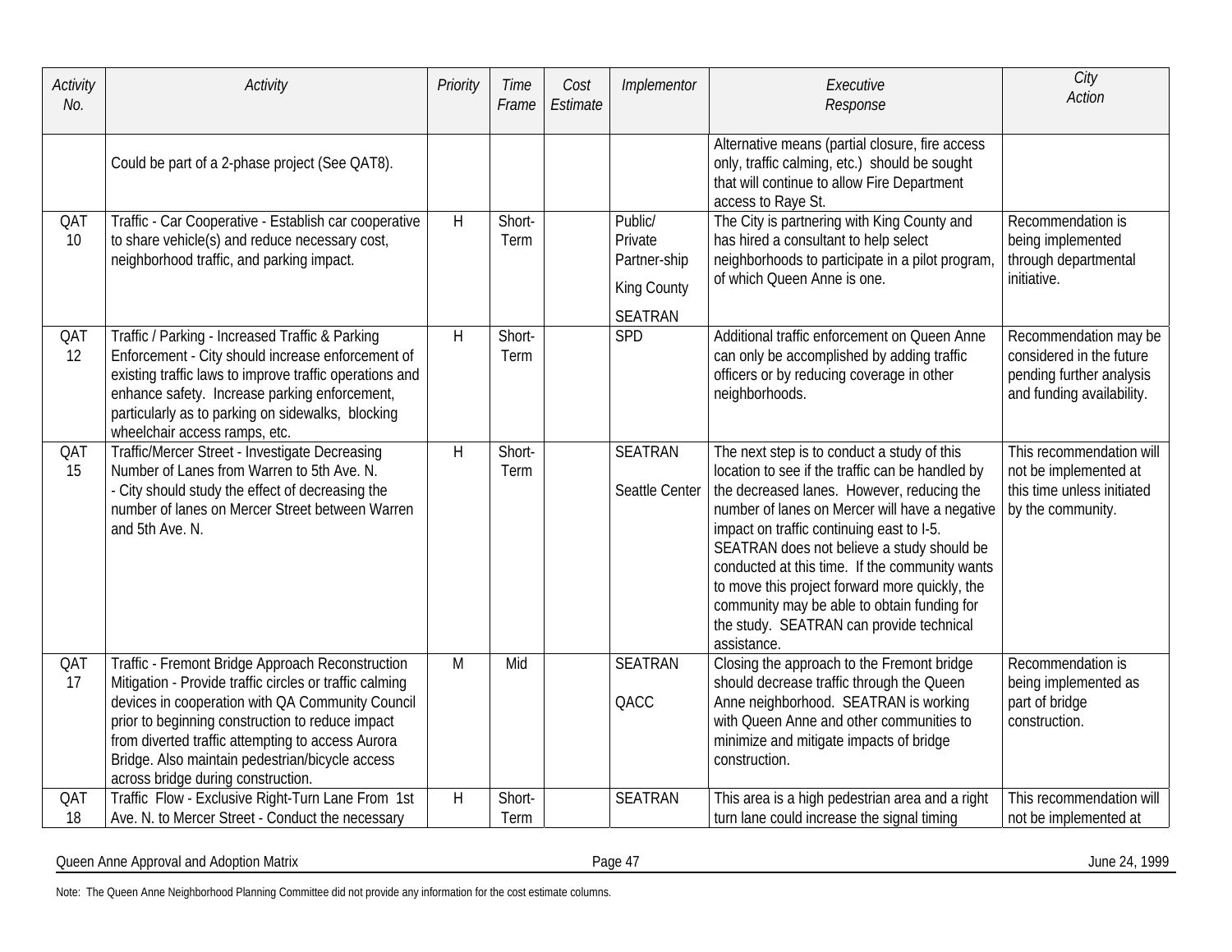| Activity No. | Activity | Priority | Time Frame | Cost Estimate | Implementor | Executive Response | City Action |
|---|---|---|---|---|---|---|---|
| | Could be part of a 2-phase project (See QAT8). | | | | | Alternative means (partial closure, fire access only, traffic calming, etc.) should be sought that will continue to allow Fire Department access to Raye St. | |
| QAT 10 | Traffic - Car Cooperative - Establish car cooperative to share vehicle(s) and reduce necessary cost, neighborhood traffic, and parking impact. | H | Short-Term | | Public/ Private Partner-ship<br>King County<br>SEATRAN | The City is partnering with King County and has hired a consultant to help select neighborhoods to participate in a pilot program, of which Queen Anne is one. | Recommendation is being implemented through departmental initiative. |
| QAT 12 | Traffic / Parking - Increased Traffic & Parking Enforcement - City should increase enforcement of existing traffic laws to improve traffic operations and enhance safety. Increase parking enforcement, particularly as to parking on sidewalks, blocking wheelchair access ramps, etc. | H | Short-Term | | SPD | Additional traffic enforcement on Queen Anne can only be accomplished by adding traffic officers or by reducing coverage in other neighborhoods. | Recommendation may be considered in the future pending further analysis and funding availability. |
| QAT 15 | Traffic/Mercer Street - Investigate Decreasing Number of Lanes from Warren to 5th Ave. N.<br>- City should study the effect of decreasing the number of lanes on Mercer Street between Warren and 5th Ave. N. | H | Short-Term | | SEATRAN<br>Seattle Center | The next step is to conduct a study of this location to see if the traffic can be handled by the decreased lanes. However, reducing the number of lanes on Mercer will have a negative impact on traffic continuing east to I-5. SEATRAN does not believe a study should be conducted at this time. If the community wants to move this project forward more quickly, the community may be able to obtain funding for the study. SEATRAN can provide technical assistance. | This recommendation will not be implemented at this time unless initiated by the community. |
| QAT 17 | Traffic - Fremont Bridge Approach Reconstruction Mitigation - Provide traffic circles or traffic calming devices in cooperation with QA Community Council prior to beginning construction to reduce impact from diverted traffic attempting to access Aurora Bridge. Also maintain pedestrian/bicycle access across bridge during construction. | M | Mid | | SEATRAN<br>QACC | Closing the approach to the Fremont bridge should decrease traffic through the Queen Anne neighborhood. SEATRAN is working with Queen Anne and other communities to minimize and mitigate impacts of bridge construction. | Recommendation is being implemented as part of bridge construction. |
| QAT 18 | Traffic Flow - Exclusive Right-Turn Lane From 1st Ave. N. to Mercer Street - Conduct the necessary | H | Short-Term | | SEATRAN | This area is a high pedestrian area and a right turn lane could increase the signal timing | This recommendation will not be implemented at |

Note: The Queen Anne Neighborhood Planning Committee did not provide any information for the cost estimate columns.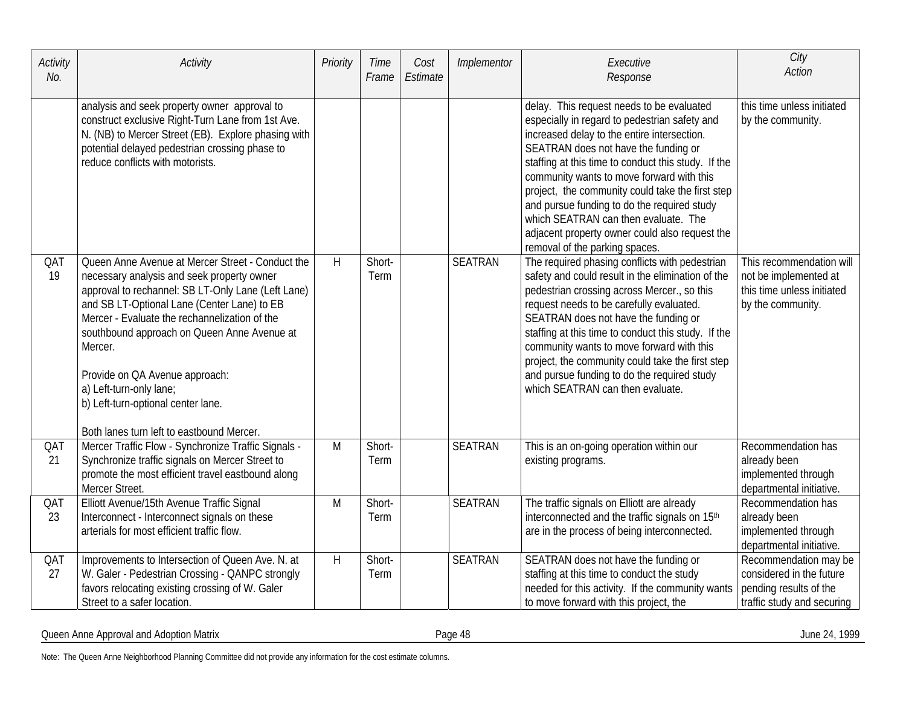| Activity No. | Activity | Priority | Time Frame | Cost Estimate | Implementor | Executive Response | City Action |
|---|---|---|---|---|---|---|---|
| | analysis and seek property owner approval to construct exclusive Right-Turn Lane from 1st Ave. N. (NB) to Mercer Street (EB). Explore phasing with potential delayed pedestrian crossing phase to reduce conflicts with motorists. | | | | | delay. This request needs to be evaluated especially in regard to pedestrian safety and increased delay to the entire intersection. SEATRAN does not have the funding or staffing at this time to conduct this study. If the community wants to move forward with this project, the community could take the first step and pursue funding to do the required study which SEATRAN can then evaluate. The adjacent property owner could also request the removal of the parking spaces. | this time unless initiated by the community. |
| QAT 19 | Queen Anne Avenue at Mercer Street - Conduct the necessary analysis and seek property owner approval to rechannel: SB LT-Only Lane (Left Lane) and SB LT-Optional Lane (Center Lane) to EB Mercer - Evaluate the rechannelization of the southbound approach on Queen Anne Avenue at Mercer.<br><br>Provide on QA Avenue approach:<br>a) Left-turn-only lane;<br>b) Left-turn-optional center lane.<br><br>Both lanes turn left to eastbound Mercer. | H | Short-Term | | SEATRAN | The required phasing conflicts with pedestrian safety and could result in the elimination of the pedestrian crossing across Mercer., so this request needs to be carefully evaluated. SEATRAN does not have the funding or staffing at this time to conduct this study. If the community wants to move forward with this project, the community could take the first step and pursue funding to do the required study which SEATRAN can then evaluate. | This recommendation will not be implemented at this time unless initiated by the community. |
| QAT 21 | Mercer Traffic Flow - Synchronize Traffic Signals - Synchronize traffic signals on Mercer Street to promote the most efficient travel eastbound along Mercer Street. | M | Short-Term | | SEATRAN | This is an on-going operation within our existing programs. | Recommendation has already been implemented through departmental initiative. |
| QAT 23 | Elliott Avenue/15th Avenue Traffic Signal Interconnect - Interconnect signals on these arterials for most efficient traffic flow. | M | Short-Term | | SEATRAN | The traffic signals on Elliott are already interconnected and the traffic signals on 15th are in the process of being interconnected. | Recommendation has already been implemented through departmental initiative. |
| QAT 27 | Improvements to Intersection of Queen Ave. N. at W. Galer - Pedestrian Crossing - QANPC strongly favors relocating existing crossing of W. Galer Street to a safer location. | H | Short-Term | | SEATRAN | SEATRAN does not have the funding or staffing at this time to conduct the study needed for this activity. If the community wants to move forward with this project, the | Recommendation may be considered in the future pending results of the traffic study and securing |

Note: The Queen Anne Neighborhood Planning Committee did not provide any information for the cost estimate columns.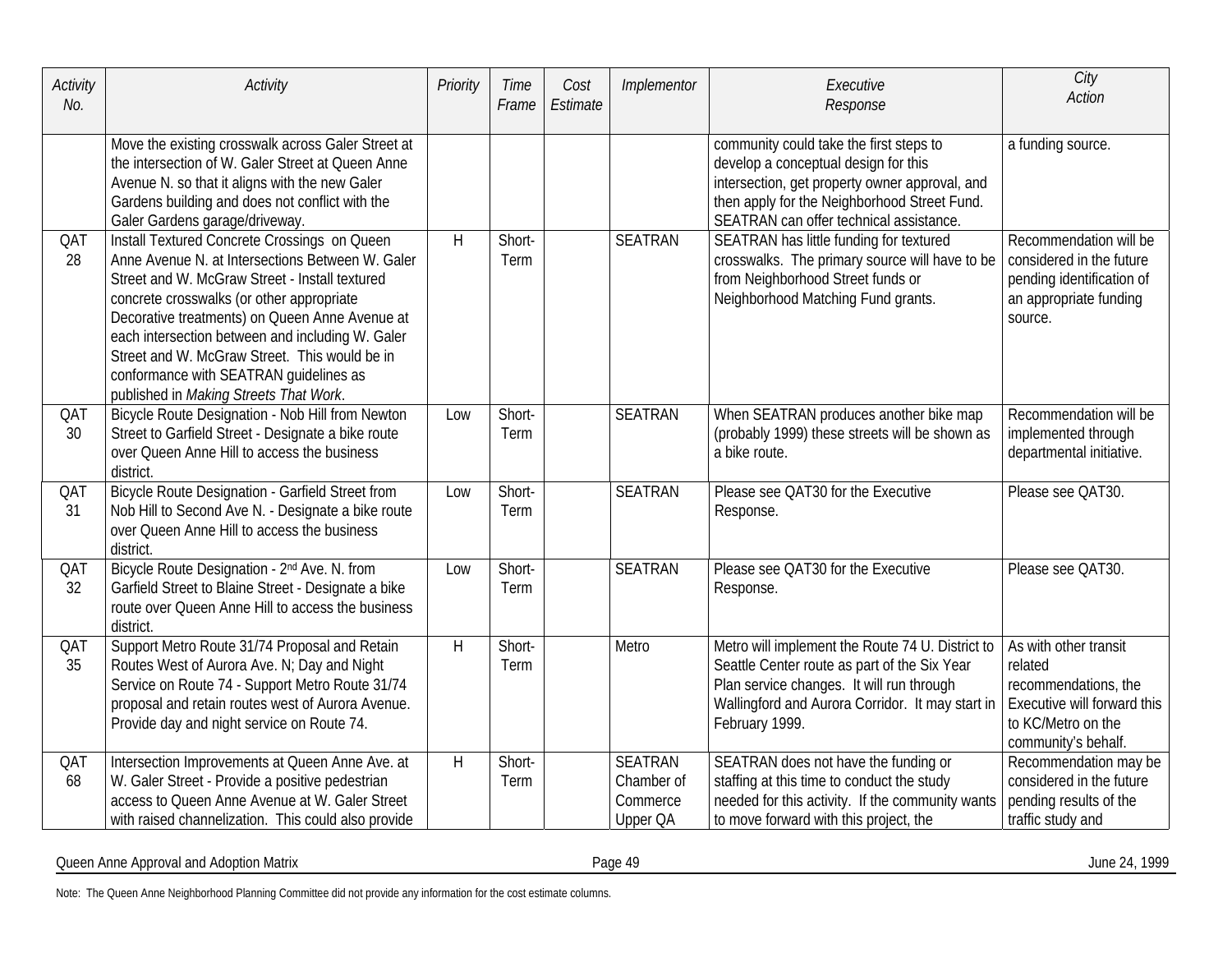| Activity No. | Activity | Priority | Time Frame | Cost Estimate | Implementor | Executive Response | City Action |
|---|---|---|---|---|---|---|---|
| | Move the existing crosswalk across Galer Street at the intersection of W. Galer Street at Queen Anne Avenue N. so that it aligns with the new Galer Gardens building and does not conflict with the Galer Gardens garage/driveway. | | | | | community could take the first steps to develop a conceptual design for this intersection, get property owner approval, and then apply for the Neighborhood Street Fund. SEATRAN can offer technical assistance. | a funding source. |
| QAT 28 | Install Textured Concrete Crossings on Queen Anne Avenue N. at Intersections Between W. Galer Street and W. McGraw Street - Install textured concrete crosswalks (or other appropriate Decorative treatments) on Queen Anne Avenue at each intersection between and including W. Galer Street and W. McGraw Street. This would be in conformance with SEATRAN guidelines as published in *Making Streets That Work*. | H | Short-Term | | SEATRAN | SEATRAN has little funding for textured crosswalks. The primary source will have to be from Neighborhood Street funds or Neighborhood Matching Fund grants. | Recommendation will be considered in the future pending identification of an appropriate funding source. |
| QAT 30 | Bicycle Route Designation - Nob Hill from Newton Street to Garfield Street - Designate a bike route over Queen Anne Hill to access the business district. | Low | Short-Term | | SEATRAN | When SEATRAN produces another bike map (probably 1999) these streets will be shown as a bike route. | Recommendation will be implemented through departmental initiative. |
| QAT 31 | Bicycle Route Designation - Garfield Street from Nob Hill to Second Ave N. - Designate a bike route over Queen Anne Hill to access the business district. | Low | Short-Term | | SEATRAN | Please see QAT30 for the Executive Response. | Please see QAT30. |
| QAT 32 | Bicycle Route Designation - 2nd Ave. N. from Garfield Street to Blaine Street - Designate a bike route over Queen Anne Hill to access the business district. | Low | Short-Term | | SEATRAN | Please see QAT30 for the Executive Response. | Please see QAT30. |
| QAT 35 | Support Metro Route 31/74 Proposal and Retain Routes West of Aurora Ave. N; Day and Night Service on Route 74 - Support Metro Route 31/74 proposal and retain routes west of Aurora Avenue. Provide day and night service on Route 74. | H | Short-Term | | Metro | Metro will implement the Route 74 U. District to Seattle Center route as part of the Six Year Plan service changes. It will run through Wallingford and Aurora Corridor. It may start in February 1999. | As with other transit related recommendations, the Executive will forward this to KC/Metro on the community's behalf. |
| QAT 68 | Intersection Improvements at Queen Anne Ave. at W. Galer Street - Provide a positive pedestrian access to Queen Anne Avenue at W. Galer Street with raised channelization. This could also provide | H | Short-Term | | SEATRAN Chamber of Commerce Upper QA | SEATRAN does not have the funding or staffing at this time to conduct the study needed for this activity. If the community wants to move forward with this project, the | Recommendation may be considered in the future pending results of the traffic study and |

Note: The Queen Anne Neighborhood Planning Committee did not provide any information for the cost estimate columns.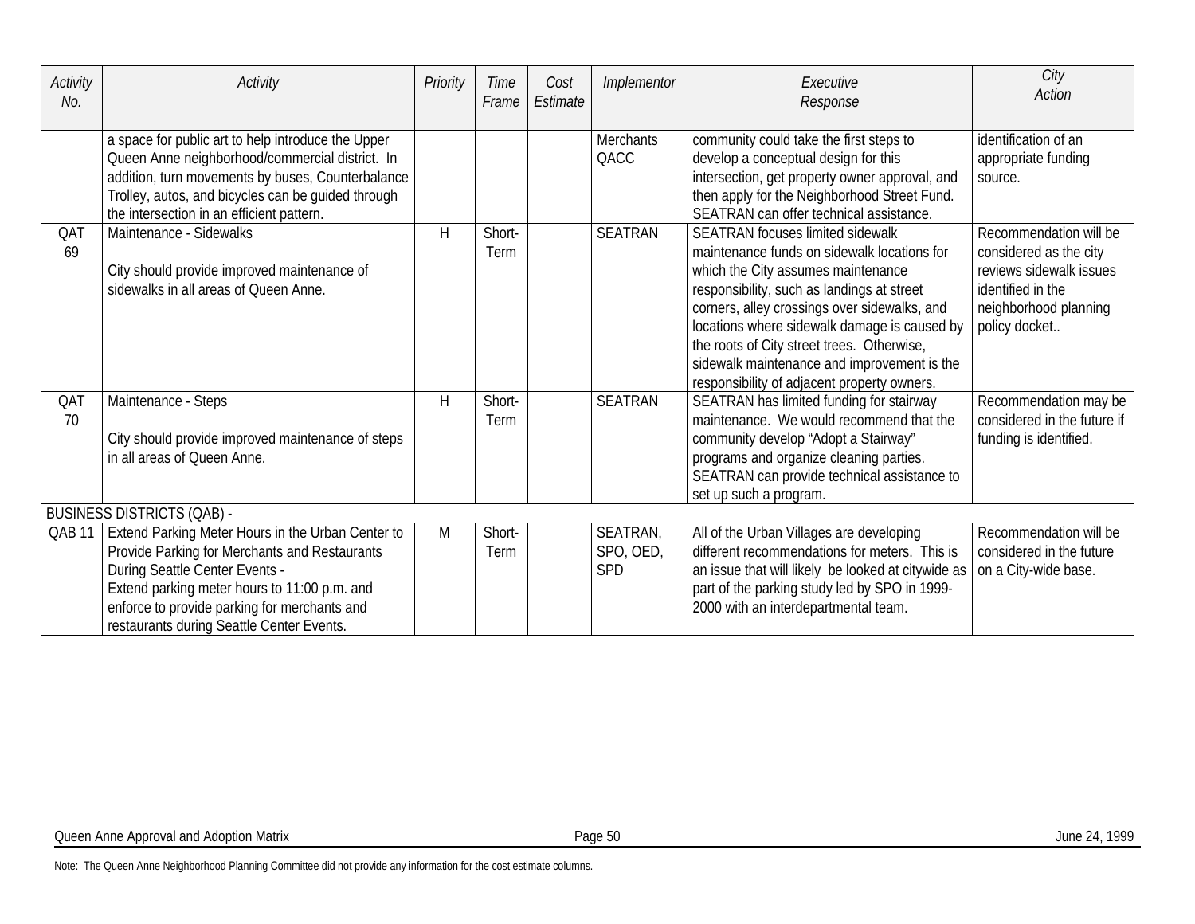| Activity No. | Activity | Priority | Time Frame | Cost Estimate | Implementor | Executive Response | City Action |
|---|---|---|---|---|---|---|---|
| | a space for public art to help introduce the Upper Queen Anne neighborhood/commercial district. In addition, turn movements by buses, Counterbalance Trolley, autos, and bicycles can be guided through the intersection in an efficient pattern. | | | | Merchants QACC | community could take the first steps to develop a conceptual design for this intersection, get property owner approval, and then apply for the Neighborhood Street Fund. SEATRAN can offer technical assistance. | identification of an appropriate funding source. |
| QAT 69 | Maintenance - Sidewalks<br><br>City should provide improved maintenance of sidewalks in all areas of Queen Anne. | H | Short-Term | | SEATRAN | SEATRAN focuses limited sidewalk maintenance funds on sidewalk locations for which the City assumes maintenance responsibility, such as landings at street corners, alley crossings over sidewalks, and locations where sidewalk damage is caused by the roots of City street trees. Otherwise, sidewalk maintenance and improvement is the responsibility of adjacent property owners. | Recommendation will be considered as the city reviews sidewalk issues identified in the neighborhood planning policy docket.. |
| QAT 70 | Maintenance - Steps<br><br>City should provide improved maintenance of steps in all areas of Queen Anne. | H | Short-Term | | SEATRAN | SEATRAN has limited funding for stairway maintenance. We would recommend that the community develop "Adopt a Stairway" programs and organize cleaning parties. SEATRAN can provide technical assistance to set up such a program. | Recommendation may be considered in the future if funding is identified. |
| BUSINESS DISTRICTS (QAB) - | | | | | | | |
| QAB 11 | Extend Parking Meter Hours in the Urban Center to Provide Parking for Merchants and Restaurants During Seattle Center Events -<br>Extend parking meter hours to 11:00 p.m. and enforce to provide parking for merchants and restaurants during Seattle Center Events. | M | Short-Term | | SEATRAN, SPO, OED, SPD | All of the Urban Villages are developing different recommendations for meters. This is an issue that will likely be looked at citywide as part of the parking study led by SPO in 1999-2000 with an interdepartmental team. | Recommendation will be considered in the future on a City-wide base. |

Note: The Queen Anne Neighborhood Planning Committee did not provide any information for the cost estimate columns.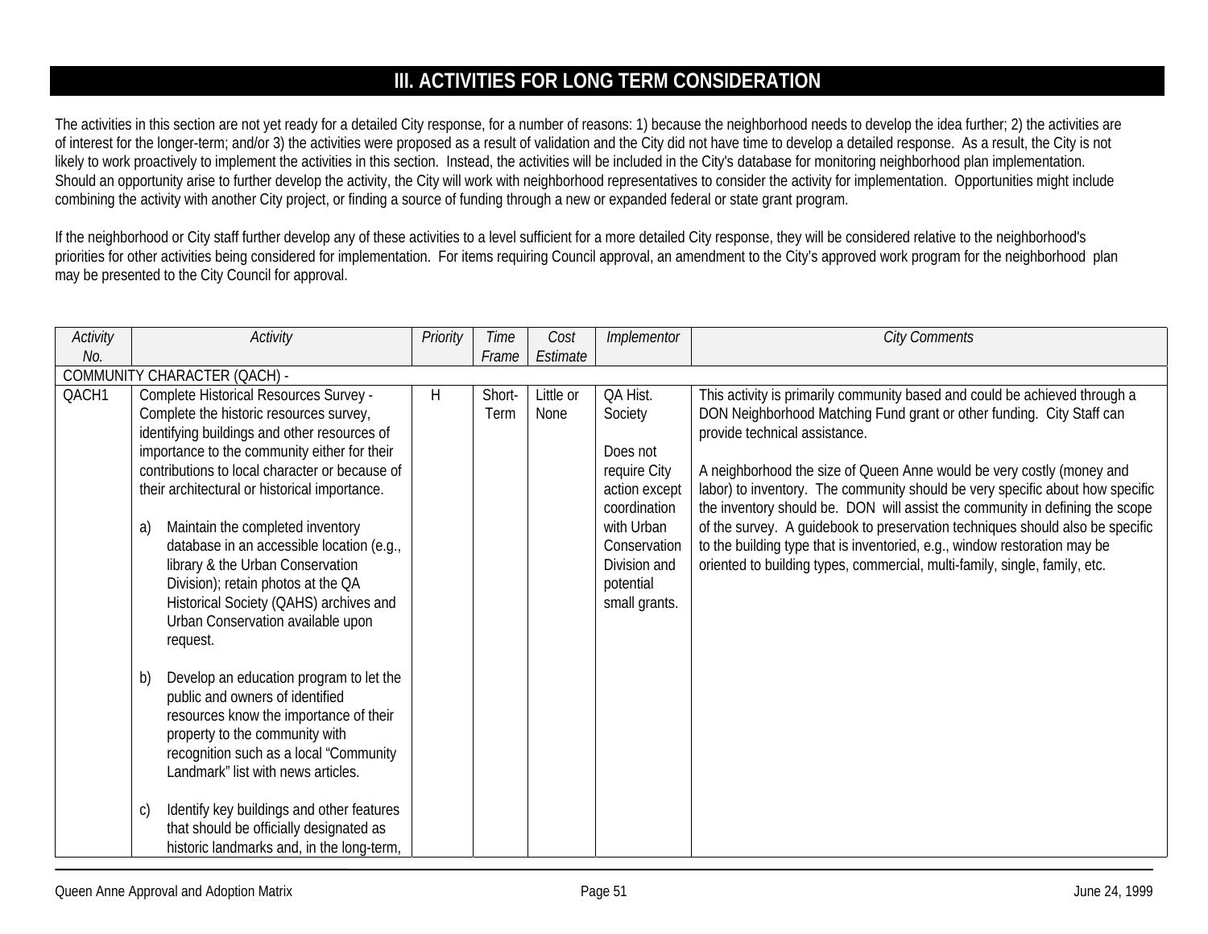# III. ACTIVITIES FOR LONG TERM CONSIDERATION

The activities in this section are not yet ready for a detailed City response, for a number of reasons: 1) because the neighborhood needs to develop the idea further; 2) the activities are of interest for the longer-term; and/or 3) the activities were proposed as a result of validation and the City did not have time to develop a detailed response. As a result, the City is not likely to work proactively to implement the activities in this section. Instead, the activities will be included in the City's database for monitoring neighborhood plan implementation. Should an opportunity arise to further develop the activity, the City will work with neighborhood representatives to consider the activity for implementation. Opportunities might include combining the activity with another City project, or finding a source of funding through a new or expanded federal or state grant program.

If the neighborhood or City staff further develop any of these activities to a level sufficient for a more detailed City response, they will be considered relative to the neighborhood's priorities for other activities being considered for implementation. For items requiring Council approval, an amendment to the City's approved work program for the neighborhood plan may be presented to the City Council for approval.

| *Activity No.* | *Activity* | *Priority* | *Time Frame* | *Cost Estimate* | *Implementor* | *City Comments* |
|---|---|---|---|---|---|---|
| COMMUNITY CHARACTER (QACH) - | | | | | | |
| QACH1 | Complete Historical Resources Survey - Complete the historic resources survey, identifying buildings and other resources of importance to the community either for their contributions to local character or because of their architectural or historical importance.<br><br>a) Maintain the completed inventory database in an accessible location (e.g., library & the Urban Conservation Division); retain photos at the QA Historical Society (QAHS) archives and Urban Conservation available upon request.<br><br>b) Develop an education program to let the public and owners of identified resources know the importance of their property to the community with recognition such as a local "Community Landmark" list with news articles.<br><br>c) Identify key buildings and other features that should be officially designated as historic landmarks and, in the long-term, | H | Short-Term | Little or None | QA Hist. Society<br><br>Does not require City action except coordination with Urban Conservation Division and potential small grants. | This activity is primarily community based and could be achieved through a DON Neighborhood Matching Fund grant or other funding. City Staff can provide technical assistance.<br><br>A neighborhood the size of Queen Anne would be very costly (money and labor) to inventory. The community should be very specific about how specific the inventory should be. DON will assist the community in defining the scope of the survey. A guidebook to preservation techniques should also be specific to the building type that is inventoried, e.g., window restoration may be oriented to building types, commercial, multi-family, single, family, etc. |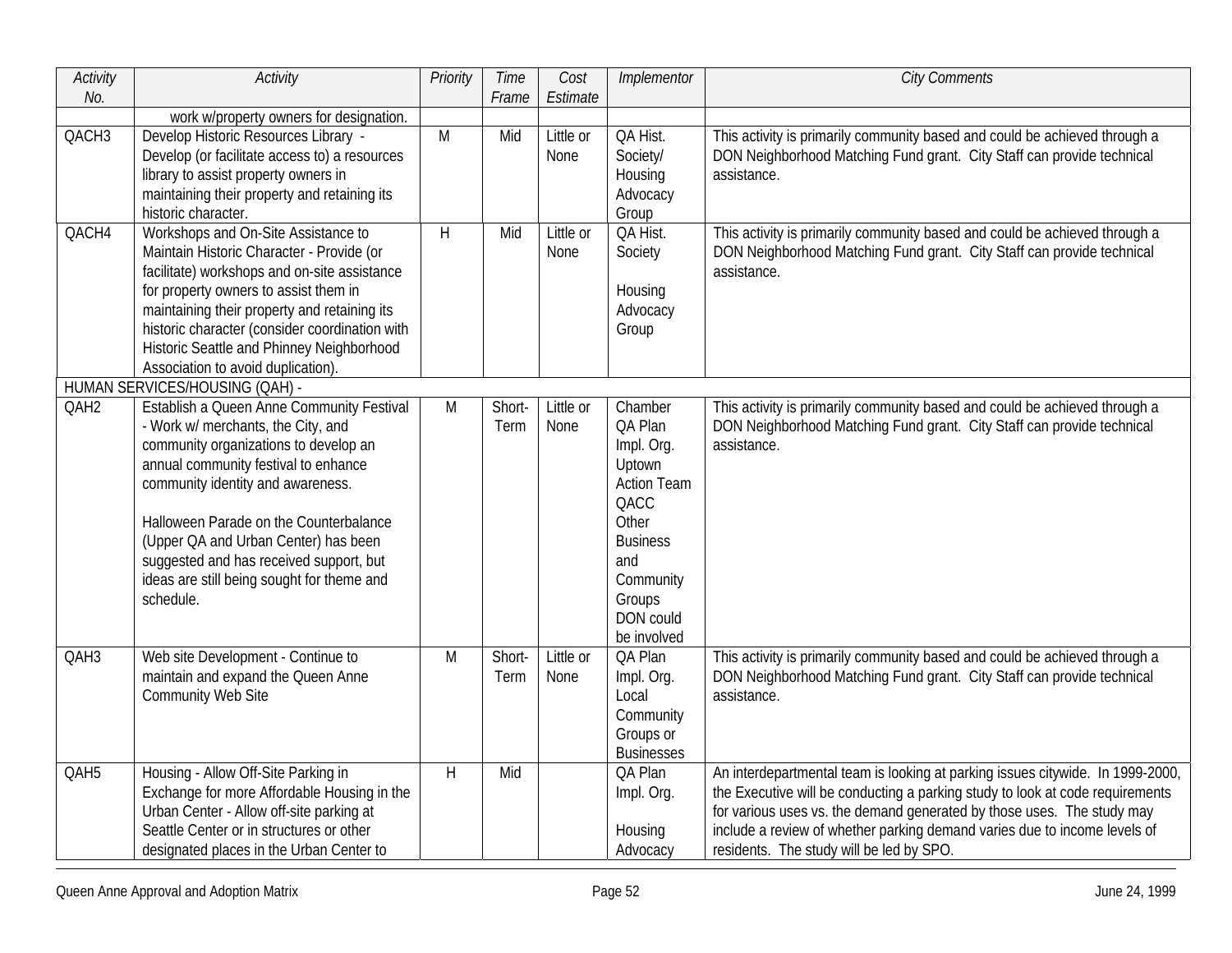| Activity No. | Activity | Priority | Time Frame | Cost Estimate | Implementor | City Comments |
|---|---|---|---|---|---|---|
| | work w/property owners for designation. | | | | | |
| QACH3 | Develop Historic Resources Library - Develop (or facilitate access to) a resources library to assist property owners in maintaining their property and retaining its historic character. | M | Mid | Little or None | QA Hist. Society/ Housing Advocacy Group | This activity is primarily community based and could be achieved through a DON Neighborhood Matching Fund grant. City Staff can provide technical assistance. |
| QACH4 | Workshops and On-Site Assistance to Maintain Historic Character - Provide (or facilitate) workshops and on-site assistance for property owners to assist them in maintaining their property and retaining its historic character (consider coordination with Historic Seattle and Phinney Neighborhood Association to avoid duplication). | H | Mid | Little or None | QA Hist. Society<br><br>Housing Advocacy Group | This activity is primarily community based and could be achieved through a DON Neighborhood Matching Fund grant. City Staff can provide technical assistance. |
| HUMAN SERVICES/HOUSING (QAH) - | | | | | | |
| QAH2 | Establish a Queen Anne Community Festival - Work w/ merchants, the City, and community organizations to develop an annual community festival to enhance community identity and awareness.<br><br>Halloween Parade on the Counterbalance (Upper QA and Urban Center) has been suggested and has received support, but ideas are still being sought for theme and schedule. | M | Short-Term | Little or None | Chamber<br>QA Plan Impl. Org.<br>Uptown Action Team<br>QACC<br>Other Business and Community Groups<br>DON could be involved | This activity is primarily community based and could be achieved through a DON Neighborhood Matching Fund grant. City Staff can provide technical assistance. |
| QAH3 | Web site Development - Continue to maintain and expand the Queen Anne Community Web Site | M | Short-Term | Little or None | QA Plan Impl. Org. Local Community Groups or Businesses | This activity is primarily community based and could be achieved through a DON Neighborhood Matching Fund grant. City Staff can provide technical assistance. |
| QAH5 | Housing - Allow Off-Site Parking in Exchange for more Affordable Housing in the Urban Center - Allow off-site parking at Seattle Center or in structures or other designated places in the Urban Center to | H | Mid | | QA Plan Impl. Org.<br><br>Housing Advocacy | An interdepartmental team is looking at parking issues citywide. In 1999-2000, the Executive will be conducting a parking study to look at code requirements for various uses vs. the demand generated by those uses. The study may include a review of whether parking demand varies due to income levels of residents. The study will be led by SPO. |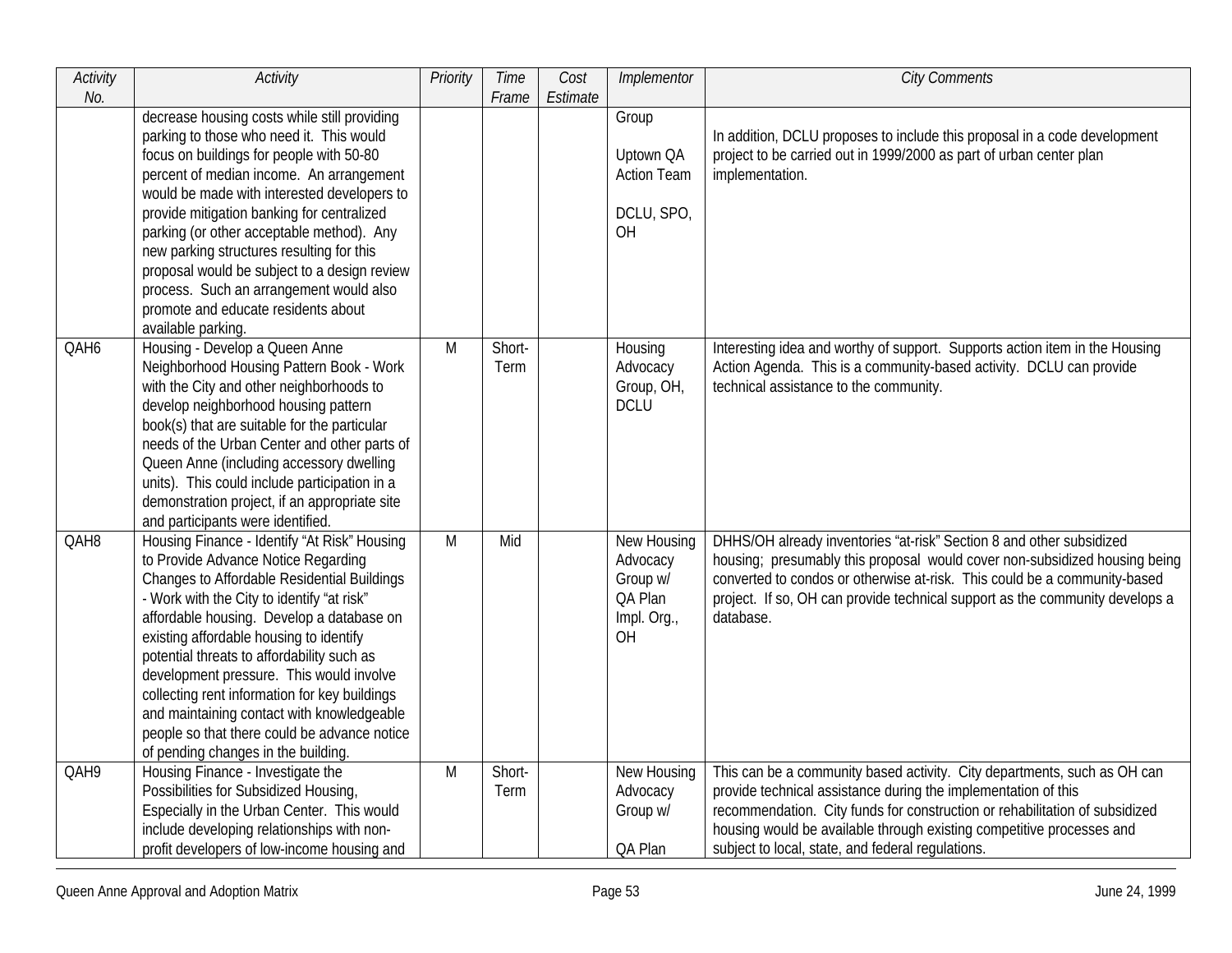| Activity No. | Activity | Priority | Time Frame | Cost Estimate | Implementor | City Comments |
|---|---|---|---|---|---|---|
| | decrease housing costs while still providing parking to those who need it. This would focus on buildings for people with 50-80 percent of median income. An arrangement would be made with interested developers to provide mitigation banking for centralized parking (or other acceptable method). Any new parking structures resulting for this proposal would be subject to a design review process. Such an arrangement would also promote and educate residents about available parking. | | | | Group<br><br>Uptown QA Action Team<br><br>DCLU, SPO, OH | In addition, DCLU proposes to include this proposal in a code development project to be carried out in 1999/2000 as part of urban center plan implementation. |
| QAH6 | Housing - Develop a Queen Anne Neighborhood Housing Pattern Book - Work with the City and other neighborhoods to develop neighborhood housing pattern book(s) that are suitable for the particular needs of the Urban Center and other parts of Queen Anne (including accessory dwelling units). This could include participation in a demonstration project, if an appropriate site and participants were identified. | M | Short-Term | | Housing Advocacy Group, OH, DCLU | Interesting idea and worthy of support. Supports action item in the Housing Action Agenda. This is a community-based activity. DCLU can provide technical assistance to the community. |
| QAH8 | Housing Finance - Identify "At Risk" Housing to Provide Advance Notice Regarding Changes to Affordable Residential Buildings - Work with the City to identify "at risk" affordable housing. Develop a database on existing affordable housing to identify potential threats to affordability such as development pressure. This would involve collecting rent information for key buildings and maintaining contact with knowledgeable people so that there could be advance notice of pending changes in the building. | M | Mid | | New Housing Advocacy Group w/ QA Plan Impl. Org., OH | DHHS/OH already inventories "at-risk" Section 8 and other subsidized housing; presumably this proposal would cover non-subsidized housing being converted to condos or otherwise at-risk. This could be a community-based project. If so, OH can provide technical support as the community develops a database. |
| QAH9 | Housing Finance - Investigate the Possibilities for Subsidized Housing, Especially in the Urban Center. This would include developing relationships with non-profit developers of low-income housing and | M | Short-Term | | New Housing Advocacy Group w/<br><br>QA Plan | This can be a community based activity. City departments, such as OH can provide technical assistance during the implementation of this recommendation. City funds for construction or rehabilitation of subsidized housing would be available through existing competitive processes and subject to local, state, and federal regulations. |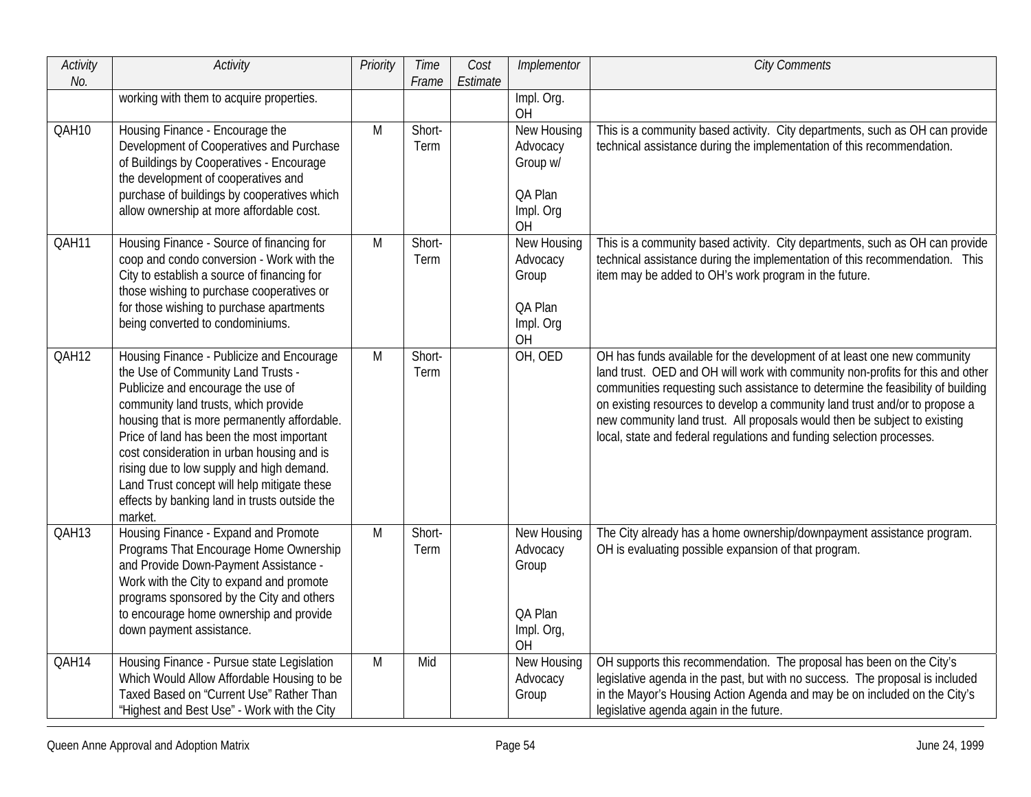| Activity No. | Activity | Priority | Time Frame | Cost Estimate | Implementor | City Comments |
|---|---|---|---|---|---|---|
| | working with them to acquire properties. | | | | Impl. Org. OH | |
| QAH10 | Housing Finance - Encourage the Development of Cooperatives and Purchase of Buildings by Cooperatives - Encourage the development of cooperatives and purchase of buildings by cooperatives which allow ownership at more affordable cost. | M | Short-Term | | New Housing Advocacy Group w/ QA Plan Impl. Org OH | This is a community based activity. City departments, such as OH can provide technical assistance during the implementation of this recommendation. |
| QAH11 | Housing Finance - Source of financing for coop and condo conversion - Work with the City to establish a source of financing for those wishing to purchase cooperatives or for those wishing to purchase apartments being converted to condominiums. | M | Short-Term | | New Housing Advocacy Group QA Plan Impl. Org OH | This is a community based activity. City departments, such as OH can provide technical assistance during the implementation of this recommendation. This item may be added to OH's work program in the future. |
| QAH12 | Housing Finance - Publicize and Encourage the Use of Community Land Trusts - Publicize and encourage the use of community land trusts, which provide housing that is more permanently affordable. Price of land has been the most important cost consideration in urban housing and is rising due to low supply and high demand. Land Trust concept will help mitigate these effects by banking land in trusts outside the market. | M | Short-Term | | OH, OED | OH has funds available for the development of at least one new community land trust. OED and OH will work with community non-profits for this and other communities requesting such assistance to determine the feasibility of building on existing resources to develop a community land trust and/or to propose a new community land trust. All proposals would then be subject to existing local, state and federal regulations and funding selection processes. |
| QAH13 | Housing Finance - Expand and Promote Programs That Encourage Home Ownership and Provide Down-Payment Assistance - Work with the City to expand and promote programs sponsored by the City and others to encourage home ownership and provide down payment assistance. | M | Short-Term | | New Housing Advocacy Group QA Plan Impl. Org, OH | The City already has a home ownership/downpayment assistance program. OH is evaluating possible expansion of that program. |
| QAH14 | Housing Finance - Pursue state Legislation Which Would Allow Affordable Housing to be Taxed Based on "Current Use" Rather Than "Highest and Best Use" - Work with the City | M | Mid | | New Housing Advocacy Group | OH supports this recommendation. The proposal has been on the City's legislative agenda in the past, but with no success. The proposal is included in the Mayor's Housing Action Agenda and may be on included on the City's legislative agenda again in the future. |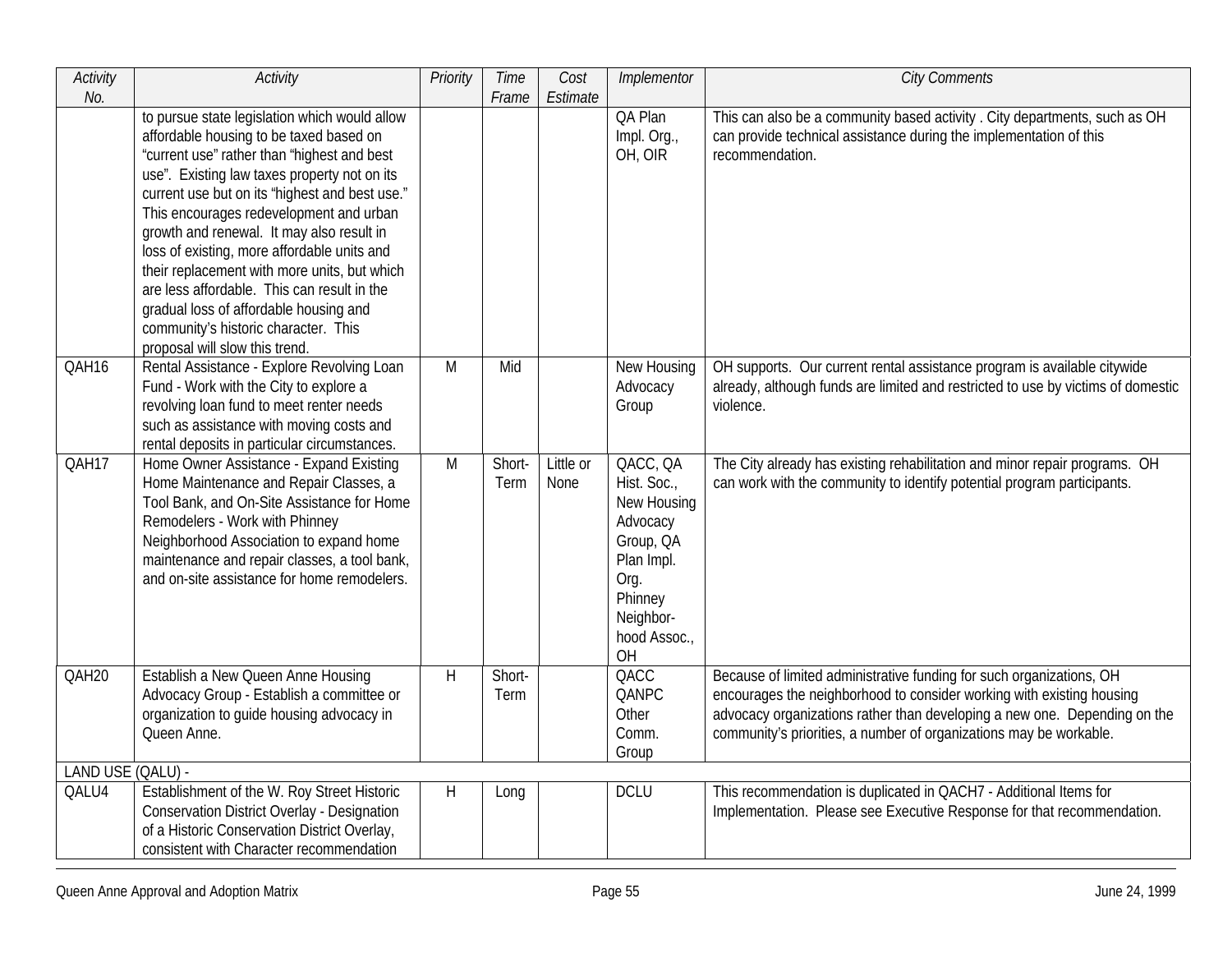| Activity No. | Activity | Priority | Time Frame | Cost Estimate | Implementor | City Comments |
|---|---|---|---|---|---|---|
| | to pursue state legislation which would allow affordable housing to be taxed based on "current use" rather than "highest and best use". Existing law taxes property not on its current use but on its "highest and best use." This encourages redevelopment and urban growth and renewal. It may also result in loss of existing, more affordable units and their replacement with more units, but which are less affordable. This can result in the gradual loss of affordable housing and community's historic character. This proposal will slow this trend. | | | | QA Plan Impl. Org., OH, OIR | This can also be a community based activity . City departments, such as OH can provide technical assistance during the implementation of this recommendation. |
| QAH16 | Rental Assistance - Explore Revolving Loan Fund - Work with the City to explore a revolving loan fund to meet renter needs such as assistance with moving costs and rental deposits in particular circumstances. | M | Mid | | New Housing Advocacy Group | OH supports. Our current rental assistance program is available citywide already, although funds are limited and restricted to use by victims of domestic violence. |
| QAH17 | Home Owner Assistance - Expand Existing Home Maintenance and Repair Classes, a Tool Bank, and On-Site Assistance for Home Remodelers - Work with Phinney Neighborhood Association to expand home maintenance and repair classes, a tool bank, and on-site assistance for home remodelers. | M | Short-Term | Little or None | QACC, QA Hist. Soc., New Housing Advocacy Group, QA Plan Impl. Org. Phinney Neighbor-hood Assoc., OH | The City already has existing rehabilitation and minor repair programs. OH can work with the community to identify potential program participants. |
| QAH20 | Establish a New Queen Anne Housing Advocacy Group - Establish a committee or organization to guide housing advocacy in Queen Anne. | H | Short-Term | | QACC QANPC Other Comm. Group | Because of limited administrative funding for such organizations, OH encourages the neighborhood to consider working with existing housing advocacy organizations rather than developing a new one. Depending on the community's priorities, a number of organizations may be workable. |
| LAND USE (QALU) - | | | | | | |
| QALU4 | Establishment of the W. Roy Street Historic Conservation District Overlay - Designation of a Historic Conservation District Overlay, consistent with Character recommendation | H | Long | | DCLU | This recommendation is duplicated in QACH7 - Additional Items for Implementation. Please see Executive Response for that recommendation. |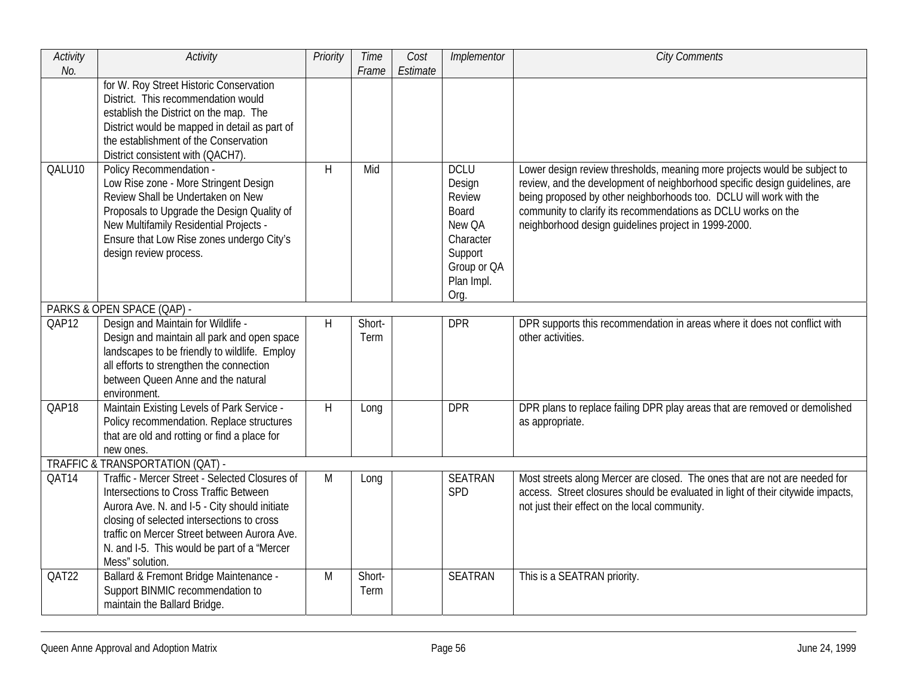| Activity No. | Activity | Priority | Time Frame | Cost Estimate | Implementor | City Comments |
|---|---|---|---|---|---|---|
| | for W. Roy Street Historic Conservation District. This recommendation would establish the District on the map. The District would be mapped in detail as part of the establishment of the Conservation District consistent with (QACH7). | | | | | |
| QALU10 | Policy Recommendation - Low Rise zone - More Stringent Design Review Shall be Undertaken on New Proposals to Upgrade the Design Quality of New Multifamily Residential Projects - Ensure that Low Rise zones undergo City's design review process. | H | Mid | | DCLU Design Review Board New QA Character Support Group or QA Plan Impl. Org. | Lower design review thresholds, meaning more projects would be subject to review, and the development of neighborhood specific design guidelines, are being proposed by other neighborhoods too. DCLU will work with the community to clarify its recommendations as DCLU works on the neighborhood design guidelines project in 1999-2000. |
| PARKS & OPEN SPACE (QAP) - | | | | | | |
| QAP12 | Design and Maintain for Wildlife - Design and maintain all park and open space landscapes to be friendly to wildlife. Employ all efforts to strengthen the connection between Queen Anne and the natural environment. | H | Short-Term | | DPR | DPR supports this recommendation in areas where it does not conflict with other activities. |
| QAP18 | Maintain Existing Levels of Park Service - Policy recommendation. Replace structures that are old and rotting or find a place for new ones. | H | Long | | DPR | DPR plans to replace failing DPR play areas that are removed or demolished as appropriate. |
| TRAFFIC & TRANSPORTATION (QAT) - | | | | | | |
| QAT14 | Traffic - Mercer Street - Selected Closures of Intersections to Cross Traffic Between Aurora Ave. N. and I-5 - City should initiate closing of selected intersections to cross traffic on Mercer Street between Aurora Ave. N. and I-5. This would be part of a "Mercer Mess" solution. | M | Long | | SEATRAN SPD | Most streets along Mercer are closed. The ones that are not are needed for access. Street closures should be evaluated in light of their citywide impacts, not just their effect on the local community. |
| QAT22 | Ballard & Fremont Bridge Maintenance - Support BINMIC recommendation to maintain the Ballard Bridge. | M | Short-Term | | SEATRAN | This is a SEATRAN priority. |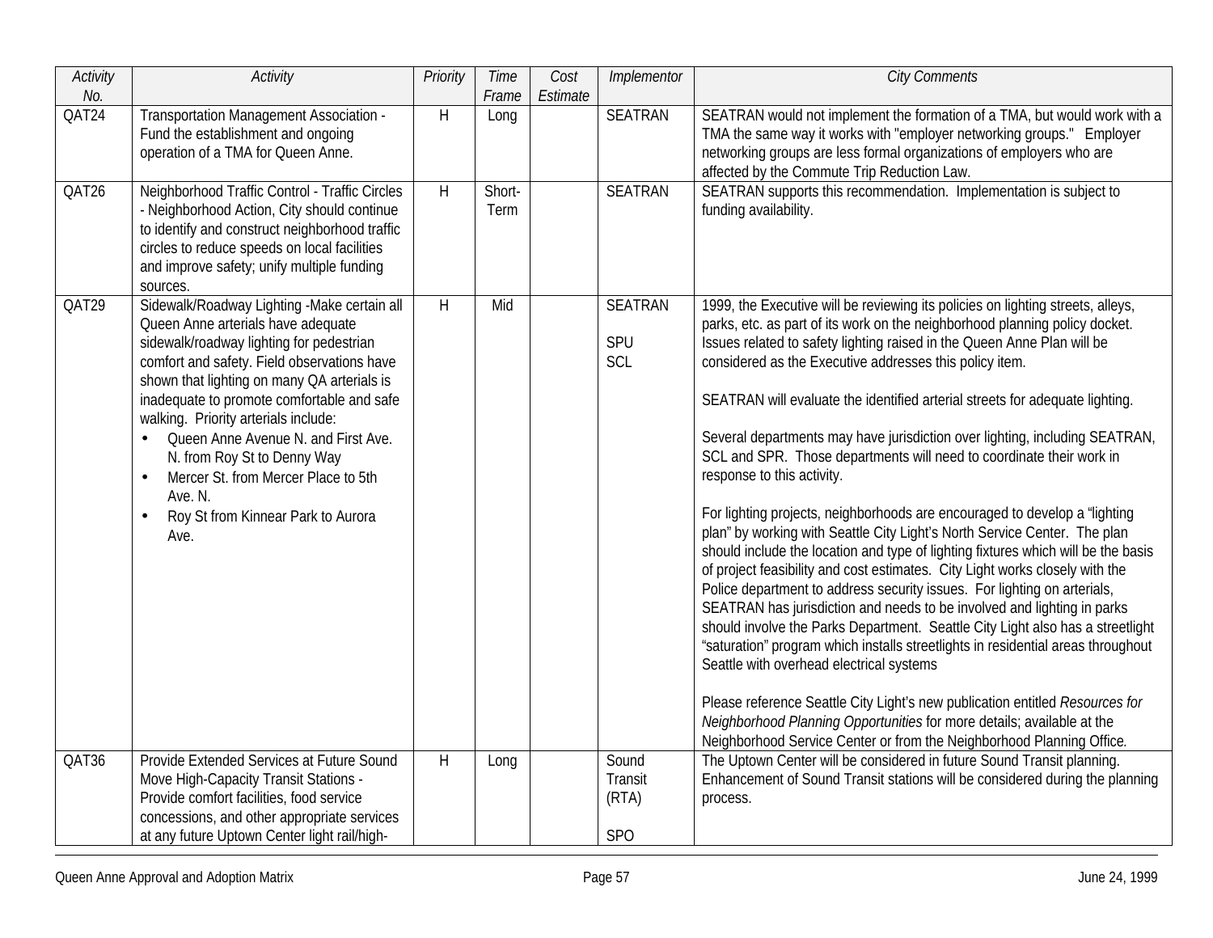| Activity No. | Activity | Priority | Time Frame | Cost Estimate | Implementor | City Comments |
|---|---|---|---|---|---|---|
| QAT24 | Transportation Management Association - Fund the establishment and ongoing operation of a TMA for Queen Anne. | H | Long | | SEATRAN | SEATRAN would not implement the formation of a TMA, but would work with a TMA the same way it works with "employer networking groups." Employer networking groups are less formal organizations of employers who are affected by the Commute Trip Reduction Law. |
| QAT26 | Neighborhood Traffic Control - Traffic Circles - Neighborhood Action, City should continue to identify and construct neighborhood traffic circles to reduce speeds on local facilities and improve safety; unify multiple funding sources. | H | Short-Term | | SEATRAN | SEATRAN supports this recommendation. Implementation is subject to funding availability. |
| QAT29 | Sidewalk/Roadway Lighting -Make certain all Queen Anne arterials have adequate sidewalk/roadway lighting for pedestrian comfort and safety. Field observations have shown that lighting on many QA arterials is inadequate to promote comfortable and safe walking. Priority arterials include: <br>• Queen Anne Avenue N. and First Ave. N. from Roy St to Denny Way <br>• Mercer St. from Mercer Place to 5th Ave. N. <br>• Roy St from Kinnear Park to Aurora Ave. | H | Mid | | SEATRAN <br><br>SPU <br>SCL | 1999, the Executive will be reviewing its policies on lighting streets, alleys, parks, etc. as part of its work on the neighborhood planning policy docket. Issues related to safety lighting raised in the Queen Anne Plan will be considered as the Executive addresses this policy item. <br><br>SEATRAN will evaluate the identified arterial streets for adequate lighting. <br><br>Several departments may have jurisdiction over lighting, including SEATRAN, SCL and SPR. Those departments will need to coordinate their work in response to this activity. <br><br>For lighting projects, neighborhoods are encouraged to develop a "lighting plan" by working with Seattle City Light's North Service Center. The plan should include the location and type of lighting fixtures which will be the basis of project feasibility and cost estimates. City Light works closely with the Police department to address security issues. For lighting on arterials, SEATRAN has jurisdiction and needs to be involved and lighting in parks should involve the Parks Department. Seattle City Light also has a streetlight "saturation" program which installs streetlights in residential areas throughout Seattle with overhead electrical systems <br><br>Please reference Seattle City Light's new publication entitled *Resources for Neighborhood Planning Opportunities* for more details; available at the Neighborhood Service Center or from the Neighborhood Planning Office. |
| QAT36 | Provide Extended Services at Future Sound Move High-Capacity Transit Stations - Provide comfort facilities, food service concessions, and other appropriate services at any future Uptown Center light rail/high- | H | Long | | Sound Transit (RTA) <br><br>SPO | The Uptown Center will be considered in future Sound Transit planning. Enhancement of Sound Transit stations will be considered during the planning process. |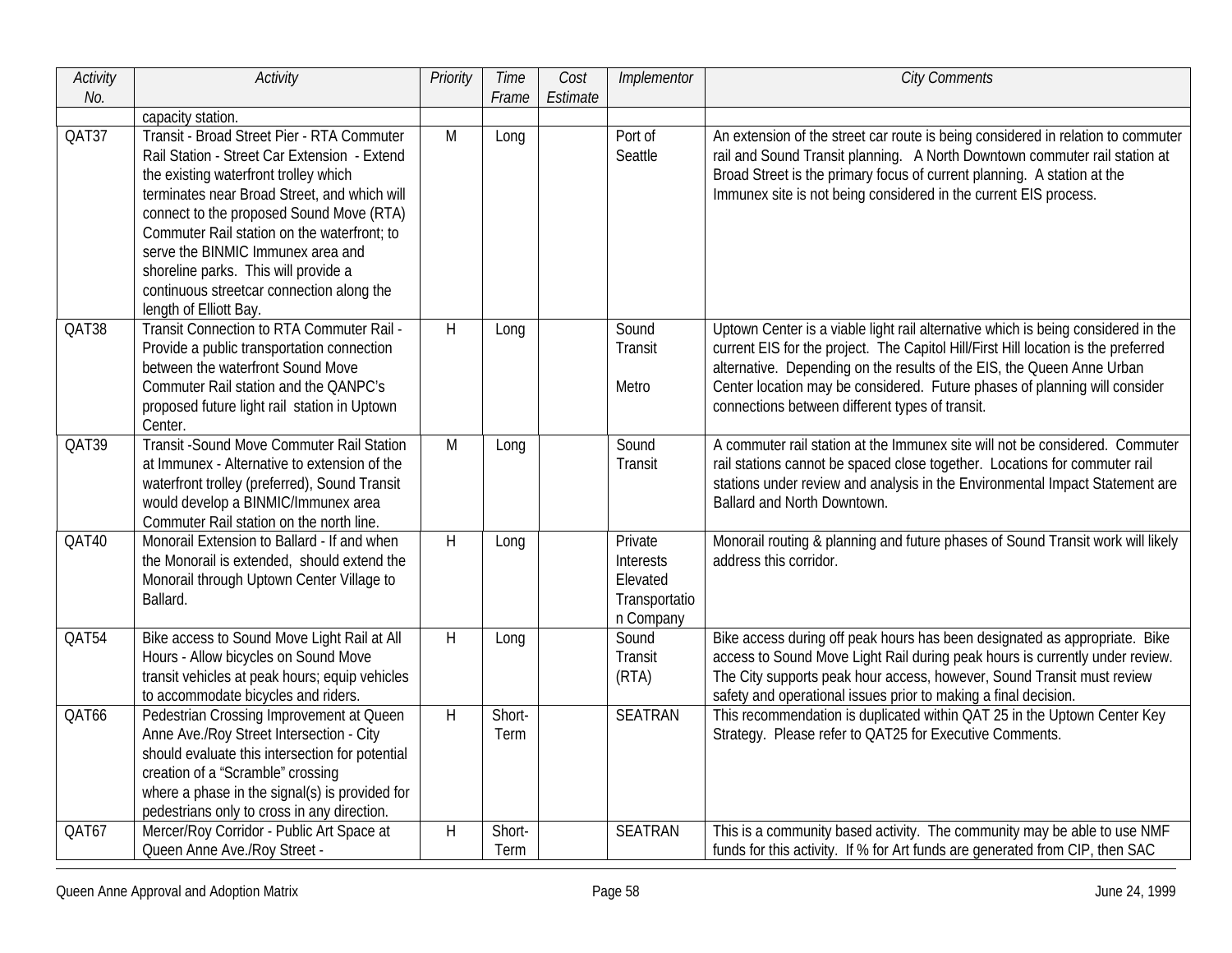| Activity No. | Activity | Priority | Time Frame | Cost Estimate | Implementor | City Comments |
|---|---|---|---|---|---|---|
| | capacity station. | | | | | |
| QAT37 | Transit - Broad Street Pier - RTA Commuter Rail Station - Street Car Extension - Extend the existing waterfront trolley which terminates near Broad Street, and which will connect to the proposed Sound Move (RTA) Commuter Rail station on the waterfront; to serve the BINMIC Immunex area and shoreline parks. This will provide a continuous streetcar connection along the length of Elliott Bay. | M | Long | | Port of Seattle | An extension of the street car route is being considered in relation to commuter rail and Sound Transit planning. A North Downtown commuter rail station at Broad Street is the primary focus of current planning. A station at the Immunex site is not being considered in the current EIS process. |
| QAT38 | Transit Connection to RTA Commuter Rail - Provide a public transportation connection between the waterfront Sound Move Commuter Rail station and the QANPC's proposed future light rail station in Uptown Center. | H | Long | | Sound Transit<br><br>Metro | Uptown Center is a viable light rail alternative which is being considered in the current EIS for the project. The Capitol Hill/First Hill location is the preferred alternative. Depending on the results of the EIS, the Queen Anne Urban Center location may be considered. Future phases of planning will consider connections between different types of transit. |
| QAT39 | Transit -Sound Move Commuter Rail Station at Immunex - Alternative to extension of the waterfront trolley (preferred), Sound Transit would develop a BINMIC/Immunex area Commuter Rail station on the north line. | M | Long | | Sound Transit | A commuter rail station at the Immunex site will not be considered. Commuter rail stations cannot be spaced close together. Locations for commuter rail stations under review and analysis in the Environmental Impact Statement are Ballard and North Downtown. |
| QAT40 | Monorail Extension to Ballard - If and when the Monorail is extended, should extend the Monorail through Uptown Center Village to Ballard. | H | Long | | Private Interests Elevated Transportation Company | Monorail routing & planning and future phases of Sound Transit work will likely address this corridor. |
| QAT54 | Bike access to Sound Move Light Rail at All Hours - Allow bicycles on Sound Move transit vehicles at peak hours; equip vehicles to accommodate bicycles and riders. | H | Long | | Sound Transit (RTA) | Bike access during off peak hours has been designated as appropriate. Bike access to Sound Move Light Rail during peak hours is currently under review. The City supports peak hour access, however, Sound Transit must review safety and operational issues prior to making a final decision. |
| QAT66 | Pedestrian Crossing Improvement at Queen Anne Ave./Roy Street Intersection - City should evaluate this intersection for potential creation of a "Scramble" crossing where a phase in the signal(s) is provided for pedestrians only to cross in any direction. | H | Short-Term | | SEATRAN | This recommendation is duplicated within QAT 25 in the Uptown Center Key Strategy. Please refer to QAT25 for Executive Comments. |
| QAT67 | Mercer/Roy Corridor - Public Art Space at Queen Anne Ave./Roy Street - | H | Short-Term | | SEATRAN | This is a community based activity. The community may be able to use NMF funds for this activity. If % for Art funds are generated from CIP, then SAC |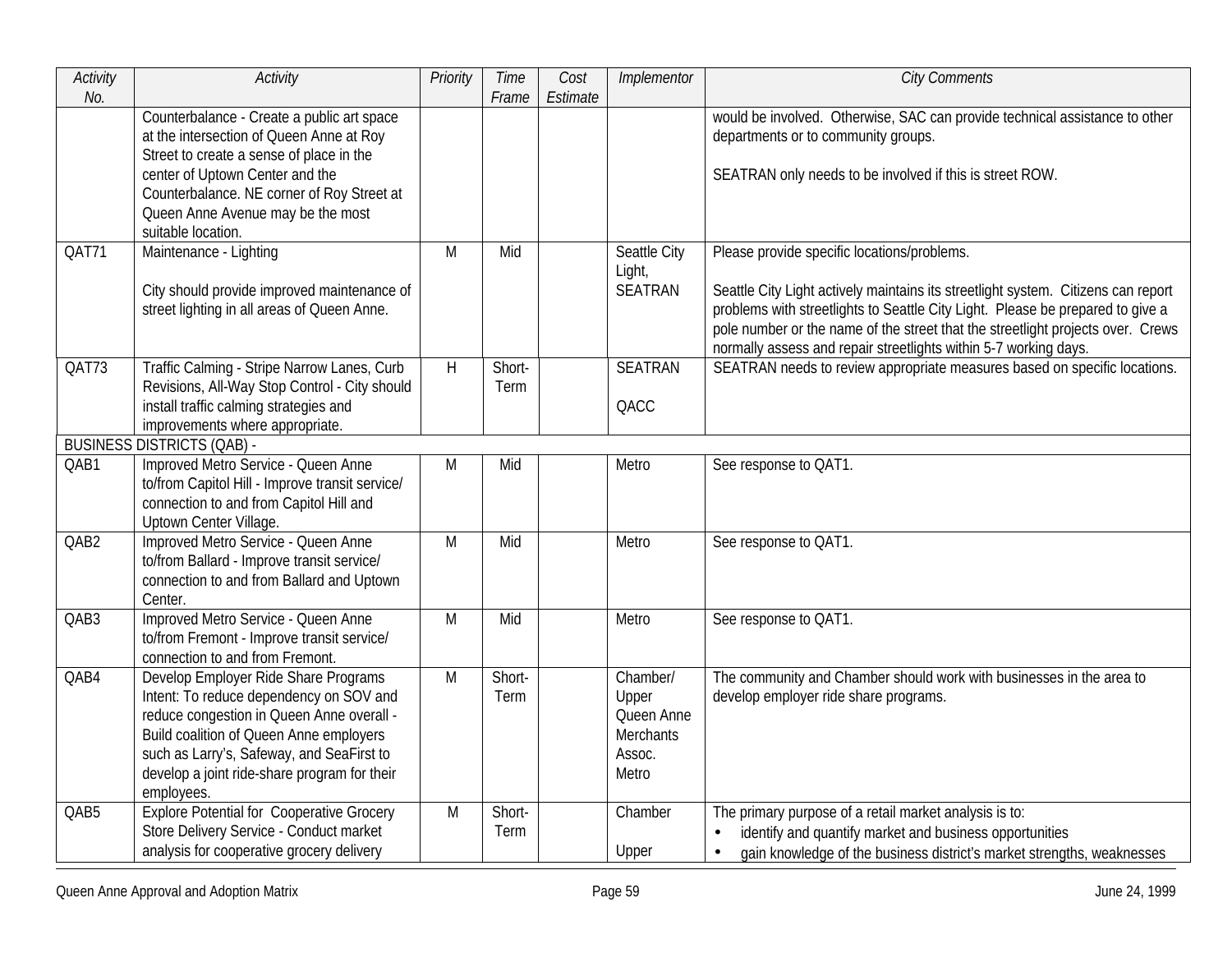| *Activity No.* | *Activity* | *Priority* | *Time Frame* | *Cost Estimate* | *Implementor* | *City Comments* |
|---|---|---|---|---|---|---|
| | Counterbalance - Create a public art space at the intersection of Queen Anne at Roy Street to create a sense of place in the center of Uptown Center and the Counterbalance. NE corner of Roy Street at Queen Anne Avenue may be the most suitable location. | | | | | would be involved. Otherwise, SAC can provide technical assistance to other departments or to community groups.<br><br>SEATRAN only needs to be involved if this is street ROW. |
| QAT71 | Maintenance - Lighting<br><br>City should provide improved maintenance of street lighting in all areas of Queen Anne. | M | Mid | | Seattle City Light, SEATRAN | Please provide specific locations/problems.<br><br>Seattle City Light actively maintains its streetlight system. Citizens can report problems with streetlights to Seattle City Light. Please be prepared to give a pole number or the name of the street that the streetlight projects over. Crews normally assess and repair streetlights within 5-7 working days. |
| QAT73 | Traffic Calming - Stripe Narrow Lanes, Curb Revisions, All-Way Stop Control - City should install traffic calming strategies and improvements where appropriate. | H | Short-Term | | SEATRAN<br><br>QACC | SEATRAN needs to review appropriate measures based on specific locations. |
| BUSINESS DISTRICTS (QAB) - | | | | | | |
| QAB1 | Improved Metro Service - Queen Anne to/from Capitol Hill - Improve transit service/ connection to and from Capitol Hill and Uptown Center Village. | M | Mid | | Metro | See response to QAT1. |
| QAB2 | Improved Metro Service - Queen Anne to/from Ballard - Improve transit service/ connection to and from Ballard and Uptown Center. | M | Mid | | Metro | See response to QAT1. |
| QAB3 | Improved Metro Service - Queen Anne to/from Fremont - Improve transit service/ connection to and from Fremont. | M | Mid | | Metro | See response to QAT1. |
| QAB4 | Develop Employer Ride Share Programs Intent: To reduce dependency on SOV and reduce congestion in Queen Anne overall - Build coalition of Queen Anne employers such as Larry's, Safeway, and SeaFirst to develop a joint ride-share program for their employees. | M | Short-Term | | Chamber/ Upper Queen Anne Merchants Assoc. Metro | The community and Chamber should work with businesses in the area to develop employer ride share programs. |
| QAB5 | Explore Potential for Cooperative Grocery Store Delivery Service - Conduct market analysis for cooperative grocery delivery | M | Short-Term | | Chamber<br><br>Upper | The primary purpose of a retail market analysis is to:<br>• identify and quantify market and business opportunities<br>• gain knowledge of the business district's market strengths, weaknesses |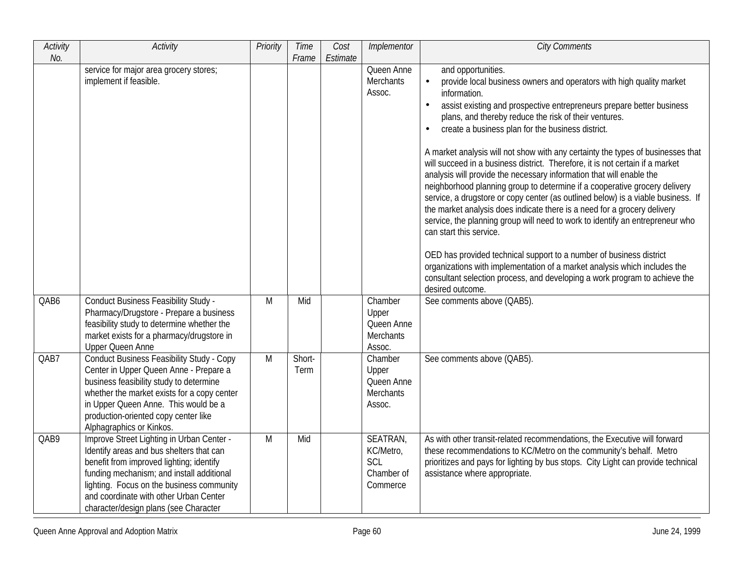| Activity No. | Activity | Priority | Time Frame | Cost Estimate | Implementor | City Comments |
|---|---|---|---|---|---|---|
| | service for major area grocery stores; implement if feasible. | | | | Queen Anne Merchants Assoc. | and opportunities.<br>• provide local business owners and operators with high quality market information.<br>• assist existing and prospective entrepreneurs prepare better business plans, and thereby reduce the risk of their ventures.<br>• create a business plan for the business district.<br><br>A market analysis will not show with any certainty the types of businesses that will succeed in a business district. Therefore, it is not certain if a market analysis will provide the necessary information that will enable the neighborhood planning group to determine if a cooperative grocery delivery service, a drugstore or copy center (as outlined below) is a viable business. If the market analysis does indicate there is a need for a grocery delivery service, the planning group will need to work to identify an entrepreneur who can start this service.<br><br>OED has provided technical support to a number of business district organizations with implementation of a market analysis which includes the consultant selection process, and developing a work program to achieve the desired outcome. |
| QAB6 | Conduct Business Feasibility Study - Pharmacy/Drugstore - Prepare a business feasibility study to determine whether the market exists for a pharmacy/drugstore in Upper Queen Anne | M | Mid | | Chamber Upper Queen Anne Merchants Assoc. | See comments above (QAB5). |
| QAB7 | Conduct Business Feasibility Study - Copy Center in Upper Queen Anne - Prepare a business feasibility study to determine whether the market exists for a copy center in Upper Queen Anne. This would be a production-oriented copy center like Alphagraphics or Kinkos. | M | Short-Term | | Chamber Upper Queen Anne Merchants Assoc. | See comments above (QAB5). |
| QAB9 | Improve Street Lighting in Urban Center - Identify areas and bus shelters that can benefit from improved lighting; identify funding mechanism; and install additional lighting. Focus on the business community and coordinate with other Urban Center character/design plans (see Character | M | Mid | | SEATRAN, KC/Metro, SCL Chamber of Commerce | As with other transit-related recommendations, the Executive will forward these recommendations to KC/Metro on the community's behalf. Metro prioritizes and pays for lighting by bus stops. City Light can provide technical assistance where appropriate. |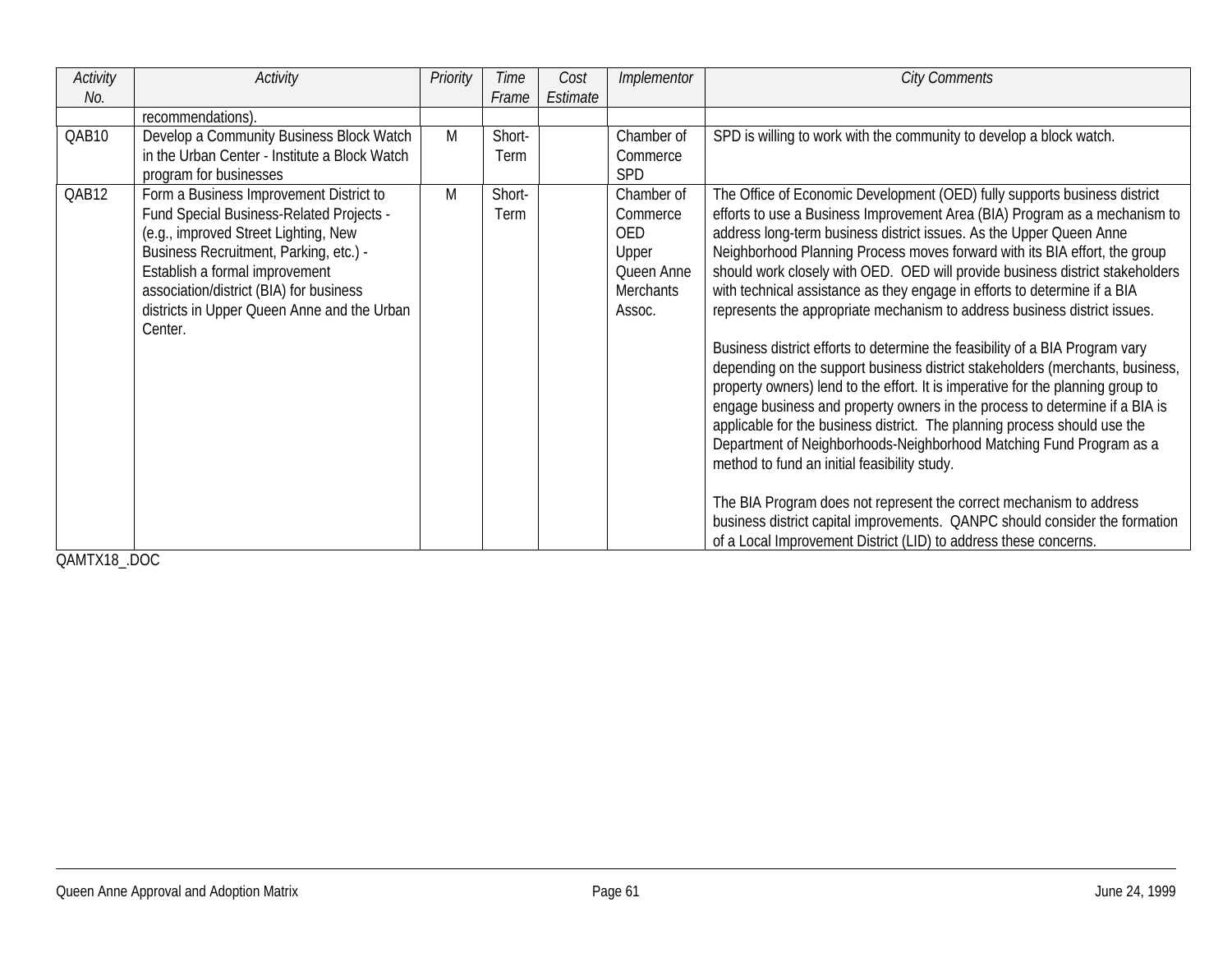| Activity No. | Activity | Priority | Time Frame | Cost Estimate | Implementor | City Comments |
|---|---|---|---|---|---|---|
| | recommendations). | | | | | |
| QAB10 | Develop a Community Business Block Watch in the Urban Center - Institute a Block Watch program for businesses | M | Short-Term | | Chamber of Commerce SPD | SPD is willing to work with the community to develop a block watch. |
| QAB12 | Form a Business Improvement District to Fund Special Business-Related Projects - (e.g., improved Street Lighting, New Business Recruitment, Parking, etc.) - Establish a formal improvement association/district (BIA) for business districts in Upper Queen Anne and the Urban Center. | M | Short-Term | | Chamber of Commerce OED Upper Queen Anne Merchants Assoc. | The Office of Economic Development (OED) fully supports business district efforts to use a Business Improvement Area (BIA) Program as a mechanism to address long-term business district issues. As the Upper Queen Anne Neighborhood Planning Process moves forward with its BIA effort, the group should work closely with OED. OED will provide business district stakeholders with technical assistance as they engage in efforts to determine if a BIA represents the appropriate mechanism to address business district issues.<br><br>Business district efforts to determine the feasibility of a BIA Program vary depending on the support business district stakeholders (merchants, business, property owners) lend to the effort. It is imperative for the planning group to engage business and property owners in the process to determine if a BIA is applicable for the business district. The planning process should use the Department of Neighborhoods-Neighborhood Matching Fund Program as a method to fund an initial feasibility study.<br><br>The BIA Program does not represent the correct mechanism to address business district capital improvements. QANPC should consider the formation of a Local Improvement District (LID) to address these concerns. |

QAMTX18_.DOC